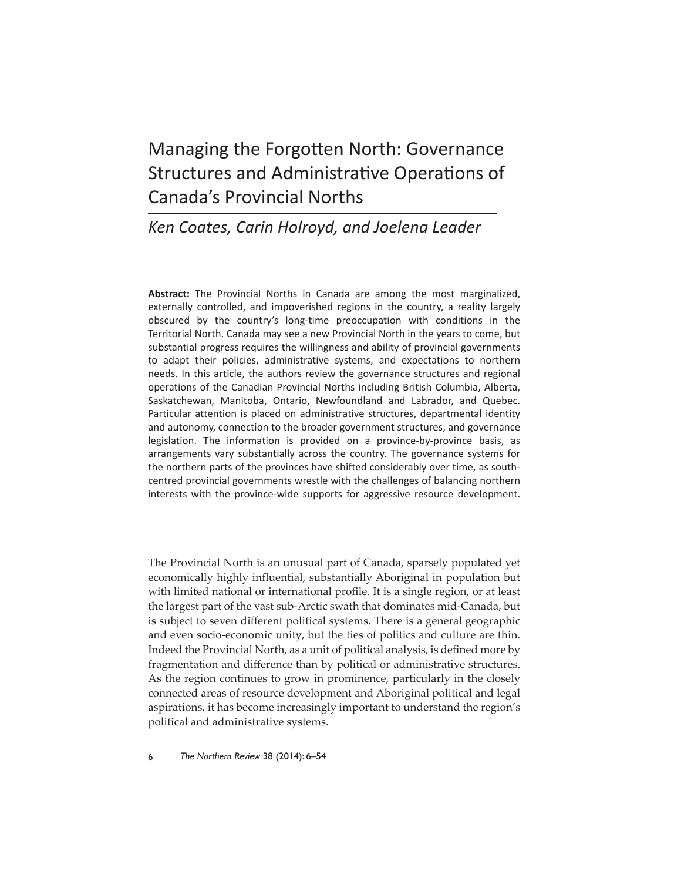# Managing the Forgotten North: Governance Structures and Administrative Operations of Canada's Provincial Norths

*Ken Coates, Carin Holroyd, and Joelena Leader*

**Abstract:** The Provincial Norths in Canada are among the most marginalized, externally controlled, and impoverished regions in the country, a reality largely obscured by the country's long-time preoccupation with conditions in the Territorial North. Canada may see a new Provincial North in the years to come, but substantial progress requires the willingness and ability of provincial governments to adapt their policies, administrative systems, and expectations to northern needs. In this article, the authors review the governance structures and regional operations of the Canadian Provincial Norths including British Columbia, Alberta, Saskatchewan, Manitoba, Ontario, Newfoundland and Labrador, and Quebec. Particular attention is placed on administrative structures, departmental identity and autonomy, connection to the broader government structures, and governance legislation. The information is provided on a province-by-province basis, as arrangements vary substantially across the country. The governance systems for the northern parts of the provinces have shifted considerably over time, as south-centred provincial governments wrestle with the challenges of balancing northern interests with the province-wide supports for aggressive resource development.

The Provincial North is an unusual part of Canada, sparsely populated yet economically highly influential, substantially Aboriginal in population but with limited national or international profile. It is a single region, or at least the largest part of the vast sub-Arctic swath that dominates mid-Canada, but is subject to seven different political systems. There is a general geographic and even socio-economic unity, but the ties of politics and culture are thin. Indeed the Provincial North, as a unit of political analysis, is defined more by fragmentation and difference than by political or administrative structures. As the region continues to grow in prominence, particularly in the closely connected areas of resource development and Aboriginal political and legal aspirations, it has become increasingly important to understand the region's political and administrative systems.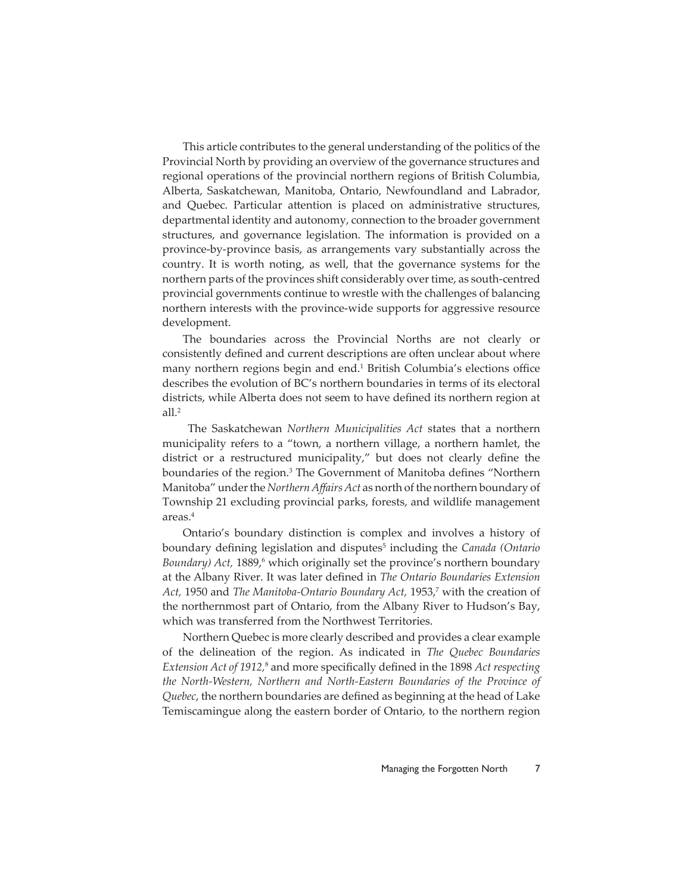This article contributes to the general understanding of the politics of the Provincial North by providing an overview of the governance structures and regional operations of the provincial northern regions of British Columbia, Alberta, Saskatchewan, Manitoba, Ontario, Newfoundland and Labrador, and Quebec. Particular attention is placed on administrative structures, departmental identity and autonomy, connection to the broader government structures, and governance legislation. The information is provided on a province-by-province basis, as arrangements vary substantially across the country. It is worth noting, as well, that the governance systems for the northern parts of the provinces shift considerably over time, as south-centred provincial governments continue to wrestle with the challenges of balancing northern interests with the province-wide supports for aggressive resource development.

The boundaries across the Provincial Norths are not clearly or consistently defined and current descriptions are often unclear about where many northern regions begin and end.[1] British Columbia's elections office describes the evolution of BC's northern boundaries in terms of its electoral districts, while Alberta does not seem to have defined its northern region at all.[2]

The Saskatchewan *Northern Municipalities Act* states that a northern municipality refers to a "town, a northern village, a northern hamlet, the district or a restructured municipality," but does not clearly define the boundaries of the region.[3] The Government of Manitoba defines "Northern Manitoba" under the *Northern Affairs Act* as north of the northern boundary of Township 21 excluding provincial parks, forests, and wildlife management areas.[4]

Ontario's boundary distinction is complex and involves a history of boundary defining legislation and disputes[5] including the *Canada (Ontario Boundary) Act,* 1889,[6] which originally set the province's northern boundary at the Albany River. It was later defined in *The Ontario Boundaries Extension Act,* 1950 and *The Manitoba-Ontario Boundary Act,* 1953,[7] with the creation of the northernmost part of Ontario, from the Albany River to Hudson's Bay, which was transferred from the Northwest Territories.

Northern Quebec is more clearly described and provides a clear example of the delineation of the region. As indicated in *The Quebec Boundaries Extension Act of 1912,*[8] and more specifically defined in the 1898 *Act respecting the North-Western, Northern and North-Eastern Boundaries of the Province of Quebec*, the northern boundaries are defined as beginning at the head of Lake Temiscamingue along the eastern border of Ontario, to the northern region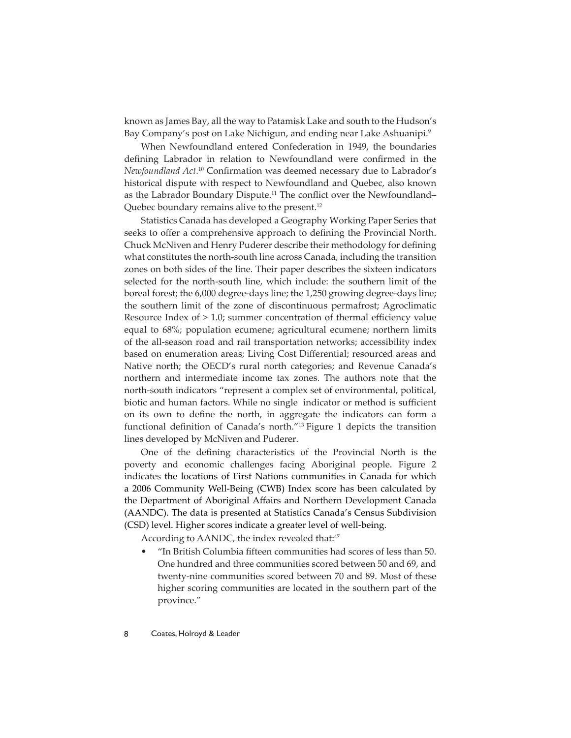known as James Bay, all the way to Patamisk Lake and south to the Hudson's Bay Company's post on Lake Nichigun, and ending near Lake Ashuanipi.[9]

When Newfoundland entered Confederation in 1949, the boundaries defining Labrador in relation to Newfoundland were confirmed in the *Newfoundland Act*.[10] Confirmation was deemed necessary due to Labrador's historical dispute with respect to Newfoundland and Quebec, also known as the Labrador Boundary Dispute.[11] The conflict over the Newfoundland–Quebec boundary remains alive to the present.[12]

Statistics Canada has developed a Geography Working Paper Series that seeks to offer a comprehensive approach to defining the Provincial North. Chuck McNiven and Henry Puderer describe their methodology for defining what constitutes the north-south line across Canada, including the transition zones on both sides of the line. Their paper describes the sixteen indicators selected for the north-south line, which include: the southern limit of the boreal forest; the 6,000 degree-days line; the 1,250 growing degree-days line; the southern limit of the zone of discontinuous permafrost; Agroclimatic Resource Index of > 1.0; summer concentration of thermal efficiency value equal to 68%; population ecumene; agricultural ecumene; northern limits of the all-season road and rail transportation networks; accessibility index based on enumeration areas; Living Cost Differential; resourced areas and Native north; the OECD's rural north categories; and Revenue Canada's northern and intermediate income tax zones. The authors note that the north-south indicators "represent a complex set of environmental, political, biotic and human factors. While no single indicator or method is sufficient on its own to define the north, in aggregate the indicators can form a functional definition of Canada's north."[13] Figure 1 depicts the transition lines developed by McNiven and Puderer.

One of the defining characteristics of the Provincial North is the poverty and economic challenges facing Aboriginal people. Figure 2 indicates the locations of First Nations communities in Canada for which a 2006 Community Well-Being (CWB) Index score has been calculated by the Department of Aboriginal Affairs and Northern Development Canada (AANDC). The data is presented at Statistics Canada's Census Subdivision (CSD) level. Higher scores indicate a greater level of well-being.

According to AANDC, the index revealed that:[47]

- "In British Columbia fifteen communities had scores of less than 50. One hundred and three communities scored between 50 and 69, and twenty-nine communities scored between 70 and 89. Most of these higher scoring communities are located in the southern part of the province."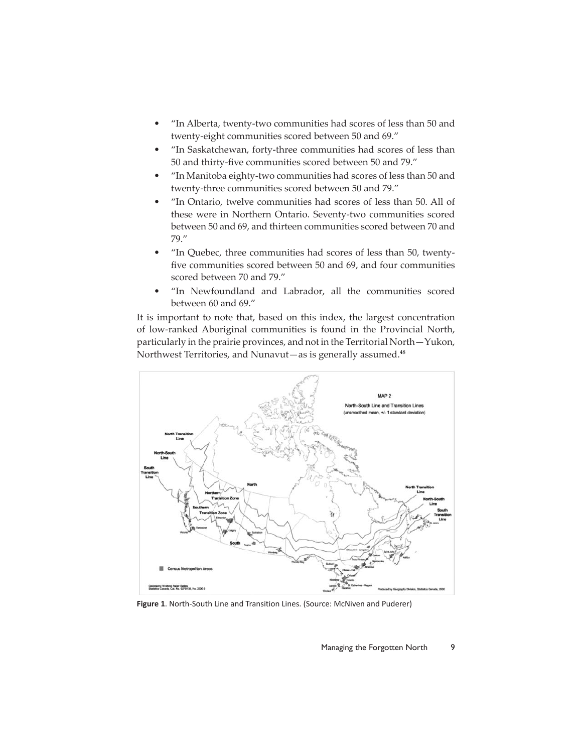- "In Alberta, twenty-two communities had scores of less than 50 and twenty-eight communities scored between 50 and 69."
- "In Saskatchewan, forty-three communities had scores of less than 50 and thirty-five communities scored between 50 and 79."
- "In Manitoba eighty-two communities had scores of less than 50 and twenty-three communities scored between 50 and 79."
- "In Ontario, twelve communities had scores of less than 50. All of these were in Northern Ontario. Seventy-two communities scored between 50 and 69, and thirteen communities scored between 70 and 79."
- "In Quebec, three communities had scores of less than 50, twenty-five communities scored between 50 and 69, and four communities scored between 70 and 79."
- "In Newfoundland and Labrador, all the communities scored between 60 and 69."

It is important to note that, based on this index, the largest concentration of low-ranked Aboriginal communities is found in the Provincial North, particularly in the prairie provinces, and not in the Territorial North—Yukon, Northwest Territories, and Nunavut—as is generally assumed.[48]

**Figure 1**. North-South Line and Transition Lines. (Source: McNiven and Puderer)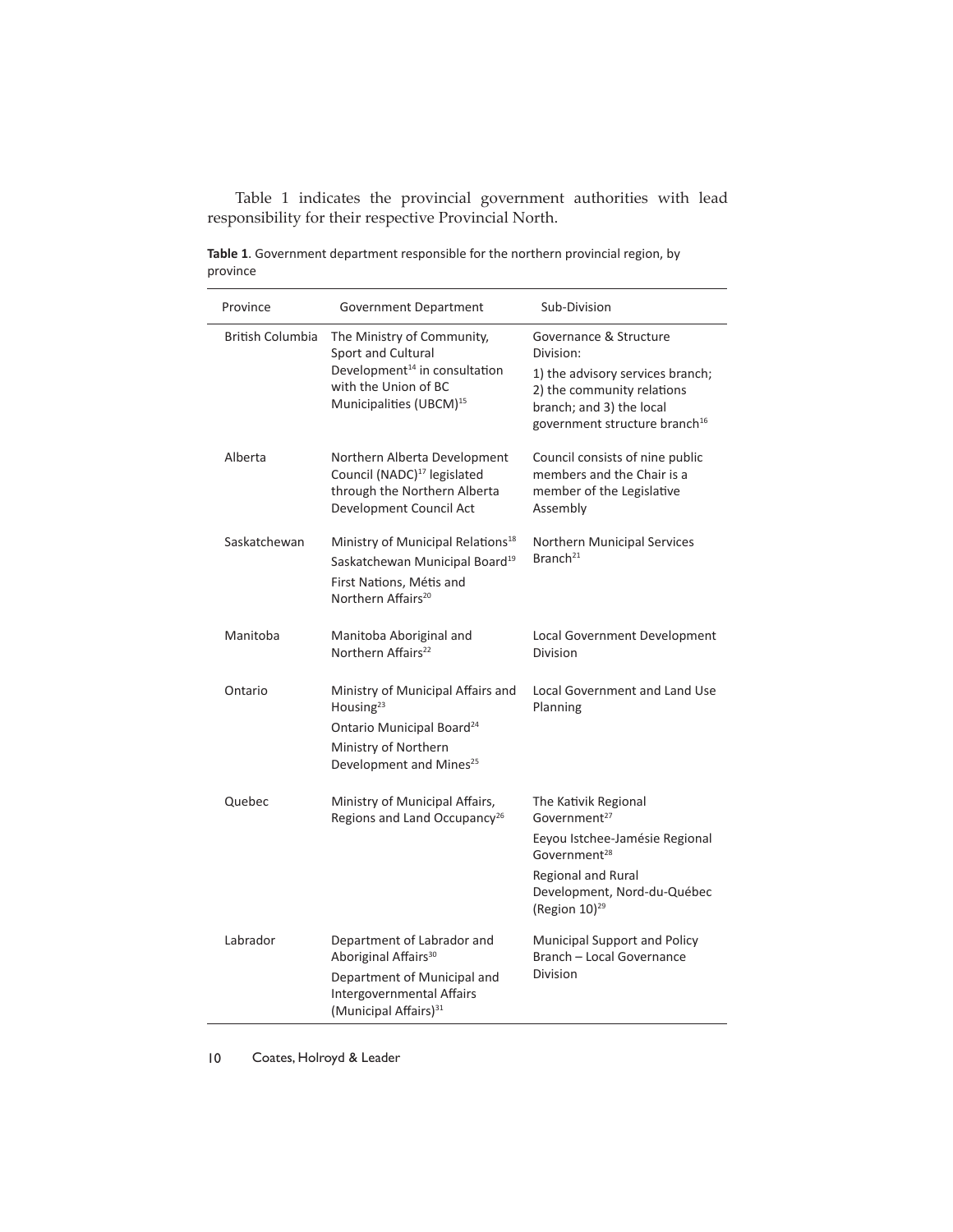Table 1 indicates the provincial government authorities with lead responsibility for their respective Provincial North.

**Table 1**. Government department responsible for the northern provincial region, by province

| Province | Government Department | Sub-Division |
|---|---|---|
| British Columbia | The Ministry of Community, Sport and Cultural Development[14] in consultation with the Union of BC Municipalities (UBCM)[15] | Governance & Structure Division: 1) the advisory services branch; 2) the community relations branch; and 3) the local government structure branch[16] |
| Alberta | Northern Alberta Development Council (NADC)[17] legislated through the Northern Alberta Development Council Act | Council consists of nine public members and the Chair is a member of the Legislative Assembly |
| Saskatchewan | Ministry of Municipal Relations[18] Saskatchewan Municipal Board[19] First Nations, Métis and Northern Affairs[20] | Northern Municipal Services Branch[21] |
| Manitoba | Manitoba Aboriginal and Northern Affairs[22] | Local Government Development Division |
| Ontario | Ministry of Municipal Affairs and Housing[23] Ontario Municipal Board[24] Ministry of Northern Development and Mines[25] | Local Government and Land Use Planning |
| Quebec | Ministry of Municipal Affairs, Regions and Land Occupancy[26] | The Kativik Regional Government[27] Eeyou Istchee-Jamésie Regional Government[28] Regional and Rural Development, Nord-du-Québec (Region 10)[29] |
| Labrador | Department of Labrador and Aboriginal Affairs[30] Department of Municipal and Intergovernmental Affairs (Municipal Affairs)[31] | Municipal Support and Policy Branch – Local Governance Division |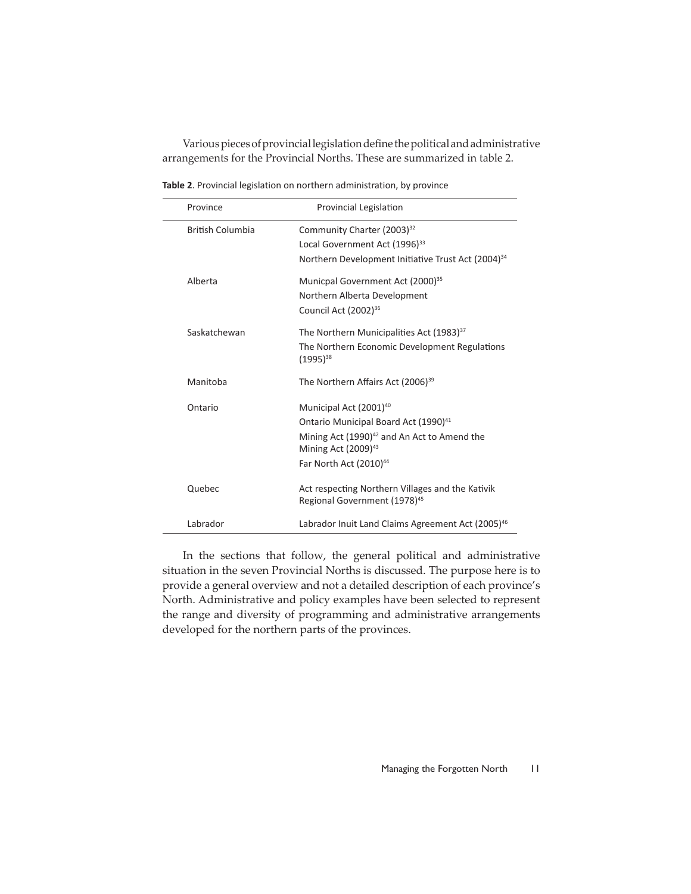Various pieces of provincial legislation define the political and administrative arrangements for the Provincial Norths. These are summarized in table 2.

**Table 2**. Provincial legislation on northern administration, by province

| Province | Provincial Legislation |
|---|---|
| British Columbia | Community Charter (2003)[32]<br>Local Government Act (1996)[33]<br>Northern Development Initiative Trust Act (2004)[34] |
| Alberta | Municpal Government Act (2000)[35]<br>Northern Alberta Development<br>Council Act (2002)[36] |
| Saskatchewan | The Northern Municipalities Act (1983)[37]<br>The Northern Economic Development Regulations (1995)[38] |
| Manitoba | The Northern Affairs Act (2006)[39] |
| Ontario | Municipal Act (2001)[40]<br>Ontario Municipal Board Act (1990)[41]<br>Mining Act (1990)[42] and An Act to Amend the Mining Act (2009)[43]<br>Far North Act (2010)[44] |
| Quebec | Act respecting Northern Villages and the Kativik Regional Government (1978)[45] |
| Labrador | Labrador Inuit Land Claims Agreement Act (2005)[46] |

In the sections that follow, the general political and administrative situation in the seven Provincial Norths is discussed. The purpose here is to provide a general overview and not a detailed description of each province's North. Administrative and policy examples have been selected to represent the range and diversity of programming and administrative arrangements developed for the northern parts of the provinces.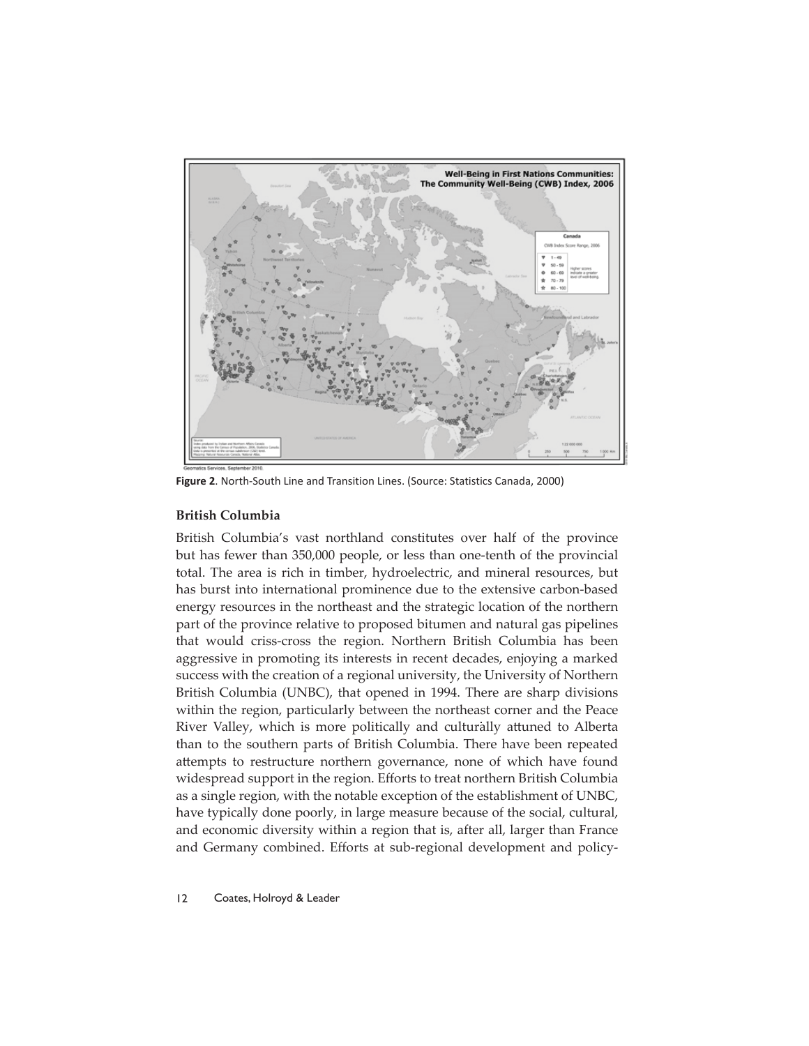Figure 2. North-South Line and Transition Lines. (Source: Statistics Canada, 2000)

### British Columbia

British Columbia's vast northland constitutes over half of the province but has fewer than 350,000 people, or less than one-tenth of the provincial total. The area is rich in timber, hydroelectric, and mineral resources, but has burst into international prominence due to the extensive carbon-based energy resources in the northeast and the strategic location of the northern part of the province relative to proposed bitumen and natural gas pipelines that would criss-cross the region. Northern British Columbia has been aggressive in promoting its interests in recent decades, enjoying a marked success with the creation of a regional university, the University of Northern British Columbia (UNBC), that opened in 1994. There are sharp divisions within the region, particularly between the northeast corner and the Peace River Valley, which is more politically and culturally attuned to Alberta than to the southern parts of British Columbia. There have been repeated attempts to restructure northern governance, none of which have found widespread support in the region. Efforts to treat northern British Columbia as a single region, with the notable exception of the establishment of UNBC, have typically done poorly, in large measure because of the social, cultural, and economic diversity within a region that is, after all, larger than France and Germany combined. Efforts at sub-regional development and policy-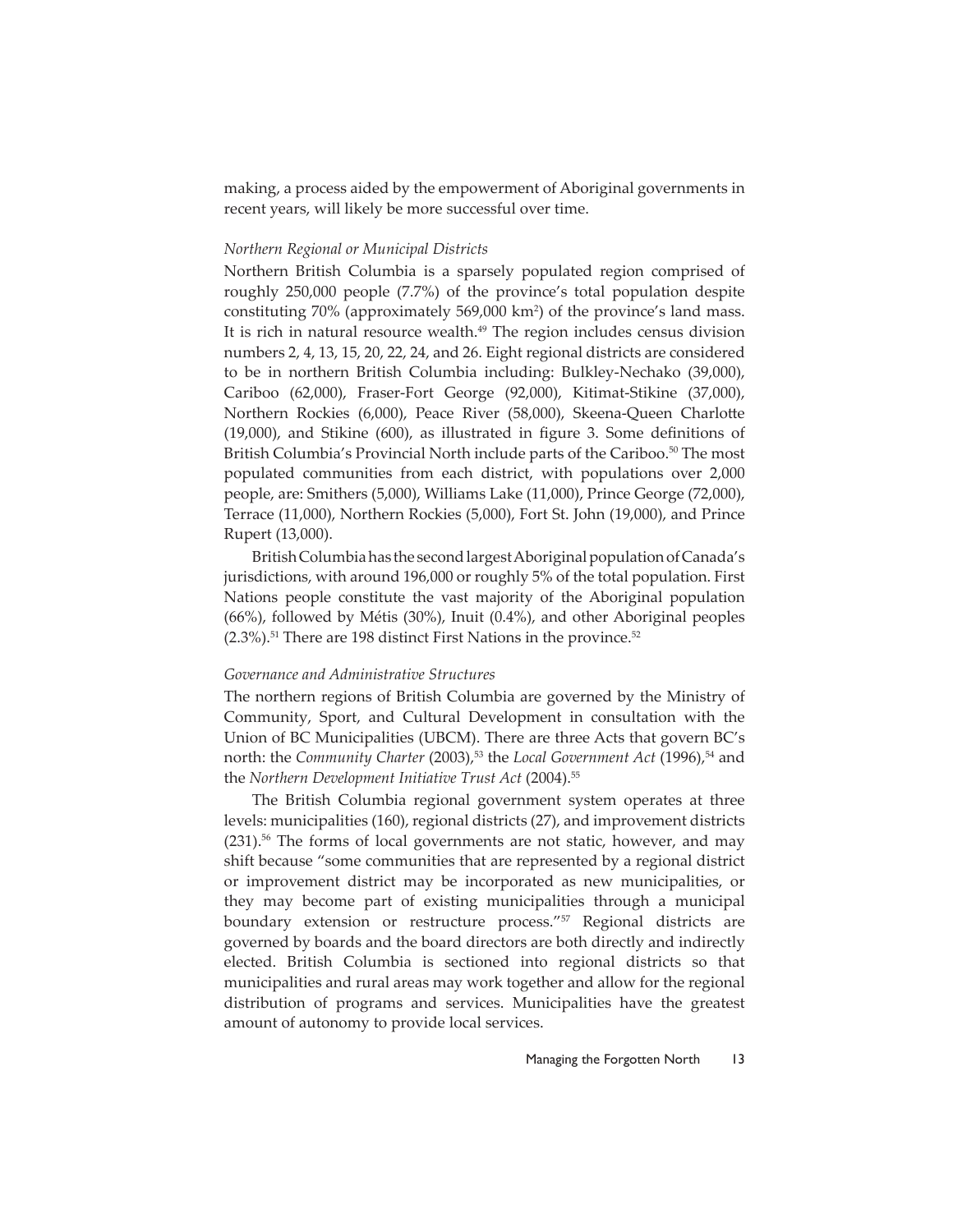making, a process aided by the empowerment of Aboriginal governments in recent years, will likely be more successful over time.

*Northern Regional or Municipal Districts*

Northern British Columbia is a sparsely populated region comprised of roughly 250,000 people (7.7%) of the province's total population despite constituting 70% (approximately 569,000 km$^2$) of the province's land mass. It is rich in natural resource wealth.[49] The region includes census division numbers 2, 4, 13, 15, 20, 22, 24, and 26. Eight regional districts are considered to be in northern British Columbia including: Bulkley-Nechako (39,000), Cariboo (62,000), Fraser-Fort George (92,000), Kitimat-Stikine (37,000), Northern Rockies (6,000), Peace River (58,000), Skeena-Queen Charlotte (19,000), and Stikine (600), as illustrated in figure 3. Some definitions of British Columbia's Provincial North include parts of the Cariboo.[50] The most populated communities from each district, with populations over 2,000 people, are: Smithers (5,000), Williams Lake (11,000), Prince George (72,000), Terrace (11,000), Northern Rockies (5,000), Fort St. John (19,000), and Prince Rupert (13,000).

British Columbia has the second largest Aboriginal population of Canada's jurisdictions, with around 196,000 or roughly 5% of the total population. First Nations people constitute the vast majority of the Aboriginal population (66%), followed by Métis (30%), Inuit (0.4%), and other Aboriginal peoples (2.3%).[51] There are 198 distinct First Nations in the province.[52]

*Governance and Administrative Structures*

The northern regions of British Columbia are governed by the Ministry of Community, Sport, and Cultural Development in consultation with the Union of BC Municipalities (UBCM). There are three Acts that govern BC's north: the *Community Charter* (2003),[53] the *Local Government Act* (1996),[54] and the *Northern Development Initiative Trust Act* (2004).[55]

The British Columbia regional government system operates at three levels: municipalities (160), regional districts (27), and improvement districts (231).[56] The forms of local governments are not static, however, and may shift because "some communities that are represented by a regional district or improvement district may be incorporated as new municipalities, or they may become part of existing municipalities through a municipal boundary extension or restructure process."[57] Regional districts are governed by boards and the board directors are both directly and indirectly elected. British Columbia is sectioned into regional districts so that municipalities and rural areas may work together and allow for the regional distribution of programs and services. Municipalities have the greatest amount of autonomy to provide local services.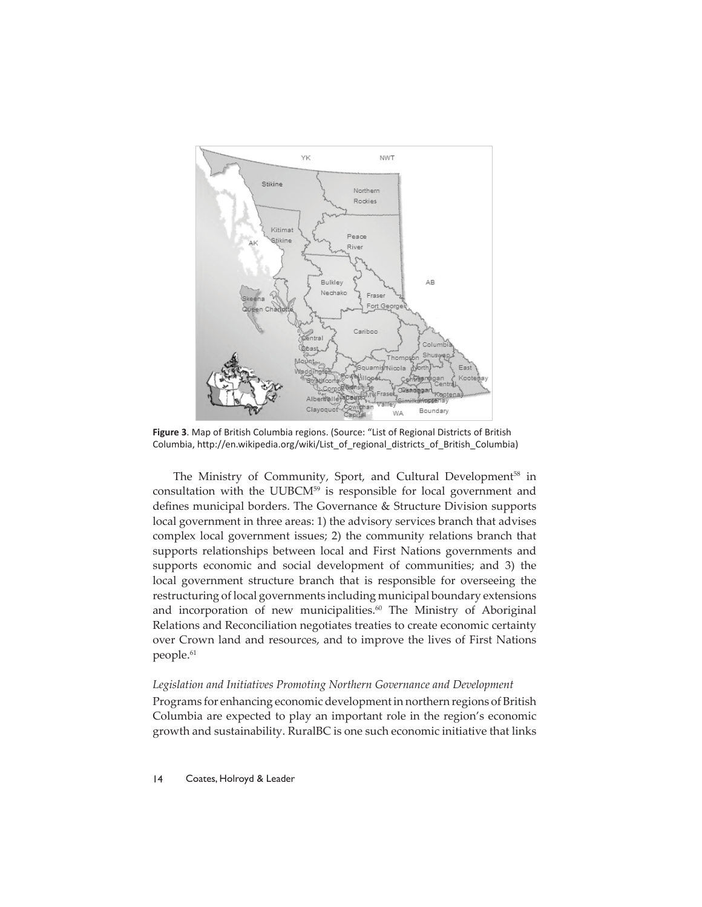**Figure 3**. Map of British Columbia regions. (Source: "List of Regional Districts of British Columbia, http://en.wikipedia.org/wiki/List_of_regional_districts_of_British_Columbia)

The Ministry of Community, Sport, and Cultural Development[58] in consultation with the UUBCM[59] is responsible for local government and defines municipal borders. The Governance & Structure Division supports local government in three areas: 1) the advisory services branch that advises complex local government issues; 2) the community relations branch that supports relationships between local and First Nations governments and supports economic and social development of communities; and 3) the local government structure branch that is responsible for overseeing the restructuring of local governments including municipal boundary extensions and incorporation of new municipalities.[60] The Ministry of Aboriginal Relations and Reconciliation negotiates treaties to create economic certainty over Crown land and resources, and to improve the lives of First Nations people.[61]

*Legislation and Initiatives Promoting Northern Governance and Development*

Programs for enhancing economic development in northern regions of British Columbia are expected to play an important role in the region's economic growth and sustainability. RuralBC is one such economic initiative that links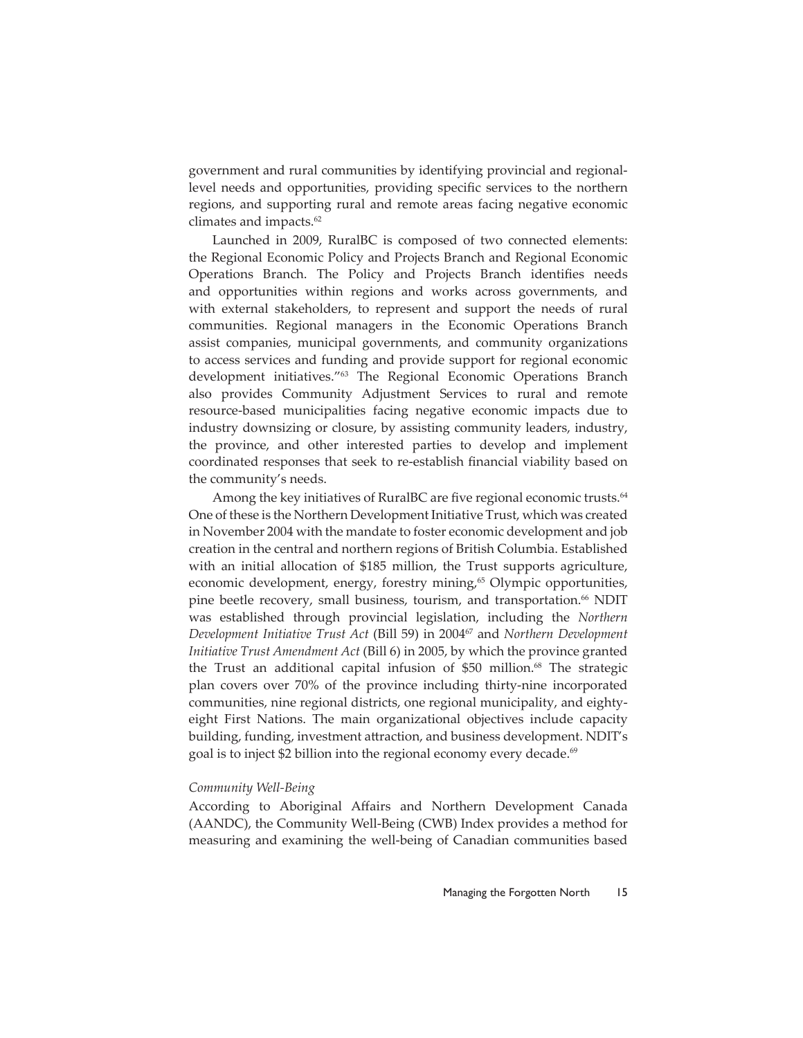government and rural communities by identifying provincial and regional-level needs and opportunities, providing specific services to the northern regions, and supporting rural and remote areas facing negative economic climates and impacts.[62]

Launched in 2009, RuralBC is composed of two connected elements: the Regional Economic Policy and Projects Branch and Regional Economic Operations Branch. The Policy and Projects Branch identifies needs and opportunities within regions and works across governments, and with external stakeholders, to represent and support the needs of rural communities. Regional managers in the Economic Operations Branch assist companies, municipal governments, and community organizations to access services and funding and provide support for regional economic development initiatives."[63] The Regional Economic Operations Branch also provides Community Adjustment Services to rural and remote resource-based municipalities facing negative economic impacts due to industry downsizing or closure, by assisting community leaders, industry, the province, and other interested parties to develop and implement coordinated responses that seek to re-establish financial viability based on the community's needs.

Among the key initiatives of RuralBC are five regional economic trusts.[64] One of these is the Northern Development Initiative Trust, which was created in November 2004 with the mandate to foster economic development and job creation in the central and northern regions of British Columbia. Established with an initial allocation of $185 million, the Trust supports agriculture, economic development, energy, forestry mining,[65] Olympic opportunities, pine beetle recovery, small business, tourism, and transportation.[66] NDIT was established through provincial legislation, including the *Northern Development Initiative Trust Act* (Bill 59) in 2004[67] and *Northern Development Initiative Trust Amendment Act* (Bill 6) in 2005, by which the province granted the Trust an additional capital infusion of $50 million.[68] The strategic plan covers over 70% of the province including thirty-nine incorporated communities, nine regional districts, one regional municipality, and eighty-eight First Nations. The main organizational objectives include capacity building, funding, investment attraction, and business development. NDIT's goal is to inject $2 billion into the regional economy every decade.[69]

*Community Well-Being*

According to Aboriginal Affairs and Northern Development Canada (AANDC), the Community Well-Being (CWB) Index provides a method for measuring and examining the well-being of Canadian communities based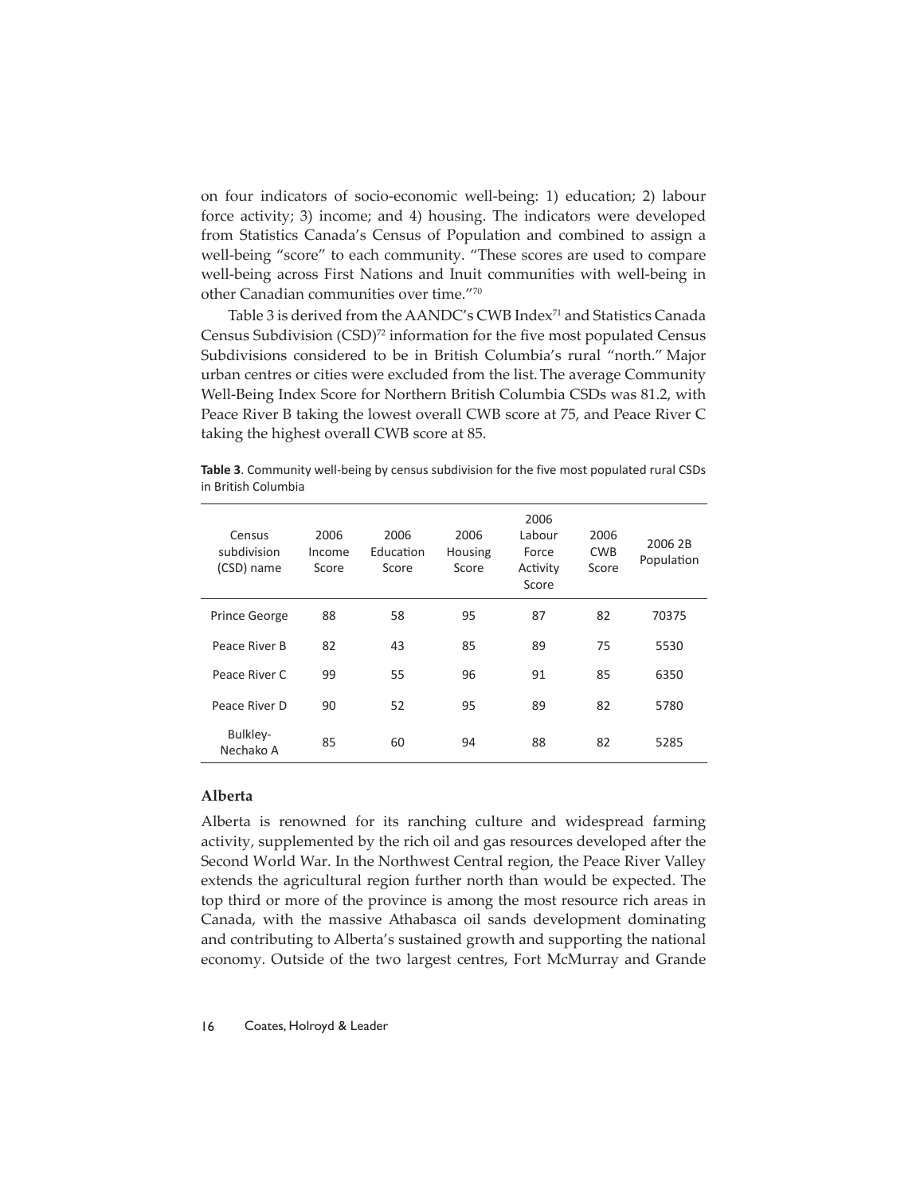on four indicators of socio-economic well-being: 1) education; 2) labour force activity; 3) income; and 4) housing. The indicators were developed from Statistics Canada's Census of Population and combined to assign a well-being "score" to each community. "These scores are used to compare well-being across First Nations and Inuit communities with well-being in other Canadian communities over time."[70]

Table 3 is derived from the AANDC's CWB Index[71] and Statistics Canada Census Subdivision (CSD)[72] information for the five most populated Census Subdivisions considered to be in British Columbia's rural "north." Major urban centres or cities were excluded from the list. The average Community Well-Being Index Score for Northern British Columbia CSDs was 81.2, with Peace River B taking the lowest overall CWB score at 75, and Peace River C taking the highest overall CWB score at 85.

**Table 3**. Community well-being by census subdivision for the five most populated rural CSDs in British Columbia

| Census subdivision (CSD) name | 2006 Income Score | 2006 Education Score | 2006 Housing Score | 2006 Labour Force Activity Score | 2006 CWB Score | 2006 2B Population |
|---|---|---|---|---|---|---|
| Prince George | 88 | 58 | 95 | 87 | 82 | 70375 |
| Peace River B | 82 | 43 | 85 | 89 | 75 | 5530 |
| Peace River C | 99 | 55 | 96 | 91 | 85 | 6350 |
| Peace River D | 90 | 52 | 95 | 89 | 82 | 5780 |
| Bulkley-Nechako A | 85 | 60 | 94 | 88 | 82 | 5285 |

### Alberta

Alberta is renowned for its ranching culture and widespread farming activity, supplemented by the rich oil and gas resources developed after the Second World War. In the Northwest Central region, the Peace River Valley extends the agricultural region further north than would be expected. The top third or more of the province is among the most resource rich areas in Canada, with the massive Athabasca oil sands development dominating and contributing to Alberta's sustained growth and supporting the national economy. Outside of the two largest centres, Fort McMurray and Grande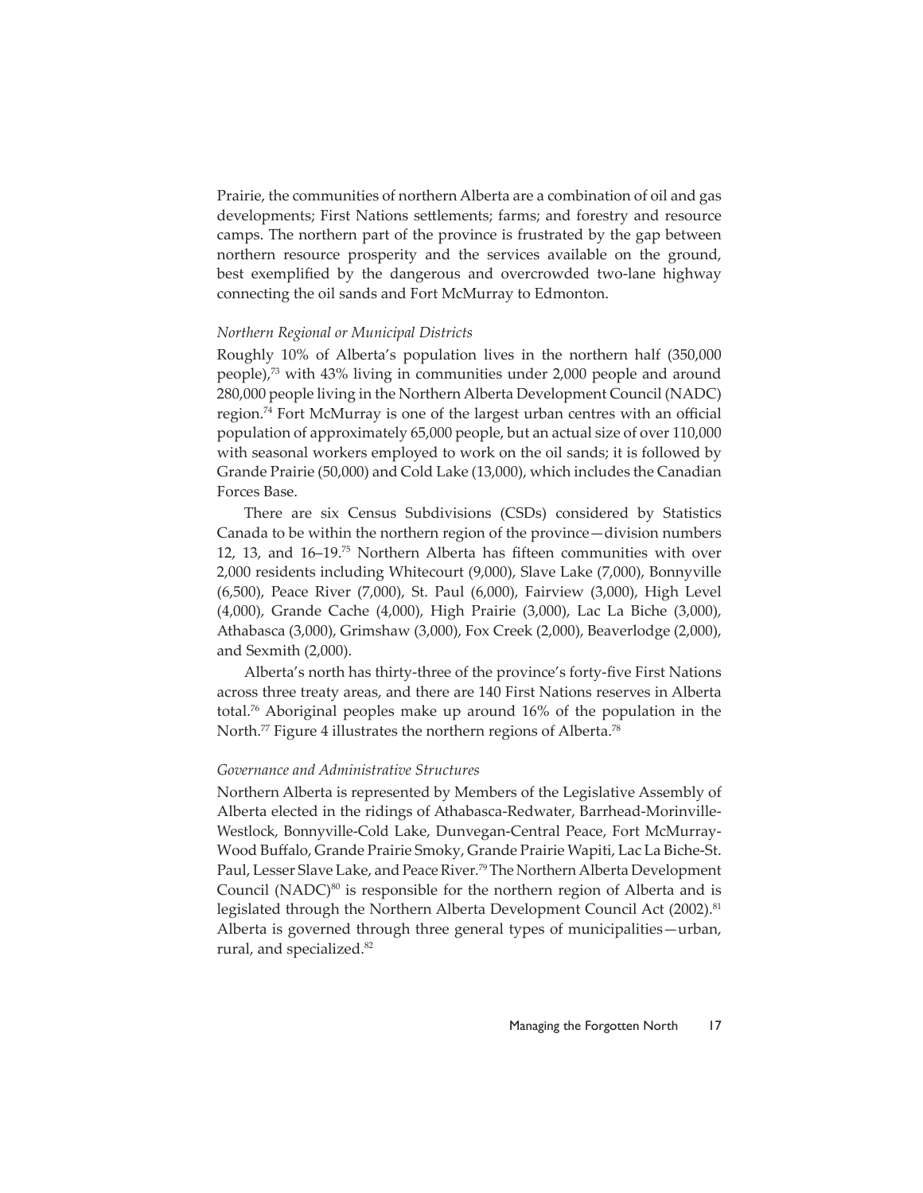Prairie, the communities of northern Alberta are a combination of oil and gas developments; First Nations settlements; farms; and forestry and resource camps. The northern part of the province is frustrated by the gap between northern resource prosperity and the services available on the ground, best exemplified by the dangerous and overcrowded two-lane highway connecting the oil sands and Fort McMurray to Edmonton.

*Northern Regional or Municipal Districts*

Roughly 10% of Alberta's population lives in the northern half (350,000 people),[73] with 43% living in communities under 2,000 people and around 280,000 people living in the Northern Alberta Development Council (NADC) region.[74] Fort McMurray is one of the largest urban centres with an official population of approximately 65,000 people, but an actual size of over 110,000 with seasonal workers employed to work on the oil sands; it is followed by Grande Prairie (50,000) and Cold Lake (13,000), which includes the Canadian Forces Base.

There are six Census Subdivisions (CSDs) considered by Statistics Canada to be within the northern region of the province—division numbers 12, 13, and 16–19.[75] Northern Alberta has fifteen communities with over 2,000 residents including Whitecourt (9,000), Slave Lake (7,000), Bonnyville (6,500), Peace River (7,000), St. Paul (6,000), Fairview (3,000), High Level (4,000), Grande Cache (4,000), High Prairie (3,000), Lac La Biche (3,000), Athabasca (3,000), Grimshaw (3,000), Fox Creek (2,000), Beaverlodge (2,000), and Sexmith (2,000).

Alberta's north has thirty-three of the province's forty-five First Nations across three treaty areas, and there are 140 First Nations reserves in Alberta total.[76] Aboriginal peoples make up around 16% of the population in the North.[77] Figure 4 illustrates the northern regions of Alberta.[78]

*Governance and Administrative Structures*

Northern Alberta is represented by Members of the Legislative Assembly of Alberta elected in the ridings of Athabasca-Redwater, Barrhead-Morinville-Westlock, Bonnyville-Cold Lake, Dunvegan-Central Peace, Fort McMurray-Wood Buffalo, Grande Prairie Smoky, Grande Prairie Wapiti, Lac La Biche-St. Paul, Lesser Slave Lake, and Peace River.[79] The Northern Alberta Development Council (NADC)[80] is responsible for the northern region of Alberta and is legislated through the Northern Alberta Development Council Act (2002).[81] Alberta is governed through three general types of municipalities—urban, rural, and specialized.[82]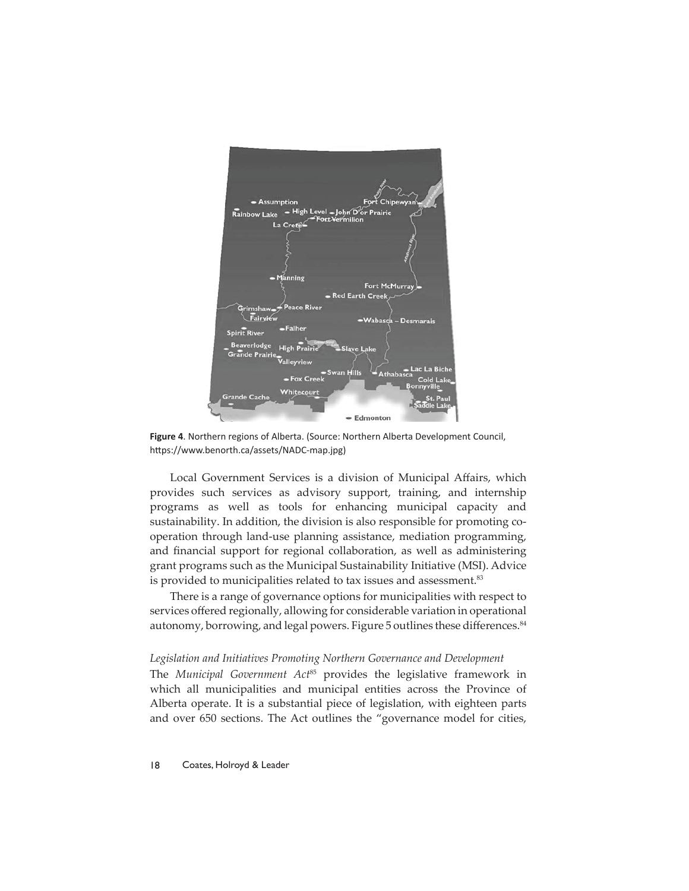**Figure 4**. Northern regions of Alberta. (Source: Northern Alberta Development Council, https://www.benorth.ca/assets/NADC-map.jpg)

Local Government Services is a division of Municipal Affairs, which provides such services as advisory support, training, and internship programs as well as tools for enhancing municipal capacity and sustainability. In addition, the division is also responsible for promoting co-operation through land-use planning assistance, mediation programming, and financial support for regional collaboration, as well as administering grant programs such as the Municipal Sustainability Initiative (MSI). Advice is provided to municipalities related to tax issues and assessment.[83]

There is a range of governance options for municipalities with respect to services offered regionally, allowing for considerable variation in operational autonomy, borrowing, and legal powers. Figure 5 outlines these differences.[84]

### *Legislation and Initiatives Promoting Northern Governance and Development*

The *Municipal Government Act*[85] provides the legislative framework in which all municipalities and municipal entities across the Province of Alberta operate. It is a substantial piece of legislation, with eighteen parts and over 650 sections. The Act outlines the "governance model for cities,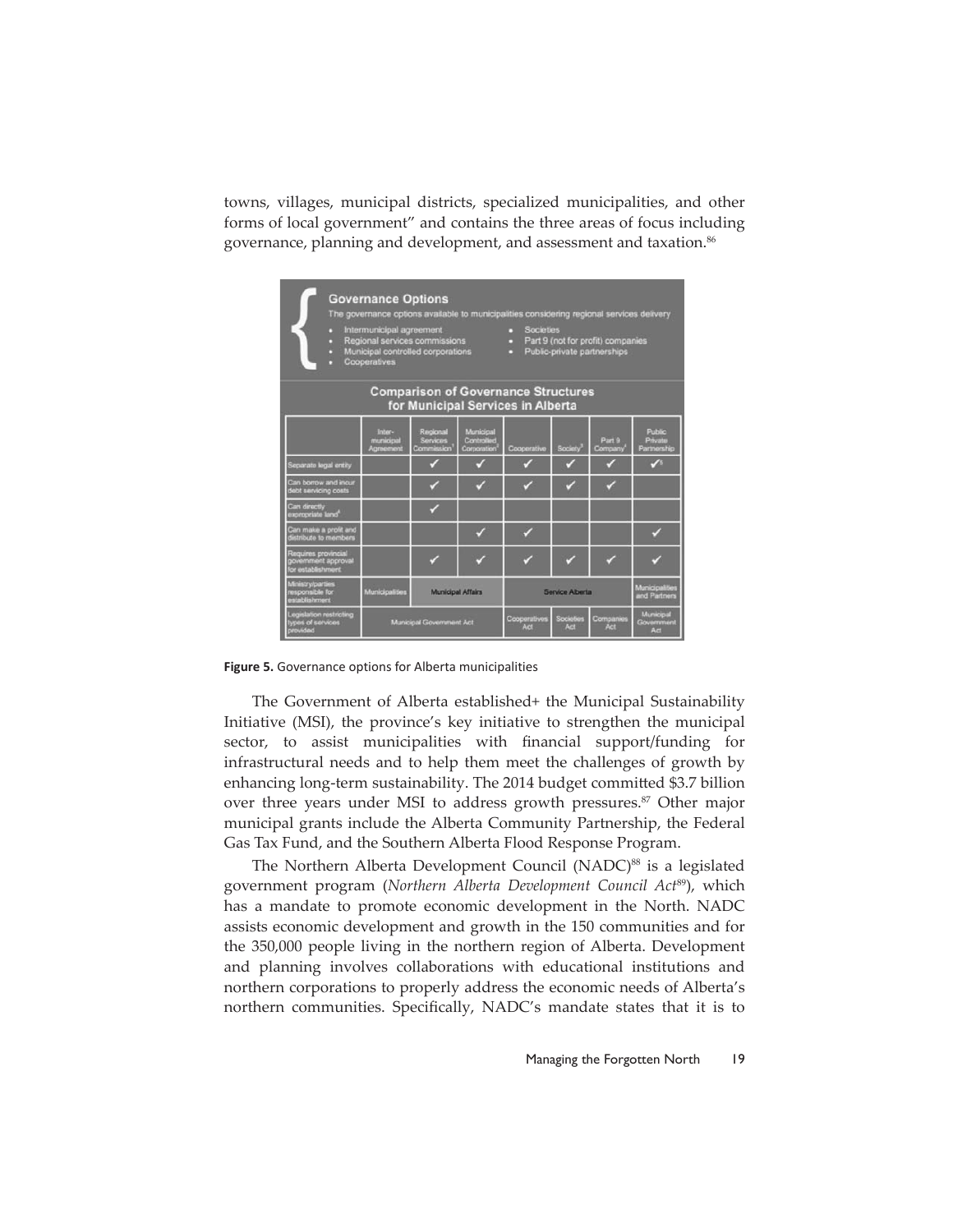towns, villages, municipal districts, specialized municipalities, and other forms of local government" and contains the three areas of focus including governance, planning and development, and assessment and taxation.[86]

**Governance Options**

The governance options available to municipalities considering regional services delivery

- Intermunicipal agreement
- Regional services commissions
- Municipal controlled corporations
- Cooperatives
- Societies
- Part 9 (not for profit) companies
- Public-private partnerships

**Comparison of Governance Structures for Municipal Services in Alberta**

| | Inter-municipal Agreement | Regional Services Commission[1] | Municipal Controlled Corporation[2] | Cooperative | Society[3] | Part 9 Company[4] | Public Private Partnership |
|---|---|---|---|---|---|---|---|
| Separate legal entity | | ✓ | ✓ | ✓ | ✓ | ✓ | ✓[5] |
| Can borrow and incur debt servicing costs | | ✓ | ✓ | ✓ | ✓ | ✓ | |
| Can directly expropriate land[6] | | ✓ | | | | | |
| Can make a profit and distribute to members | | | ✓ | ✓ | | | ✓ |
| Requires provincial government approval for establishment | | ✓ | ✓ | ✓ | ✓ | ✓ | ✓ |
| Ministry/parties responsible for establishment | Municipalities | Municipal Affairs | | Service Alberta | | | Municipalities and Partners |
| Legislation restricting types of services provided | Municipal Government Act | | | Cooperatives Act | Societies Act | Companies Act | Municipal Government Act |

**Figure 5.** Governance options for Alberta municipalities

The Government of Alberta established+ the Municipal Sustainability Initiative (MSI), the province's key initiative to strengthen the municipal sector, to assist municipalities with financial support/funding for infrastructural needs and to help them meet the challenges of growth by enhancing long-term sustainability. The 2014 budget committed $3.7 billion over three years under MSI to address growth pressures.[87] Other major municipal grants include the Alberta Community Partnership, the Federal Gas Tax Fund, and the Southern Alberta Flood Response Program.

The Northern Alberta Development Council (NADC)[88] is a legislated government program (*Northern Alberta Development Council Act*[89]), which has a mandate to promote economic development in the North. NADC assists economic development and growth in the 150 communities and for the 350,000 people living in the northern region of Alberta. Development and planning involves collaborations with educational institutions and northern corporations to properly address the economic needs of Alberta's northern communities. Specifically, NADC's mandate states that it is to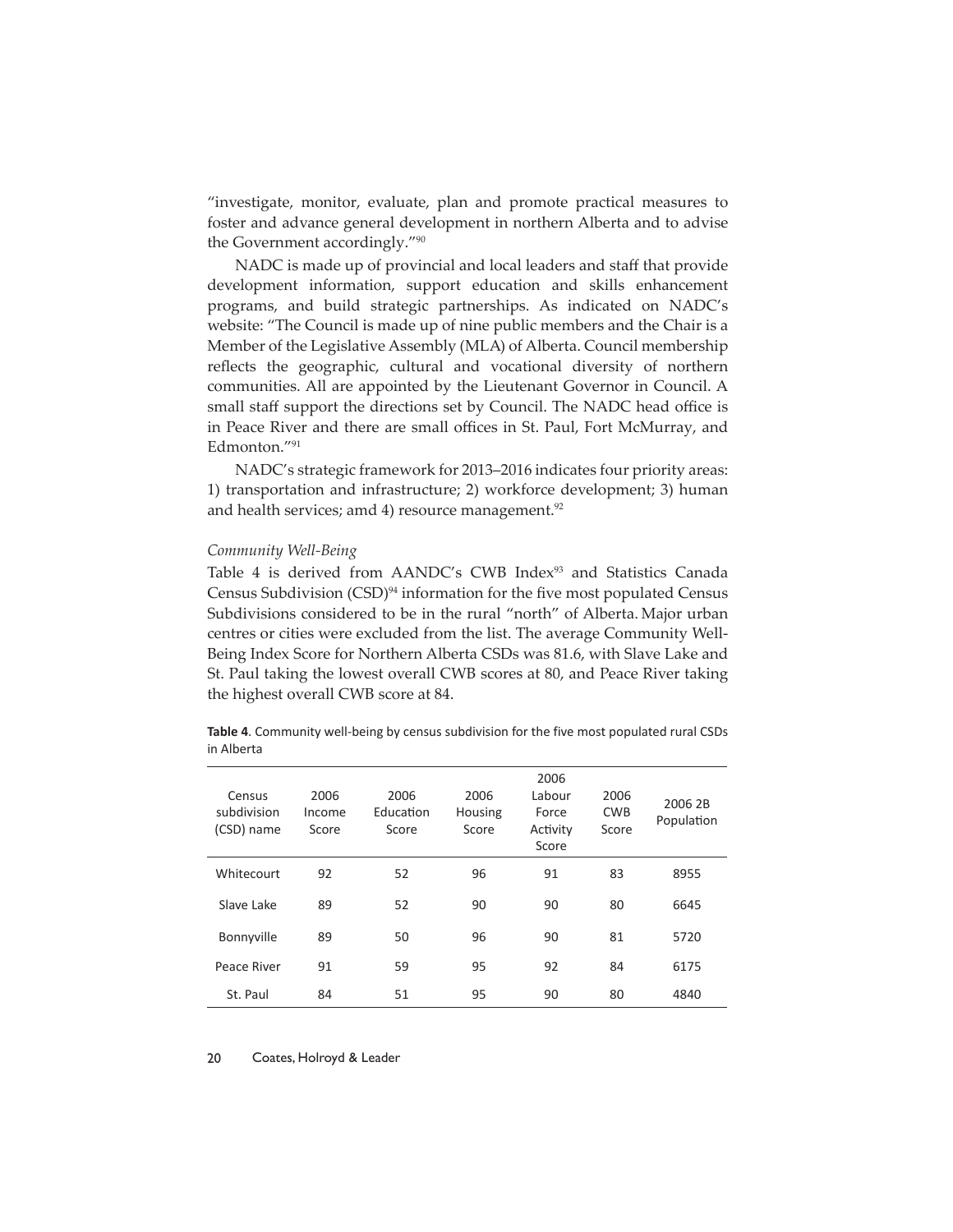"investigate, monitor, evaluate, plan and promote practical measures to foster and advance general development in northern Alberta and to advise the Government accordingly."[90]

NADC is made up of provincial and local leaders and staff that provide development information, support education and skills enhancement programs, and build strategic partnerships. As indicated on NADC's website: "The Council is made up of nine public members and the Chair is a Member of the Legislative Assembly (MLA) of Alberta. Council membership reflects the geographic, cultural and vocational diversity of northern communities. All are appointed by the Lieutenant Governor in Council. A small staff support the directions set by Council. The NADC head office is in Peace River and there are small offices in St. Paul, Fort McMurray, and Edmonton."[91]

NADC's strategic framework for 2013–2016 indicates four priority areas: 1) transportation and infrastructure; 2) workforce development; 3) human and health services; amd 4) resource management.[92]

*Community Well-Being*

Table 4 is derived from AANDC's CWB Index[93] and Statistics Canada Census Subdivision (CSD)[94] information for the five most populated Census Subdivisions considered to be in the rural "north" of Alberta. Major urban centres or cities were excluded from the list. The average Community Well-Being Index Score for Northern Alberta CSDs was 81.6, with Slave Lake and St. Paul taking the lowest overall CWB scores at 80, and Peace River taking the highest overall CWB score at 84.

**Table 4**. Community well-being by census subdivision for the five most populated rural CSDs in Alberta

| Census subdivision (CSD) name | 2006 Income Score | 2006 Education Score | 2006 Housing Score | 2006 Labour Force Activity Score | 2006 CWB Score | 2006 2B Population |
|---|---|---|---|---|---|---|
| Whitecourt | 92 | 52 | 96 | 91 | 83 | 8955 |
| Slave Lake | 89 | 52 | 90 | 90 | 80 | 6645 |
| Bonnyville | 89 | 50 | 96 | 90 | 81 | 5720 |
| Peace River | 91 | 59 | 95 | 92 | 84 | 6175 |
| St. Paul | 84 | 51 | 95 | 90 | 80 | 4840 |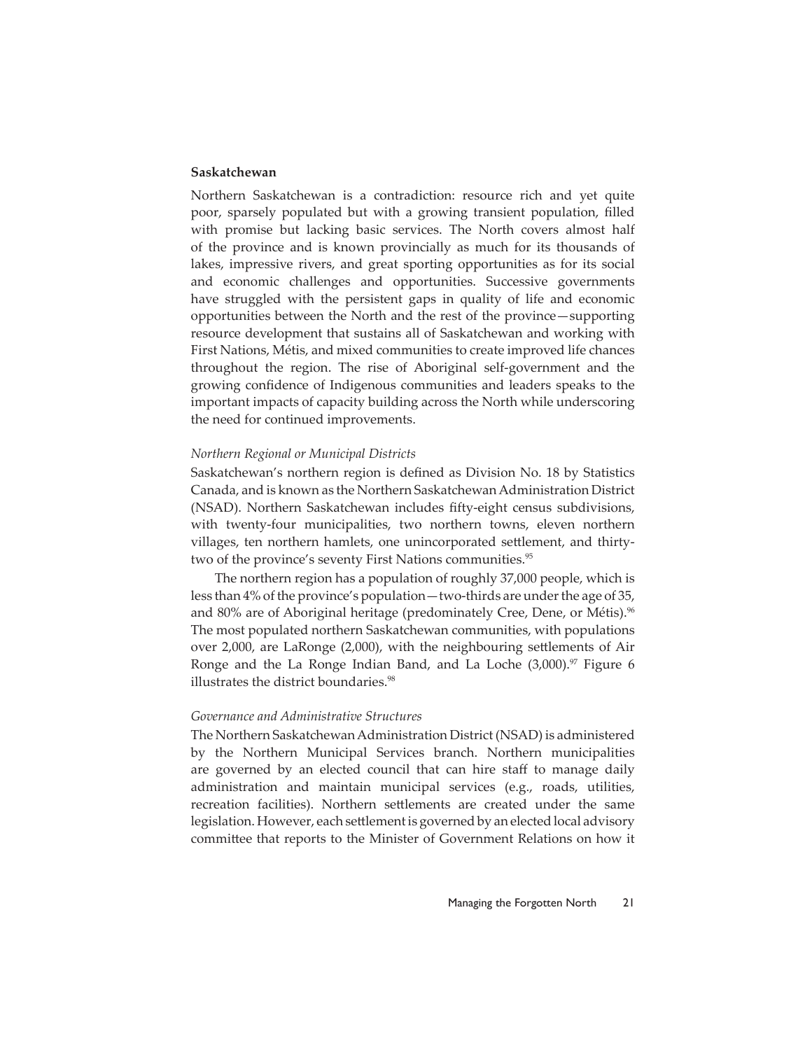## Saskatchewan

Northern Saskatchewan is a contradiction: resource rich and yet quite poor, sparsely populated but with a growing transient population, filled with promise but lacking basic services. The North covers almost half of the province and is known provincially as much for its thousands of lakes, impressive rivers, and great sporting opportunities as for its social and economic challenges and opportunities. Successive governments have struggled with the persistent gaps in quality of life and economic opportunities between the North and the rest of the province—supporting resource development that sustains all of Saskatchewan and working with First Nations, Métis, and mixed communities to create improved life chances throughout the region. The rise of Aboriginal self-government and the growing confidence of Indigenous communities and leaders speaks to the important impacts of capacity building across the North while underscoring the need for continued improvements.

### *Northern Regional or Municipal Districts*

Saskatchewan's northern region is defined as Division No. 18 by Statistics Canada, and is known as the Northern Saskatchewan Administration District (NSAD). Northern Saskatchewan includes fifty-eight census subdivisions, with twenty-four municipalities, two northern towns, eleven northern villages, ten northern hamlets, one unincorporated settlement, and thirty-two of the province's seventy First Nations communities.[95]

The northern region has a population of roughly 37,000 people, which is less than 4% of the province's population—two-thirds are under the age of 35, and 80% are of Aboriginal heritage (predominately Cree, Dene, or Métis).[96] The most populated northern Saskatchewan communities, with populations over 2,000, are LaRonge (2,000), with the neighbouring settlements of Air Ronge and the La Ronge Indian Band, and La Loche (3,000).[97] Figure 6 illustrates the district boundaries.[98]

### *Governance and Administrative Structures*

The Northern Saskatchewan Administration District (NSAD) is administered by the Northern Municipal Services branch. Northern municipalities are governed by an elected council that can hire staff to manage daily administration and maintain municipal services (e.g., roads, utilities, recreation facilities). Northern settlements are created under the same legislation. However, each settlement is governed by an elected local advisory committee that reports to the Minister of Government Relations on how it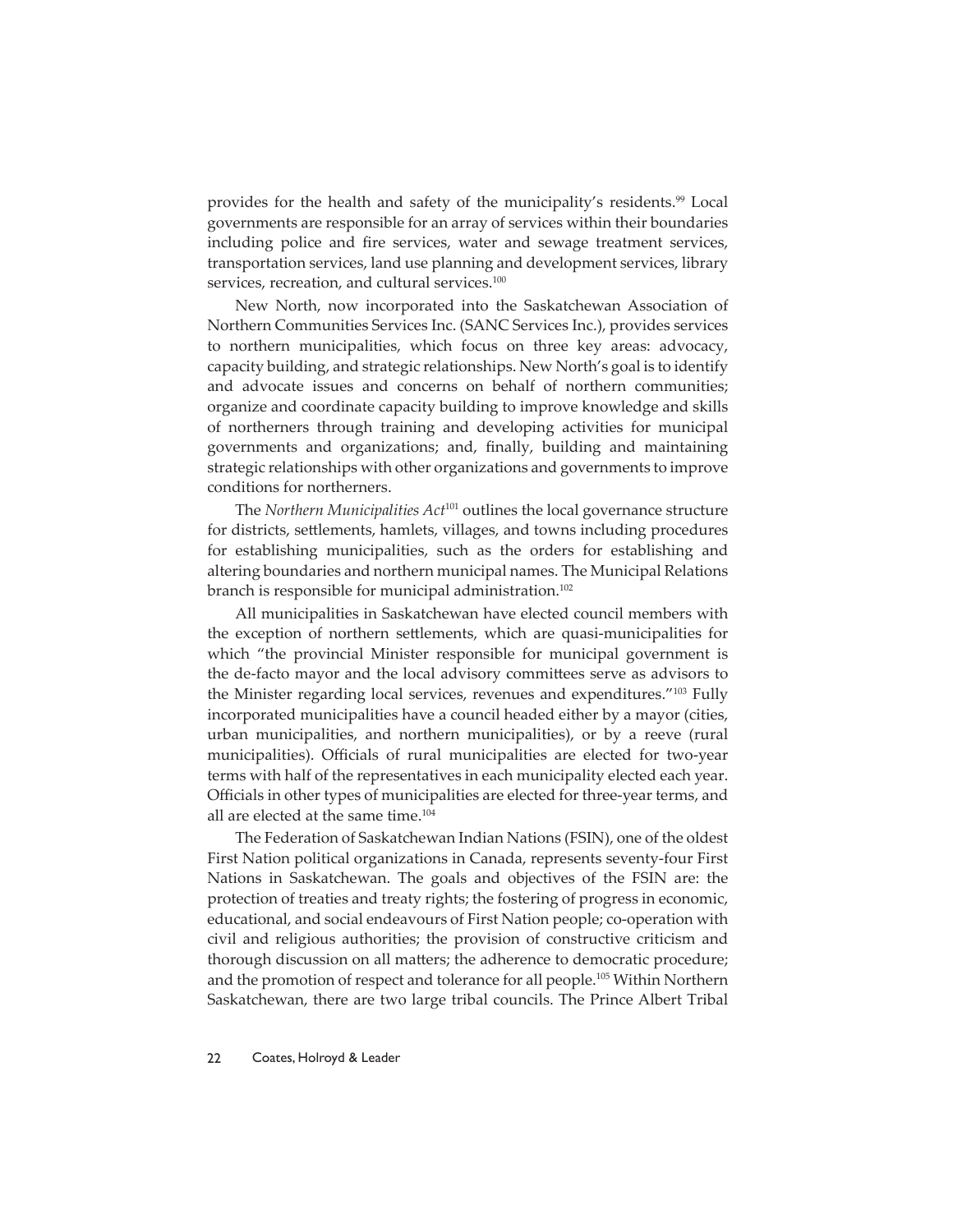provides for the health and safety of the municipality's residents.[99] Local governments are responsible for an array of services within their boundaries including police and fire services, water and sewage treatment services, transportation services, land use planning and development services, library services, recreation, and cultural services.[100]

New North, now incorporated into the Saskatchewan Association of Northern Communities Services Inc. (SANC Services Inc.), provides services to northern municipalities, which focus on three key areas: advocacy, capacity building, and strategic relationships. New North's goal is to identify and advocate issues and concerns on behalf of northern communities; organize and coordinate capacity building to improve knowledge and skills of northerners through training and developing activities for municipal governments and organizations; and, finally, building and maintaining strategic relationships with other organizations and governments to improve conditions for northerners.

The *Northern Municipalities Act*[101] outlines the local governance structure for districts, settlements, hamlets, villages, and towns including procedures for establishing municipalities, such as the orders for establishing and altering boundaries and northern municipal names. The Municipal Relations branch is responsible for municipal administration.[102]

All municipalities in Saskatchewan have elected council members with the exception of northern settlements, which are quasi-municipalities for which "the provincial Minister responsible for municipal government is the de-facto mayor and the local advisory committees serve as advisors to the Minister regarding local services, revenues and expenditures."[103] Fully incorporated municipalities have a council headed either by a mayor (cities, urban municipalities, and northern municipalities), or by a reeve (rural municipalities). Officials of rural municipalities are elected for two-year terms with half of the representatives in each municipality elected each year. Officials in other types of municipalities are elected for three-year terms, and all are elected at the same time.[104]

The Federation of Saskatchewan Indian Nations (FSIN), one of the oldest First Nation political organizations in Canada, represents seventy-four First Nations in Saskatchewan. The goals and objectives of the FSIN are: the protection of treaties and treaty rights; the fostering of progress in economic, educational, and social endeavours of First Nation people; co-operation with civil and religious authorities; the provision of constructive criticism and thorough discussion on all matters; the adherence to democratic procedure; and the promotion of respect and tolerance for all people.[105] Within Northern Saskatchewan, there are two large tribal councils. The Prince Albert Tribal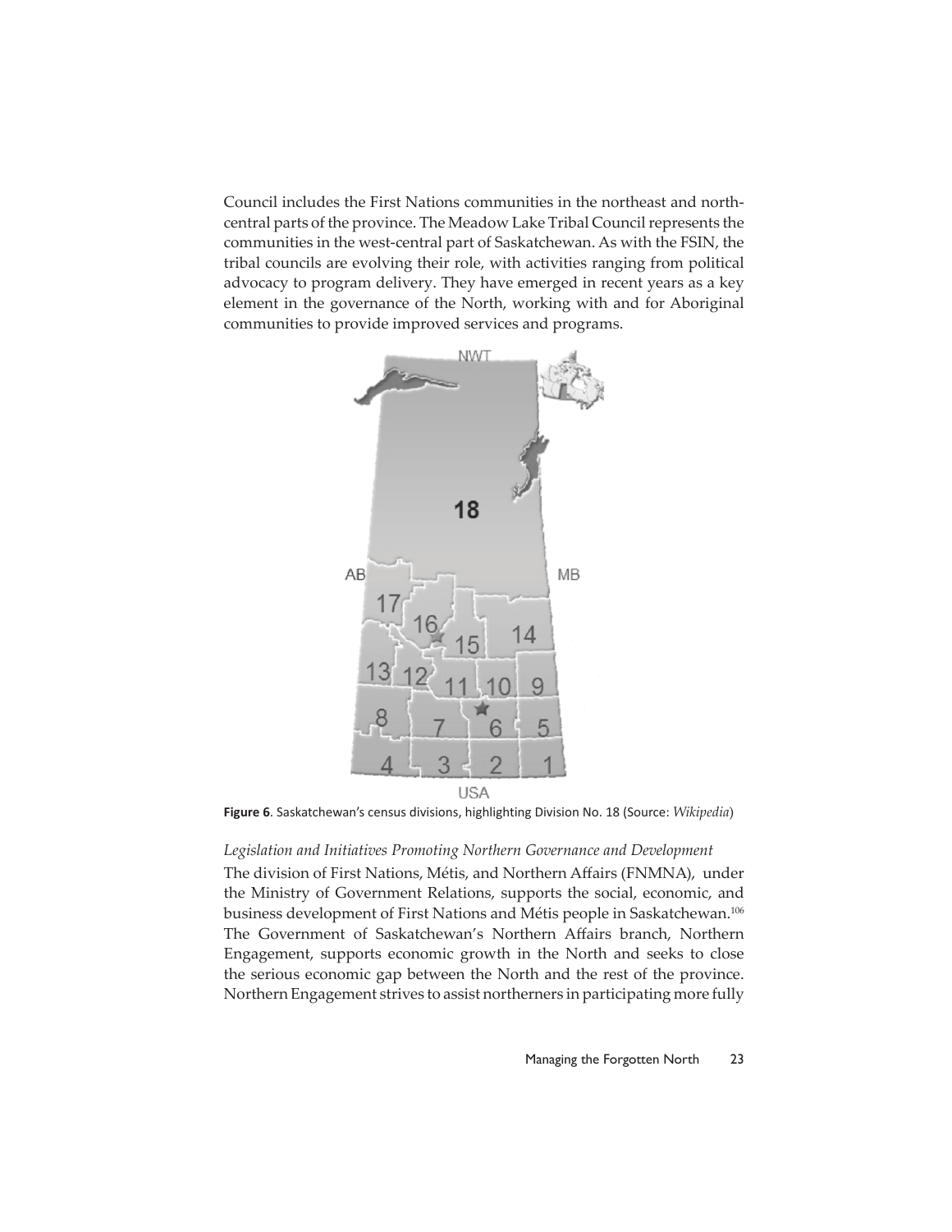Council includes the First Nations communities in the northeast and north-central parts of the province. The Meadow Lake Tribal Council represents the communities in the west-central part of Saskatchewan. As with the FSIN, the tribal councils are evolving their role, with activities ranging from political advocacy to program delivery. They have emerged in recent years as a key element in the governance of the North, working with and for Aboriginal communities to provide improved services and programs.

**Figure 6**. Saskatchewan's census divisions, highlighting Division No. 18 (Source: *Wikipedia*)

*Legislation and Initiatives Promoting Northern Governance and Development*

The division of First Nations, Métis, and Northern Affairs (FNMNA), under the Ministry of Government Relations, supports the social, economic, and business development of First Nations and Métis people in Saskatchewan.[106] The Government of Saskatchewan's Northern Affairs branch, Northern Engagement, supports economic growth in the North and seeks to close the serious economic gap between the North and the rest of the province. Northern Engagement strives to assist northerners in participating more fully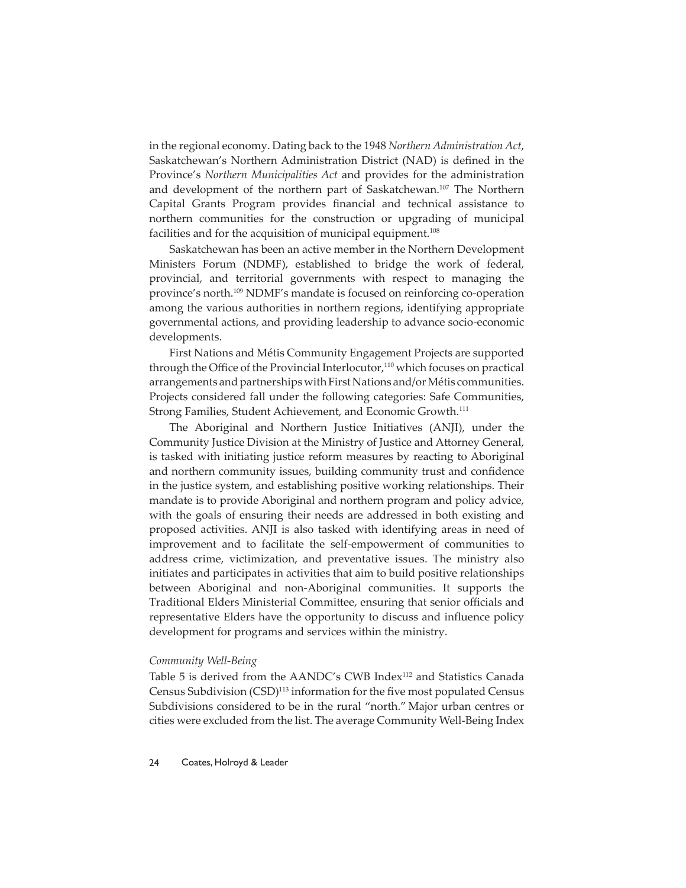in the regional economy. Dating back to the 1948 *Northern Administration Act*, Saskatchewan's Northern Administration District (NAD) is defined in the Province's *Northern Municipalities Act* and provides for the administration and development of the northern part of Saskatchewan.[107] The Northern Capital Grants Program provides financial and technical assistance to northern communities for the construction or upgrading of municipal facilities and for the acquisition of municipal equipment.[108]

Saskatchewan has been an active member in the Northern Development Ministers Forum (NDMF), established to bridge the work of federal, provincial, and territorial governments with respect to managing the province's north.[109] NDMF's mandate is focused on reinforcing co-operation among the various authorities in northern regions, identifying appropriate governmental actions, and providing leadership to advance socio-economic developments.

First Nations and Métis Community Engagement Projects are supported through the Office of the Provincial Interlocutor,[110] which focuses on practical arrangements and partnerships with First Nations and/or Métis communities. Projects considered fall under the following categories: Safe Communities, Strong Families, Student Achievement, and Economic Growth.[111]

The Aboriginal and Northern Justice Initiatives (ANJI), under the Community Justice Division at the Ministry of Justice and Attorney General, is tasked with initiating justice reform measures by reacting to Aboriginal and northern community issues, building community trust and confidence in the justice system, and establishing positive working relationships. Their mandate is to provide Aboriginal and northern program and policy advice, with the goals of ensuring their needs are addressed in both existing and proposed activities. ANJI is also tasked with identifying areas in need of improvement and to facilitate the self-empowerment of communities to address crime, victimization, and preventative issues. The ministry also initiates and participates in activities that aim to build positive relationships between Aboriginal and non-Aboriginal communities. It supports the Traditional Elders Ministerial Committee, ensuring that senior officials and representative Elders have the opportunity to discuss and influence policy development for programs and services within the ministry.

*Community Well-Being*

Table 5 is derived from the AANDC's CWB Index[112] and Statistics Canada Census Subdivision (CSD)[113] information for the five most populated Census Subdivisions considered to be in the rural "north." Major urban centres or cities were excluded from the list. The average Community Well-Being Index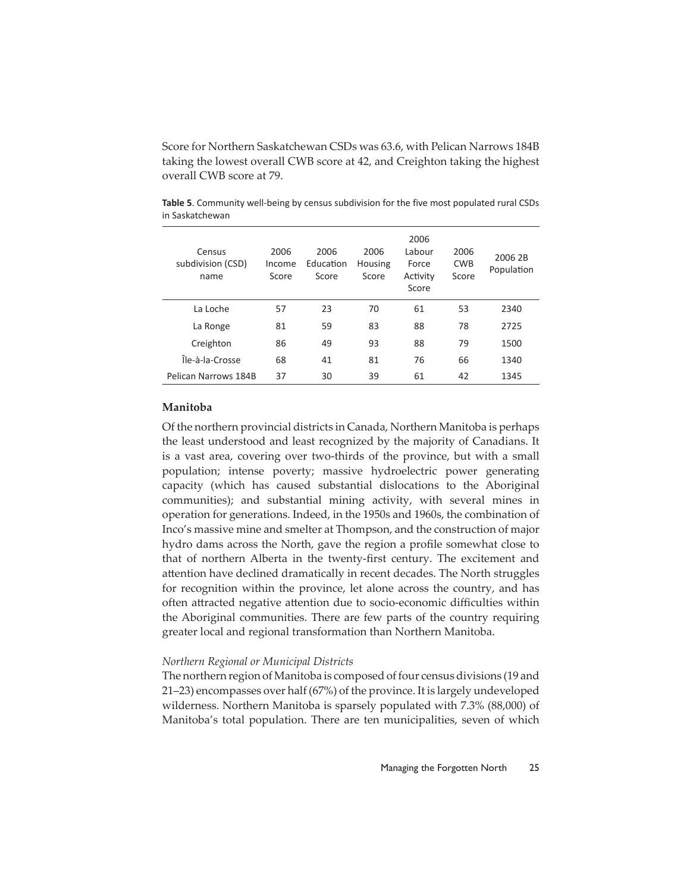Score for Northern Saskatchewan CSDs was 63.6, with Pelican Narrows 184B taking the lowest overall CWB score at 42, and Creighton taking the highest overall CWB score at 79.

**Table 5**. Community well-being by census subdivision for the five most populated rural CSDs in Saskatchewan

| Census subdivision (CSD) name | 2006 Income Score | 2006 Education Score | 2006 Housing Score | 2006 Labour Force Activity Score | 2006 CWB Score | 2006 2B Population |
|---|---|---|---|---|---|---|
| La Loche | 57 | 23 | 70 | 61 | 53 | 2340 |
| La Ronge | 81 | 59 | 83 | 88 | 78 | 2725 |
| Creighton | 86 | 49 | 93 | 88 | 79 | 1500 |
| Île-à-la-Crosse | 68 | 41 | 81 | 76 | 66 | 1340 |
| Pelican Narrows 184B | 37 | 30 | 39 | 61 | 42 | 1345 |

## Manitoba

Of the northern provincial districts in Canada, Northern Manitoba is perhaps the least understood and least recognized by the majority of Canadians. It is a vast area, covering over two-thirds of the province, but with a small population; intense poverty; massive hydroelectric power generating capacity (which has caused substantial dislocations to the Aboriginal communities); and substantial mining activity, with several mines in operation for generations. Indeed, in the 1950s and 1960s, the combination of Inco's massive mine and smelter at Thompson, and the construction of major hydro dams across the North, gave the region a profile somewhat close to that of northern Alberta in the twenty-first century. The excitement and attention have declined dramatically in recent decades. The North struggles for recognition within the province, let alone across the country, and has often attracted negative attention due to socio-economic difficulties within the Aboriginal communities. There are few parts of the country requiring greater local and regional transformation than Northern Manitoba.

*Northern Regional or Municipal Districts*

The northern region of Manitoba is composed of four census divisions (19 and 21–23) encompasses over half (67%) of the province. It is largely undeveloped wilderness. Northern Manitoba is sparsely populated with 7.3% (88,000) of Manitoba's total population. There are ten municipalities, seven of which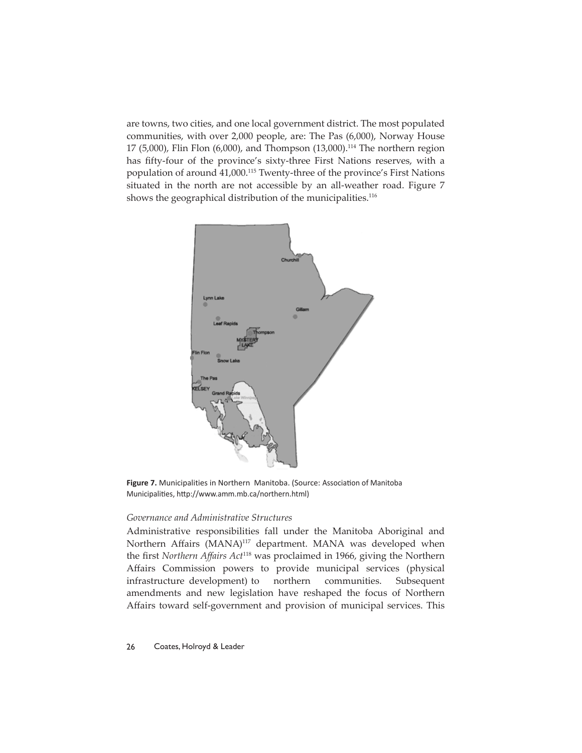are towns, two cities, and one local government district. The most populated communities, with over 2,000 people, are: The Pas (6,000), Norway House 17 (5,000), Flin Flon (6,000), and Thompson (13,000).[114] The northern region has fifty-four of the province's sixty-three First Nations reserves, with a population of around 41,000.[115] Twenty-three of the province's First Nations situated in the north are not accessible by an all-weather road. Figure 7 shows the geographical distribution of the municipalities.[116]

**Figure 7.** Municipalities in Northern Manitoba. (Source: Association of Manitoba Municipalities, http://www.amm.mb.ca/northern.html)

*Governance and Administrative Structures*

Administrative responsibilities fall under the Manitoba Aboriginal and Northern Affairs (MANA)[117] department. MANA was developed when the first *Northern Affairs Act*[118] was proclaimed in 1966, giving the Northern Affairs Commission powers to provide municipal services (physical infrastructure development) to northern communities. Subsequent amendments and new legislation have reshaped the focus of Northern Affairs toward self-government and provision of municipal services. This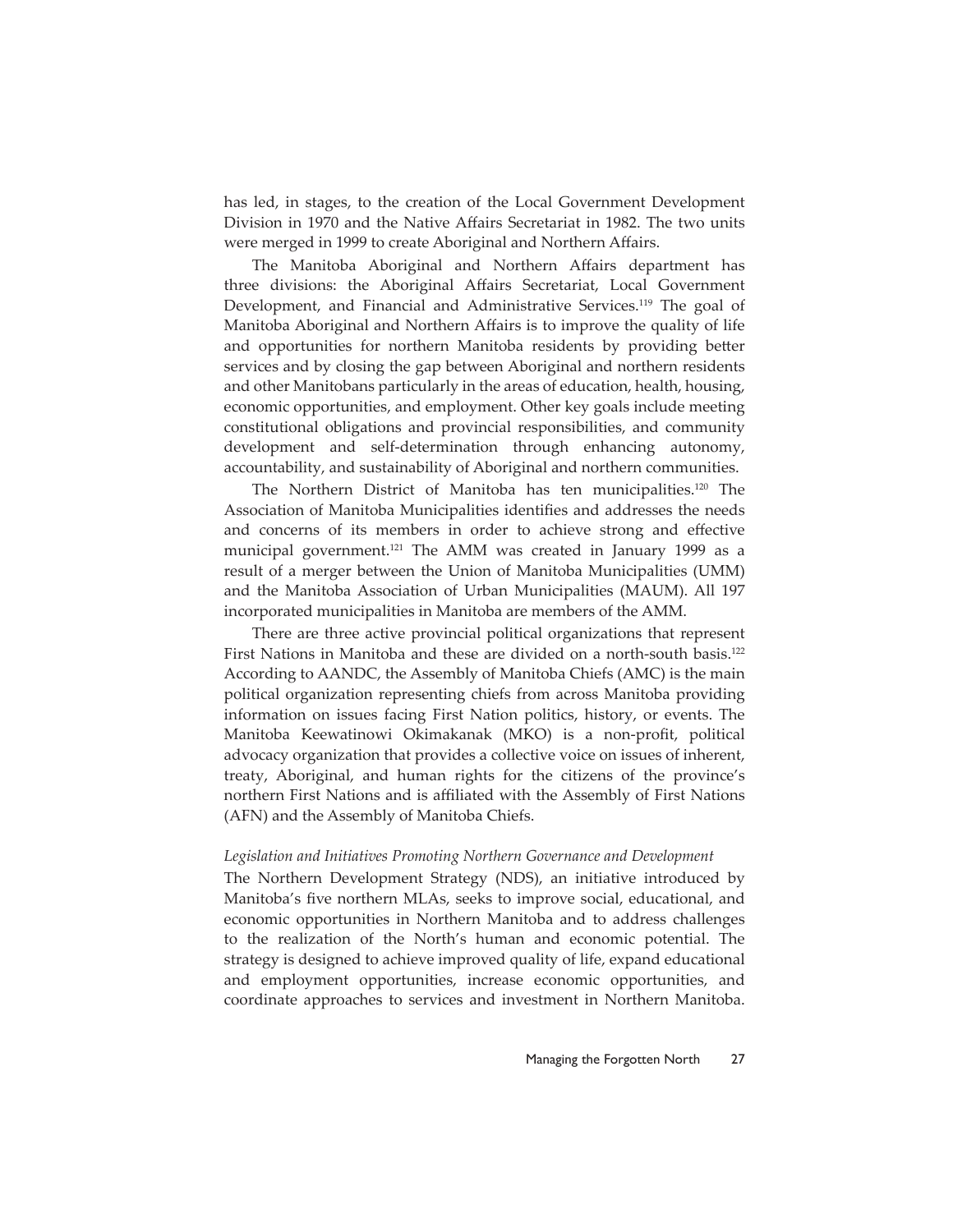has led, in stages, to the creation of the Local Government Development Division in 1970 and the Native Affairs Secretariat in 1982. The two units were merged in 1999 to create Aboriginal and Northern Affairs.

The Manitoba Aboriginal and Northern Affairs department has three divisions: the Aboriginal Affairs Secretariat, Local Government Development, and Financial and Administrative Services.[119] The goal of Manitoba Aboriginal and Northern Affairs is to improve the quality of life and opportunities for northern Manitoba residents by providing better services and by closing the gap between Aboriginal and northern residents and other Manitobans particularly in the areas of education, health, housing, economic opportunities, and employment. Other key goals include meeting constitutional obligations and provincial responsibilities, and community development and self-determination through enhancing autonomy, accountability, and sustainability of Aboriginal and northern communities.

The Northern District of Manitoba has ten municipalities.[120] The Association of Manitoba Municipalities identifies and addresses the needs and concerns of its members in order to achieve strong and effective municipal government.[121] The AMM was created in January 1999 as a result of a merger between the Union of Manitoba Municipalities (UMM) and the Manitoba Association of Urban Municipalities (MAUM). All 197 incorporated municipalities in Manitoba are members of the AMM.

There are three active provincial political organizations that represent First Nations in Manitoba and these are divided on a north-south basis.[122] According to AANDC, the Assembly of Manitoba Chiefs (AMC) is the main political organization representing chiefs from across Manitoba providing information on issues facing First Nation politics, history, or events. The Manitoba Keewatinowi Okimakanak (MKO) is a non-profit, political advocacy organization that provides a collective voice on issues of inherent, treaty, Aboriginal, and human rights for the citizens of the province's northern First Nations and is affiliated with the Assembly of First Nations (AFN) and the Assembly of Manitoba Chiefs.

*Legislation and Initiatives Promoting Northern Governance and Development*

The Northern Development Strategy (NDS), an initiative introduced by Manitoba's five northern MLAs, seeks to improve social, educational, and economic opportunities in Northern Manitoba and to address challenges to the realization of the North's human and economic potential. The strategy is designed to achieve improved quality of life, expand educational and employment opportunities, increase economic opportunities, and coordinate approaches to services and investment in Northern Manitoba.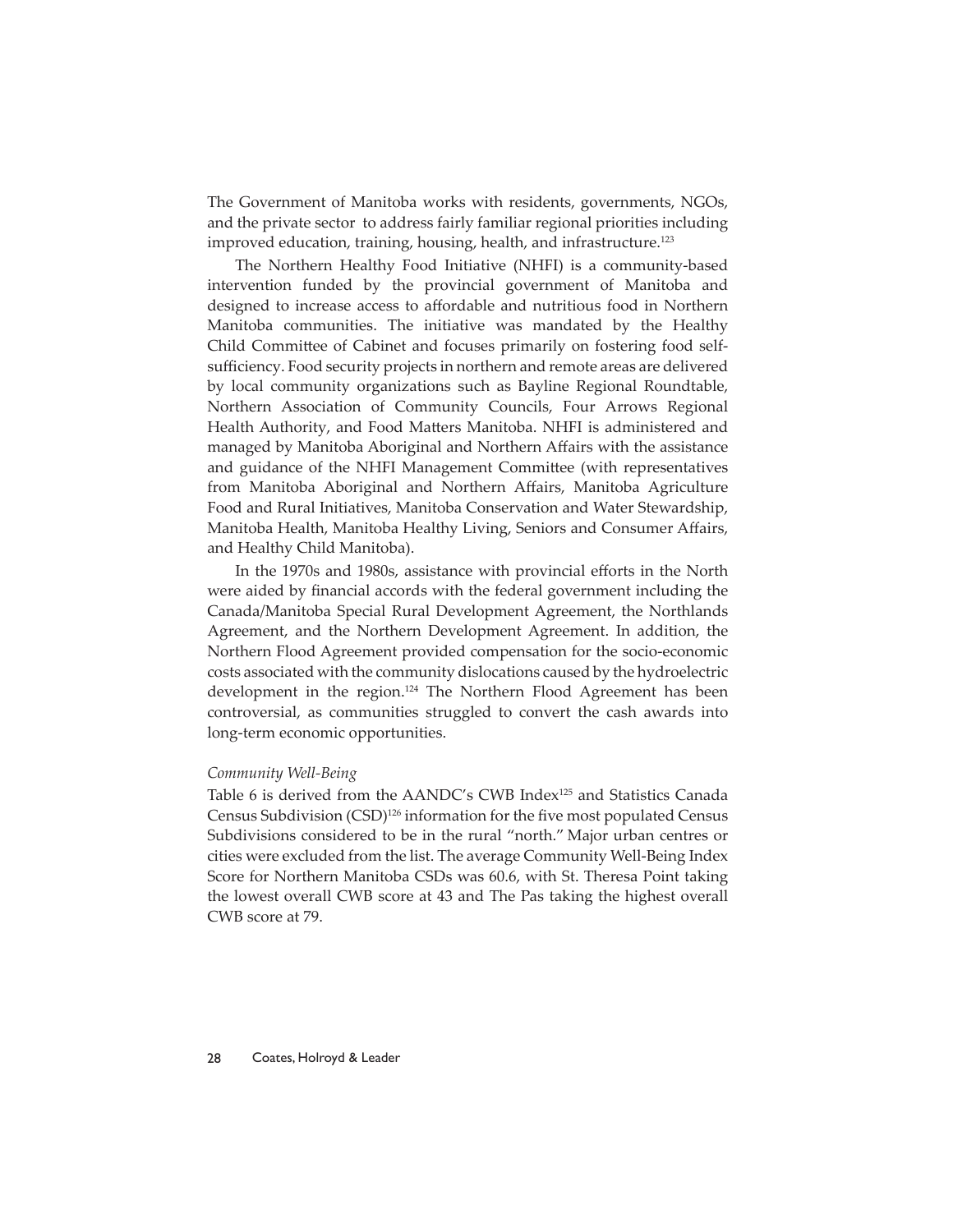The Government of Manitoba works with residents, governments, NGOs, and the private sector to address fairly familiar regional priorities including improved education, training, housing, health, and infrastructure.[123]

The Northern Healthy Food Initiative (NHFI) is a community-based intervention funded by the provincial government of Manitoba and designed to increase access to affordable and nutritious food in Northern Manitoba communities. The initiative was mandated by the Healthy Child Committee of Cabinet and focuses primarily on fostering food self-sufficiency. Food security projects in northern and remote areas are delivered by local community organizations such as Bayline Regional Roundtable, Northern Association of Community Councils, Four Arrows Regional Health Authority, and Food Matters Manitoba. NHFI is administered and managed by Manitoba Aboriginal and Northern Affairs with the assistance and guidance of the NHFI Management Committee (with representatives from Manitoba Aboriginal and Northern Affairs, Manitoba Agriculture Food and Rural Initiatives, Manitoba Conservation and Water Stewardship, Manitoba Health, Manitoba Healthy Living, Seniors and Consumer Affairs, and Healthy Child Manitoba).

In the 1970s and 1980s, assistance with provincial efforts in the North were aided by financial accords with the federal government including the Canada/Manitoba Special Rural Development Agreement, the Northlands Agreement, and the Northern Development Agreement. In addition, the Northern Flood Agreement provided compensation for the socio-economic costs associated with the community dislocations caused by the hydroelectric development in the region.[124] The Northern Flood Agreement has been controversial, as communities struggled to convert the cash awards into long-term economic opportunities.

*Community Well-Being*

Table 6 is derived from the AANDC's CWB Index[125] and Statistics Canada Census Subdivision (CSD)[126] information for the five most populated Census Subdivisions considered to be in the rural "north." Major urban centres or cities were excluded from the list. The average Community Well-Being Index Score for Northern Manitoba CSDs was 60.6, with St. Theresa Point taking the lowest overall CWB score at 43 and The Pas taking the highest overall CWB score at 79.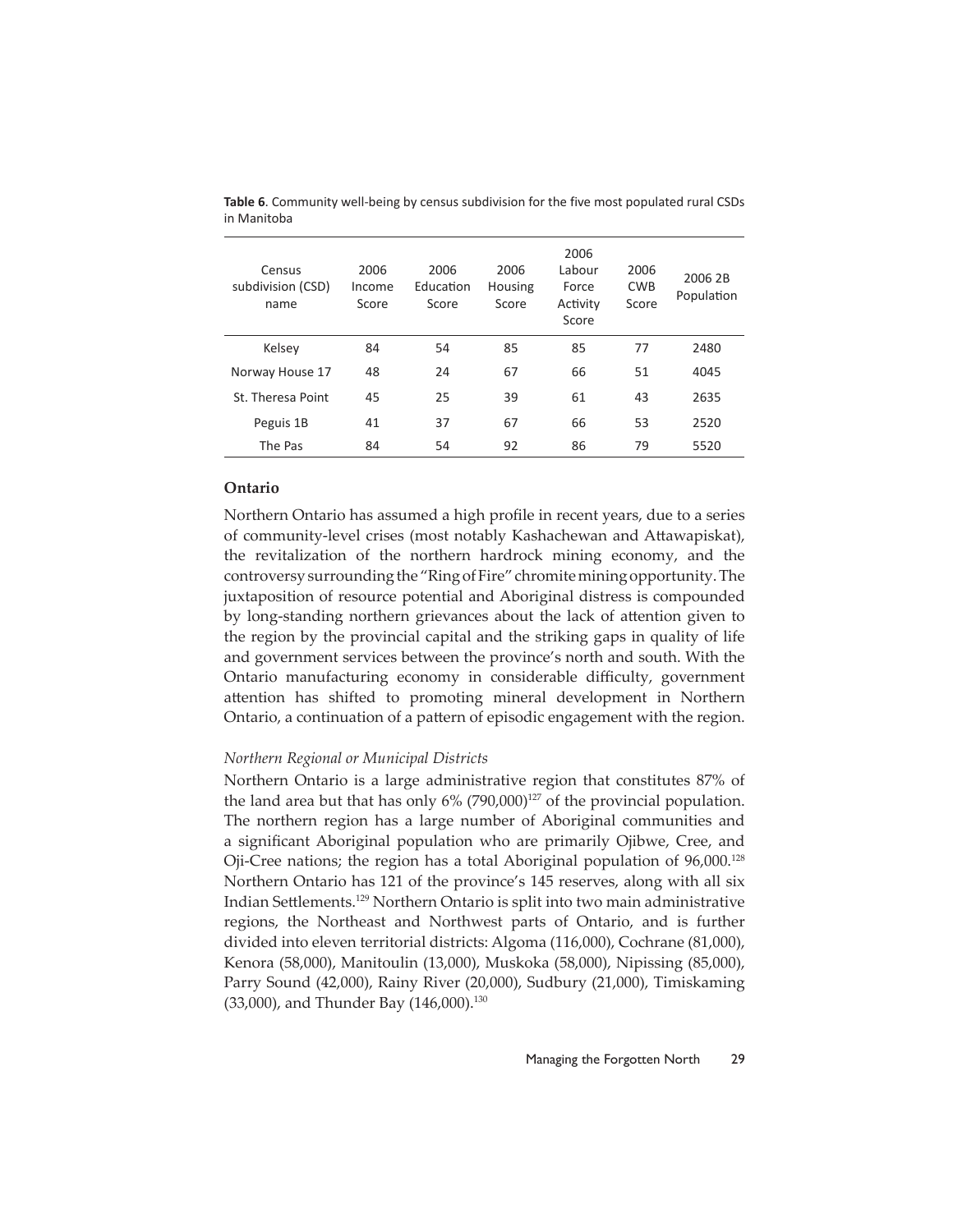**Table 6**. Community well-being by census subdivision for the five most populated rural CSDs in Manitoba

| Census subdivision (CSD) name | 2006 Income Score | 2006 Education Score | 2006 Housing Score | 2006 Labour Force Activity Score | 2006 CWB Score | 2006 2B Population |
|---|---|---|---|---|---|---|
| Kelsey | 84 | 54 | 85 | 85 | 77 | 2480 |
| Norway House 17 | 48 | 24 | 67 | 66 | 51 | 4045 |
| St. Theresa Point | 45 | 25 | 39 | 61 | 43 | 2635 |
| Peguis 1B | 41 | 37 | 67 | 66 | 53 | 2520 |
| The Pas | 84 | 54 | 92 | 86 | 79 | 5520 |

## Ontario

Northern Ontario has assumed a high profile in recent years, due to a series of community-level crises (most notably Kashachewan and Attawapiskat), the revitalization of the northern hardrock mining economy, and the controversy surrounding the "Ring of Fire" chromite mining opportunity. The juxtaposition of resource potential and Aboriginal distress is compounded by long-standing northern grievances about the lack of attention given to the region by the provincial capital and the striking gaps in quality of life and government services between the province's north and south. With the Ontario manufacturing economy in considerable difficulty, government attention has shifted to promoting mineral development in Northern Ontario, a continuation of a pattern of episodic engagement with the region.

### *Northern Regional or Municipal Districts*

Northern Ontario is a large administrative region that constitutes 87% of the land area but that has only 6% (790,000)[127] of the provincial population. The northern region has a large number of Aboriginal communities and a significant Aboriginal population who are primarily Ojibwe, Cree, and Oji-Cree nations; the region has a total Aboriginal population of 96,000.[128] Northern Ontario has 121 of the province's 145 reserves, along with all six Indian Settlements.[129] Northern Ontario is split into two main administrative regions, the Northeast and Northwest parts of Ontario, and is further divided into eleven territorial districts: Algoma (116,000), Cochrane (81,000), Kenora (58,000), Manitoulin (13,000), Muskoka (58,000), Nipissing (85,000), Parry Sound (42,000), Rainy River (20,000), Sudbury (21,000), Timiskaming (33,000), and Thunder Bay (146,000).[130]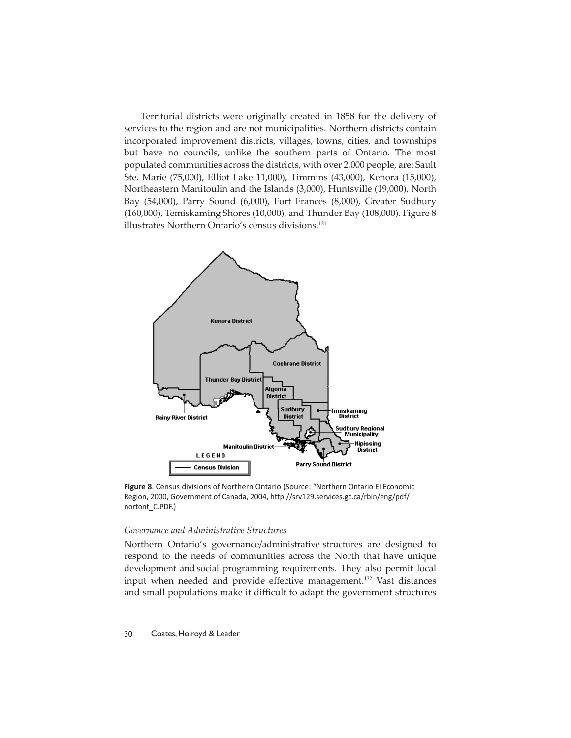Territorial districts were originally created in 1858 for the delivery of services to the region and are not municipalities. Northern districts contain incorporated improvement districts, villages, towns, cities, and townships but have no councils, unlike the southern parts of Ontario. The most populated communities across the districts, with over 2,000 people, are: Sault Ste. Marie (75,000), Elliot Lake 11,000), Timmins (43,000), Kenora (15,000), Northeastern Manitoulin and the Islands (3,000), Huntsville (19,000), North Bay (54,000), Parry Sound (6,000), Fort Frances (8,000), Greater Sudbury (160,000), Temiskaming Shores (10,000), and Thunder Bay (108,000). Figure 8 illustrates Northern Ontario's census divisions.[131]

**Figure 8**. Census divisions of Northern Ontario (Source: "Northern Ontario EI Economic Region, 2000, Government of Canada, 2004, http://srv129.services.gc.ca/rbin/eng/pdf/nortont_C.PDF.)

*Governance and Administrative Structures*

Northern Ontario's governance/administrative structures are designed to respond to the needs of communities across the North that have unique development and social programming requirements. They also permit local input when needed and provide effective management.[132] Vast distances and small populations make it difficult to adapt the government structures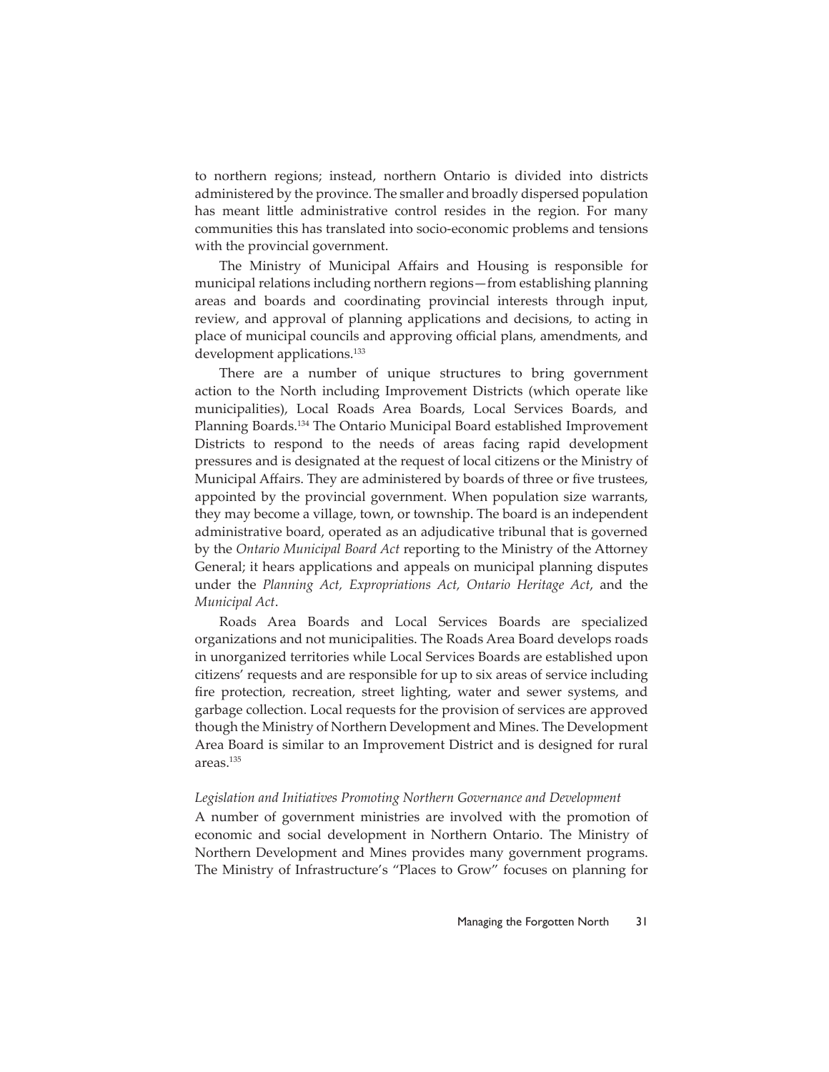to northern regions; instead, northern Ontario is divided into districts administered by the province. The smaller and broadly dispersed population has meant little administrative control resides in the region. For many communities this has translated into socio-economic problems and tensions with the provincial government.

The Ministry of Municipal Affairs and Housing is responsible for municipal relations including northern regions—from establishing planning areas and boards and coordinating provincial interests through input, review, and approval of planning applications and decisions, to acting in place of municipal councils and approving official plans, amendments, and development applications.[133]

There are a number of unique structures to bring government action to the North including Improvement Districts (which operate like municipalities), Local Roads Area Boards, Local Services Boards, and Planning Boards.[134] The Ontario Municipal Board established Improvement Districts to respond to the needs of areas facing rapid development pressures and is designated at the request of local citizens or the Ministry of Municipal Affairs. They are administered by boards of three or five trustees, appointed by the provincial government. When population size warrants, they may become a village, town, or township. The board is an independent administrative board, operated as an adjudicative tribunal that is governed by the *Ontario Municipal Board Act* reporting to the Ministry of the Attorney General; it hears applications and appeals on municipal planning disputes under the *Planning Act, Expropriations Act, Ontario Heritage Act*, and the *Municipal Act*.

Roads Area Boards and Local Services Boards are specialized organizations and not municipalities. The Roads Area Board develops roads in unorganized territories while Local Services Boards are established upon citizens' requests and are responsible for up to six areas of service including fire protection, recreation, street lighting, water and sewer systems, and garbage collection. Local requests for the provision of services are approved though the Ministry of Northern Development and Mines. The Development Area Board is similar to an Improvement District and is designed for rural areas.[135]

*Legislation and Initiatives Promoting Northern Governance and Development*

A number of government ministries are involved with the promotion of economic and social development in Northern Ontario. The Ministry of Northern Development and Mines provides many government programs. The Ministry of Infrastructure's "Places to Grow" focuses on planning for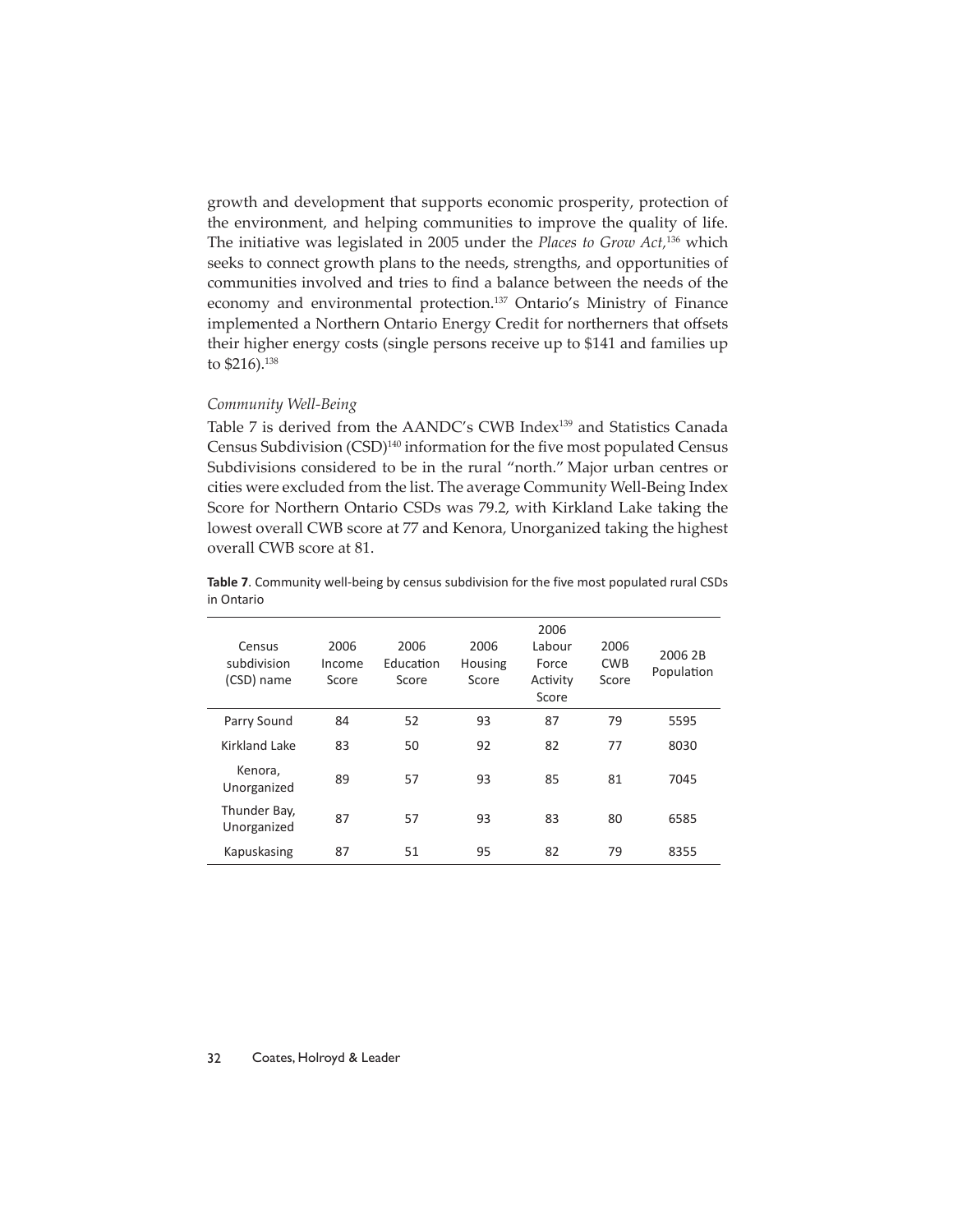growth and development that supports economic prosperity, protection of the environment, and helping communities to improve the quality of life. The initiative was legislated in 2005 under the *Places to Grow Act*,[136] which seeks to connect growth plans to the needs, strengths, and opportunities of communities involved and tries to find a balance between the needs of the economy and environmental protection.[137] Ontario's Ministry of Finance implemented a Northern Ontario Energy Credit for northerners that offsets their higher energy costs (single persons receive up to $141 and families up to $216).[138]

*Community Well-Being*

Table 7 is derived from the AANDC's CWB Index[139] and Statistics Canada Census Subdivision (CSD)[140] information for the five most populated Census Subdivisions considered to be in the rural "north." Major urban centres or cities were excluded from the list. The average Community Well-Being Index Score for Northern Ontario CSDs was 79.2, with Kirkland Lake taking the lowest overall CWB score at 77 and Kenora, Unorganized taking the highest overall CWB score at 81.

**Table 7**. Community well-being by census subdivision for the five most populated rural CSDs in Ontario

| Census subdivision (CSD) name | 2006 Income Score | 2006 Education Score | 2006 Housing Score | 2006 Labour Force Activity Score | 2006 CWB Score | 2006 2B Population |
|---|---|---|---|---|---|---|
| Parry Sound | 84 | 52 | 93 | 87 | 79 | 5595 |
| Kirkland Lake | 83 | 50 | 92 | 82 | 77 | 8030 |
| Kenora, Unorganized | 89 | 57 | 93 | 85 | 81 | 7045 |
| Thunder Bay, Unorganized | 87 | 57 | 93 | 83 | 80 | 6585 |
| Kapuskasing | 87 | 51 | 95 | 82 | 79 | 8355 |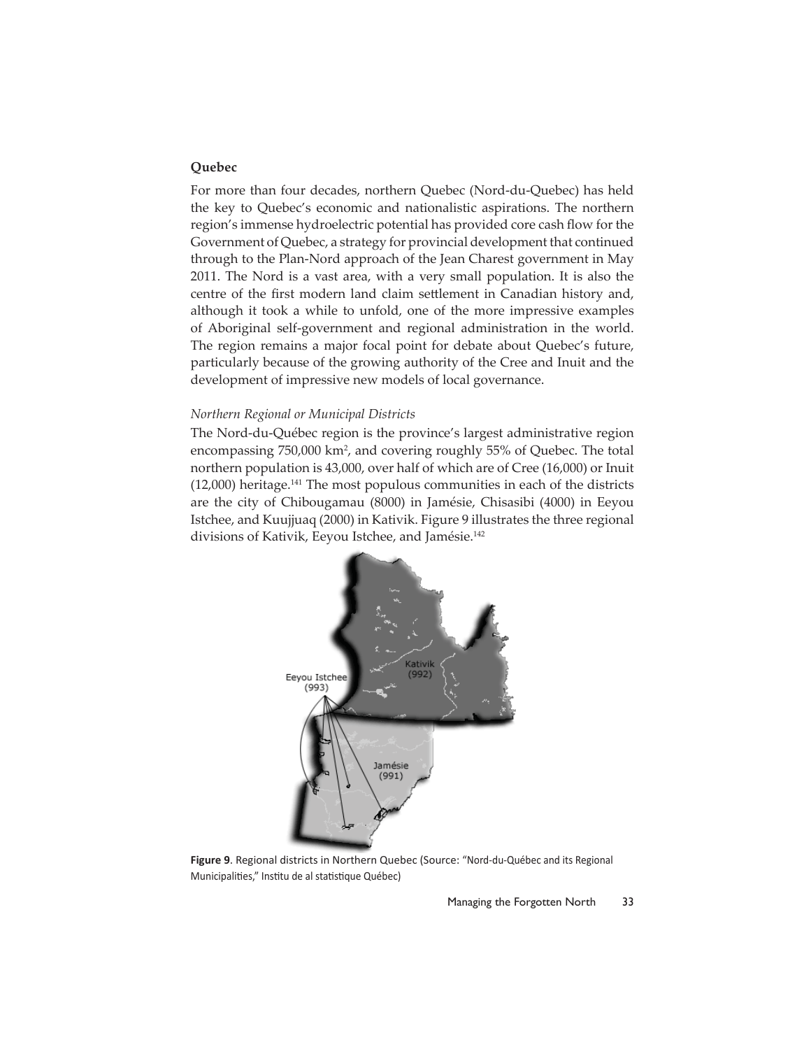## Quebec

For more than four decades, northern Quebec (Nord-du-Quebec) has held the key to Quebec's economic and nationalistic aspirations. The northern region's immense hydroelectric potential has provided core cash flow for the Government of Quebec, a strategy for provincial development that continued through to the Plan-Nord approach of the Jean Charest government in May 2011. The Nord is a vast area, with a very small population. It is also the centre of the first modern land claim settlement in Canadian history and, although it took a while to unfold, one of the more impressive examples of Aboriginal self-government and regional administration in the world. The region remains a major focal point for debate about Quebec's future, particularly because of the growing authority of the Cree and Inuit and the development of impressive new models of local governance.

### *Northern Regional or Municipal Districts*

The Nord-du-Québec region is the province's largest administrative region encompassing 750,000 km$^2$, and covering roughly 55% of Quebec. The total northern population is 43,000, over half of which are of Cree (16,000) or Inuit (12,000) heritage.[141] The most populous communities in each of the districts are the city of Chibougamau (8000) in Jamésie, Chisasibi (4000) in Eeyou Istchee, and Kuujjuaq (2000) in Kativik. Figure 9 illustrates the three regional divisions of Kativik, Eeyou Istchee, and Jamésie.[142]

**Figure 9**. Regional districts in Northern Quebec (Source: "Nord-du-Québec and its Regional Municipalities," Institu de al statistique Québec)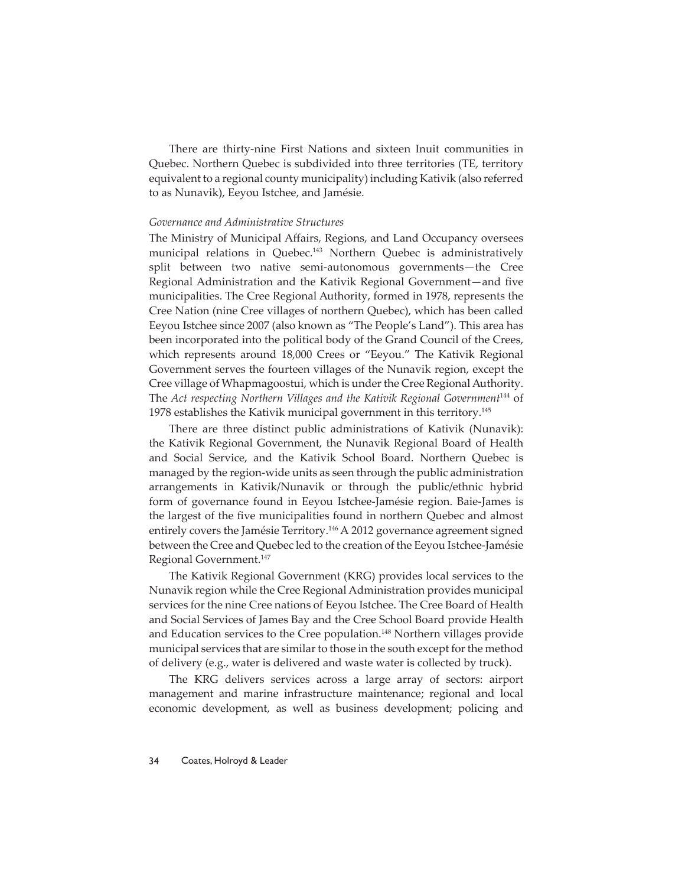There are thirty-nine First Nations and sixteen Inuit communities in Quebec. Northern Quebec is subdivided into three territories (TE, territory equivalent to a regional county municipality) including Kativik (also referred to as Nunavik), Eeyou Istchee, and Jamésie.

*Governance and Administrative Structures*

The Ministry of Municipal Affairs, Regions, and Land Occupancy oversees municipal relations in Quebec.[143] Northern Quebec is administratively split between two native semi-autonomous governments—the Cree Regional Administration and the Kativik Regional Government—and five municipalities. The Cree Regional Authority, formed in 1978, represents the Cree Nation (nine Cree villages of northern Quebec), which has been called Eeyou Istchee since 2007 (also known as "The People's Land"). This area has been incorporated into the political body of the Grand Council of the Crees, which represents around 18,000 Crees or "Eeyou." The Kativik Regional Government serves the fourteen villages of the Nunavik region, except the Cree village of Whapmagoostui, which is under the Cree Regional Authority. The *Act respecting Northern Villages and the Kativik Regional Government*[144] of 1978 establishes the Kativik municipal government in this territory.[145]

There are three distinct public administrations of Kativik (Nunavik): the Kativik Regional Government, the Nunavik Regional Board of Health and Social Service, and the Kativik School Board. Northern Quebec is managed by the region-wide units as seen through the public administration arrangements in Kativik/Nunavik or through the public/ethnic hybrid form of governance found in Eeyou Istchee-Jamésie region. Baie-James is the largest of the five municipalities found in northern Quebec and almost entirely covers the Jamésie Territory.[146] A 2012 governance agreement signed between the Cree and Quebec led to the creation of the Eeyou Istchee-Jamésie Regional Government.[147]

The Kativik Regional Government (KRG) provides local services to the Nunavik region while the Cree Regional Administration provides municipal services for the nine Cree nations of Eeyou Istchee. The Cree Board of Health and Social Services of James Bay and the Cree School Board provide Health and Education services to the Cree population.[148] Northern villages provide municipal services that are similar to those in the south except for the method of delivery (e.g., water is delivered and waste water is collected by truck).

The KRG delivers services across a large array of sectors: airport management and marine infrastructure maintenance; regional and local economic development, as well as business development; policing and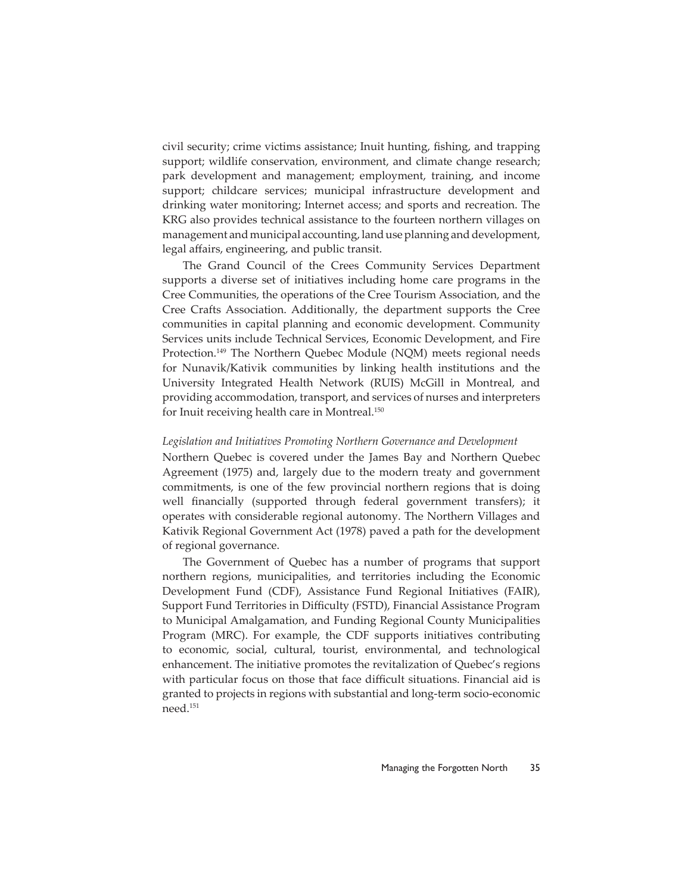civil security; crime victims assistance; Inuit hunting, fishing, and trapping support; wildlife conservation, environment, and climate change research; park development and management; employment, training, and income support; childcare services; municipal infrastructure development and drinking water monitoring; Internet access; and sports and recreation. The KRG also provides technical assistance to the fourteen northern villages on management and municipal accounting, land use planning and development, legal affairs, engineering, and public transit.

The Grand Council of the Crees Community Services Department supports a diverse set of initiatives including home care programs in the Cree Communities, the operations of the Cree Tourism Association, and the Cree Crafts Association. Additionally, the department supports the Cree communities in capital planning and economic development. Community Services units include Technical Services, Economic Development, and Fire Protection.[149] The Northern Quebec Module (NQM) meets regional needs for Nunavik/Kativik communities by linking health institutions and the University Integrated Health Network (RUIS) McGill in Montreal, and providing accommodation, transport, and services of nurses and interpreters for Inuit receiving health care in Montreal.[150]

*Legislation and Initiatives Promoting Northern Governance and Development*

Northern Quebec is covered under the James Bay and Northern Quebec Agreement (1975) and, largely due to the modern treaty and government commitments, is one of the few provincial northern regions that is doing well financially (supported through federal government transfers); it operates with considerable regional autonomy. The Northern Villages and Kativik Regional Government Act (1978) paved a path for the development of regional governance.

The Government of Quebec has a number of programs that support northern regions, municipalities, and territories including the Economic Development Fund (CDF), Assistance Fund Regional Initiatives (FAIR), Support Fund Territories in Difficulty (FSTD), Financial Assistance Program to Municipal Amalgamation, and Funding Regional County Municipalities Program (MRC). For example, the CDF supports initiatives contributing to economic, social, cultural, tourist, environmental, and technological enhancement. The initiative promotes the revitalization of Quebec's regions with particular focus on those that face difficult situations. Financial aid is granted to projects in regions with substantial and long-term socio-economic need.[151]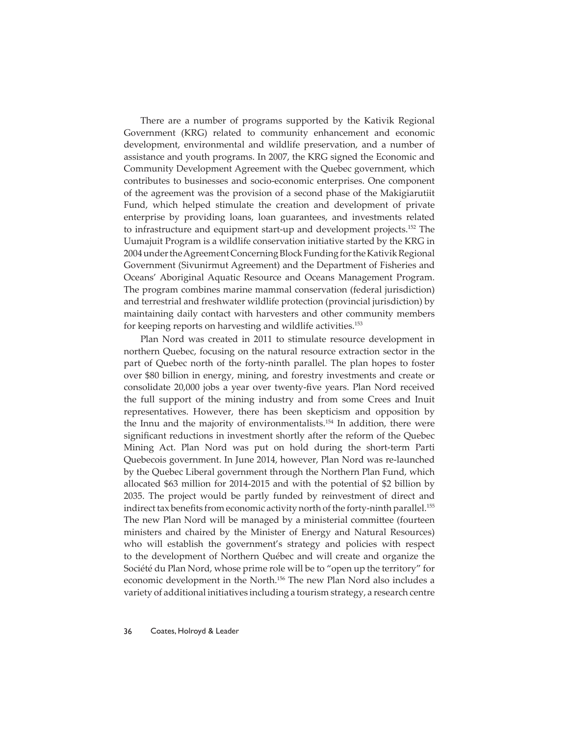There are a number of programs supported by the Kativik Regional Government (KRG) related to community enhancement and economic development, environmental and wildlife preservation, and a number of assistance and youth programs. In 2007, the KRG signed the Economic and Community Development Agreement with the Quebec government, which contributes to businesses and socio-economic enterprises. One component of the agreement was the provision of a second phase of the Makigiarutiit Fund, which helped stimulate the creation and development of private enterprise by providing loans, loan guarantees, and investments related to infrastructure and equipment start-up and development projects.[152] The Uumajuit Program is a wildlife conservation initiative started by the KRG in 2004 under the Agreement Concerning Block Funding for the Kativik Regional Government (Sivunirmut Agreement) and the Department of Fisheries and Oceans' Aboriginal Aquatic Resource and Oceans Management Program. The program combines marine mammal conservation (federal jurisdiction) and terrestrial and freshwater wildlife protection (provincial jurisdiction) by maintaining daily contact with harvesters and other community members for keeping reports on harvesting and wildlife activities.[153]

Plan Nord was created in 2011 to stimulate resource development in northern Quebec, focusing on the natural resource extraction sector in the part of Quebec north of the forty-ninth parallel. The plan hopes to foster over $80 billion in energy, mining, and forestry investments and create or consolidate 20,000 jobs a year over twenty-five years. Plan Nord received the full support of the mining industry and from some Crees and Inuit representatives. However, there has been skepticism and opposition by the Innu and the majority of environmentalists.[154] In addition, there were significant reductions in investment shortly after the reform of the Quebec Mining Act. Plan Nord was put on hold during the short-term Parti Quebecois government. In June 2014, however, Plan Nord was re-launched by the Quebec Liberal government through the Northern Plan Fund, which allocated $63 million for 2014-2015 and with the potential of $2 billion by 2035. The project would be partly funded by reinvestment of direct and indirect tax benefits from economic activity north of the forty-ninth parallel.[155] The new Plan Nord will be managed by a ministerial committee (fourteen ministers and chaired by the Minister of Energy and Natural Resources) who will establish the government's strategy and policies with respect to the development of Northern Québec and will create and organize the Société du Plan Nord, whose prime role will be to "open up the territory" for economic development in the North.[156] The new Plan Nord also includes a variety of additional initiatives including a tourism strategy, a research centre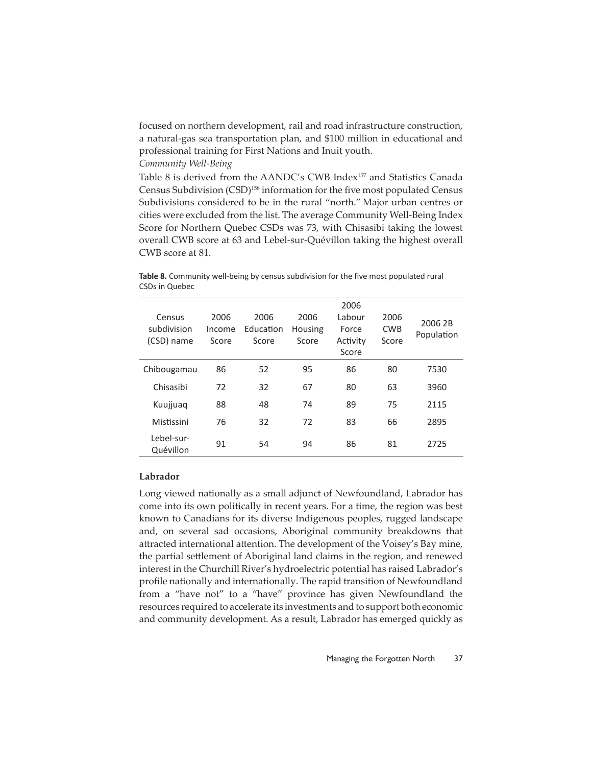focused on northern development, rail and road infrastructure construction, a natural-gas sea transportation plan, and $100 million in educational and professional training for First Nations and Inuit youth.

*Community Well-Being*

Table 8 is derived from the AANDC's CWB Index[157] and Statistics Canada Census Subdivision (CSD)[158] information for the five most populated Census Subdivisions considered to be in the rural "north." Major urban centres or cities were excluded from the list. The average Community Well-Being Index Score for Northern Quebec CSDs was 73, with Chisasibi taking the lowest overall CWB score at 63 and Lebel-sur-Quévillon taking the highest overall CWB score at 81.

**Table 8.** Community well-being by census subdivision for the five most populated rural CSDs in Quebec

| Census subdivision (CSD) name | 2006 Income Score | 2006 Education Score | 2006 Housing Score | 2006 Labour Force Activity Score | 2006 CWB Score | 2006 2B Population |
|---|---|---|---|---|---|---|
| Chibougamau | 86 | 52 | 95 | 86 | 80 | 7530 |
| Chisasibi | 72 | 32 | 67 | 80 | 63 | 3960 |
| Kuujjuaq | 88 | 48 | 74 | 89 | 75 | 2115 |
| Mistissini | 76 | 32 | 72 | 83 | 66 | 2895 |
| Lebel-sur-Quévillon | 91 | 54 | 94 | 86 | 81 | 2725 |

## Labrador

Long viewed nationally as a small adjunct of Newfoundland, Labrador has come into its own politically in recent years. For a time, the region was best known to Canadians for its diverse Indigenous peoples, rugged landscape and, on several sad occasions, Aboriginal community breakdowns that attracted international attention. The development of the Voisey's Bay mine, the partial settlement of Aboriginal land claims in the region, and renewed interest in the Churchill River's hydroelectric potential has raised Labrador's profile nationally and internationally. The rapid transition of Newfoundland from a "have not" to a "have" province has given Newfoundland the resources required to accelerate its investments and to support both economic and community development. As a result, Labrador has emerged quickly as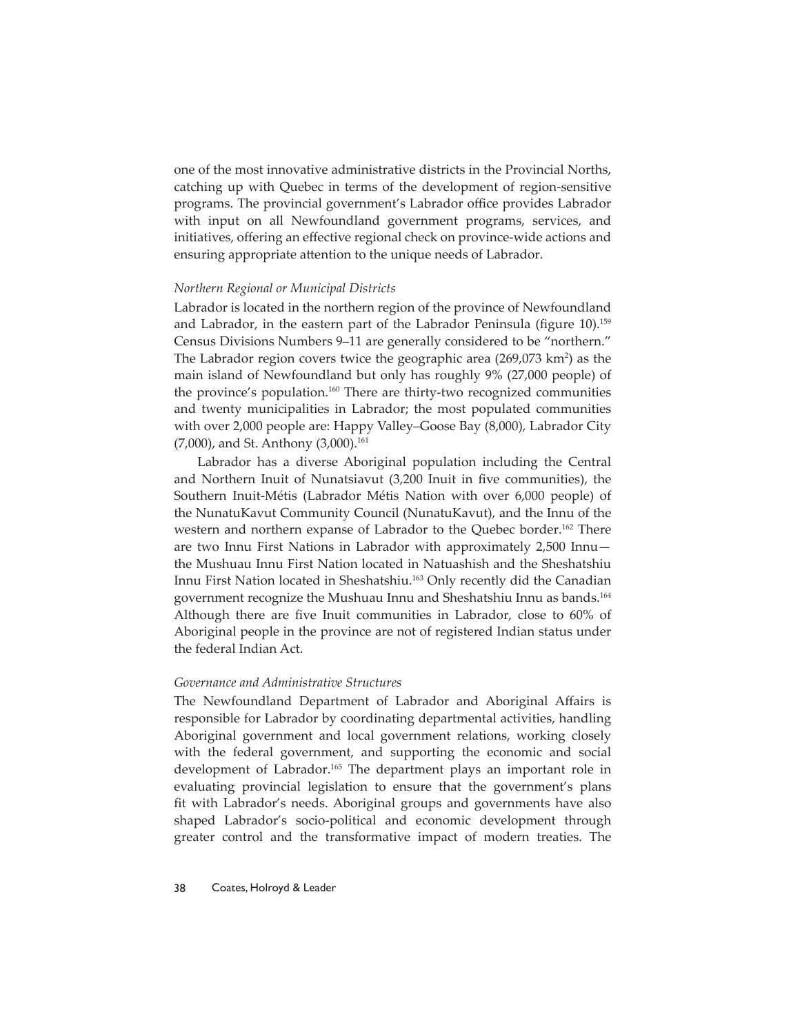one of the most innovative administrative districts in the Provincial Norths, catching up with Quebec in terms of the development of region-sensitive programs. The provincial government's Labrador office provides Labrador with input on all Newfoundland government programs, services, and initiatives, offering an effective regional check on province-wide actions and ensuring appropriate attention to the unique needs of Labrador.

### *Northern Regional or Municipal Districts*

Labrador is located in the northern region of the province of Newfoundland and Labrador, in the eastern part of the Labrador Peninsula (figure 10).[159] Census Divisions Numbers 9–11 are generally considered to be "northern." The Labrador region covers twice the geographic area (269,073 km$^2$) as the main island of Newfoundland but only has roughly 9% (27,000 people) of the province's population.[160] There are thirty-two recognized communities and twenty municipalities in Labrador; the most populated communities with over 2,000 people are: Happy Valley–Goose Bay (8,000), Labrador City (7,000), and St. Anthony (3,000).[161]

Labrador has a diverse Aboriginal population including the Central and Northern Inuit of Nunatsiavut (3,200 Inuit in five communities), the Southern Inuit-Métis (Labrador Métis Nation with over 6,000 people) of the NunatuKavut Community Council (NunatuKavut), and the Innu of the western and northern expanse of Labrador to the Quebec border.[162] There are two Innu First Nations in Labrador with approximately 2,500 Innu—the Mushuau Innu First Nation located in Natuashish and the Sheshatshiu Innu First Nation located in Sheshatshiu.[163] Only recently did the Canadian government recognize the Mushuau Innu and Sheshatshiu Innu as bands.[164] Although there are five Inuit communities in Labrador, close to 60% of Aboriginal people in the province are not of registered Indian status under the federal Indian Act.

### *Governance and Administrative Structures*

The Newfoundland Department of Labrador and Aboriginal Affairs is responsible for Labrador by coordinating departmental activities, handling Aboriginal government and local government relations, working closely with the federal government, and supporting the economic and social development of Labrador.[165] The department plays an important role in evaluating provincial legislation to ensure that the government's plans fit with Labrador's needs. Aboriginal groups and governments have also shaped Labrador's socio-political and economic development through greater control and the transformative impact of modern treaties. The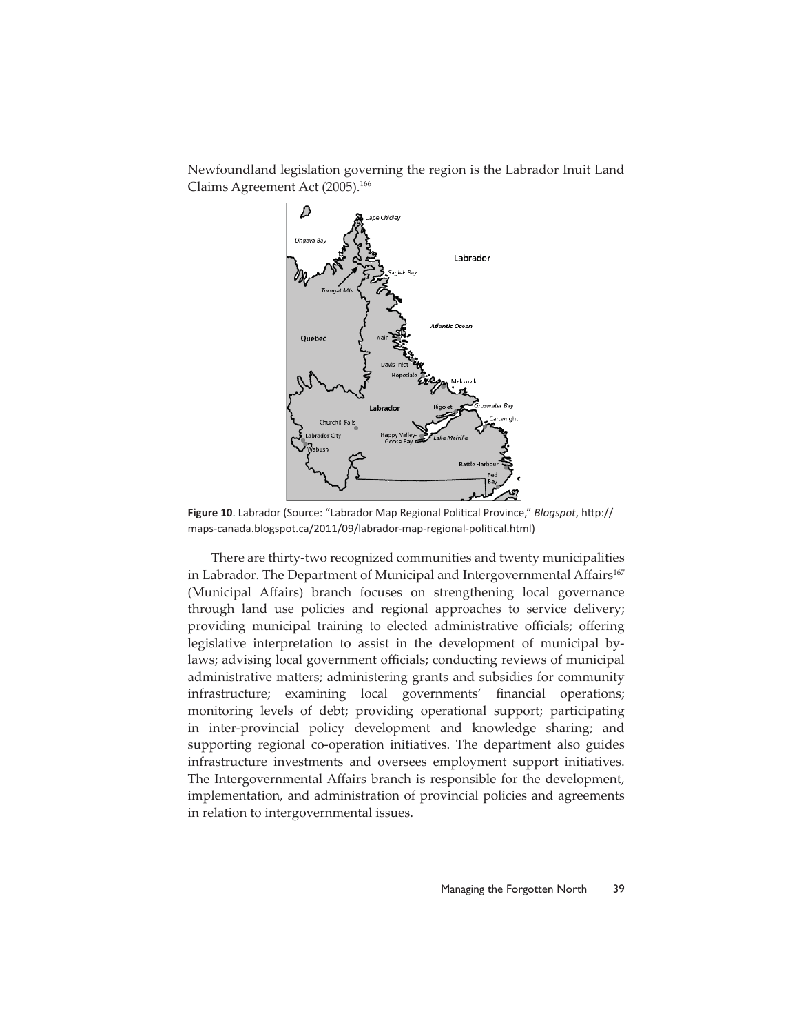Newfoundland legislation governing the region is the Labrador Inuit Land Claims Agreement Act (2005).[166]

**Figure 10**. Labrador (Source: "Labrador Map Regional Political Province," *Blogspot*, http://maps-canada.blogspot.ca/2011/09/labrador-map-regional-political.html)

There are thirty-two recognized communities and twenty municipalities in Labrador. The Department of Municipal and Intergovernmental Affairs[167] (Municipal Affairs) branch focuses on strengthening local governance through land use policies and regional approaches to service delivery; providing municipal training to elected administrative officials; offering legislative interpretation to assist in the development of municipal by-laws; advising local government officials; conducting reviews of municipal administrative matters; administering grants and subsidies for community infrastructure; examining local governments' financial operations; monitoring levels of debt; providing operational support; participating in inter-provincial policy development and knowledge sharing; and supporting regional co-operation initiatives. The department also guides infrastructure investments and oversees employment support initiatives. The Intergovernmental Affairs branch is responsible for the development, implementation, and administration of provincial policies and agreements in relation to intergovernmental issues.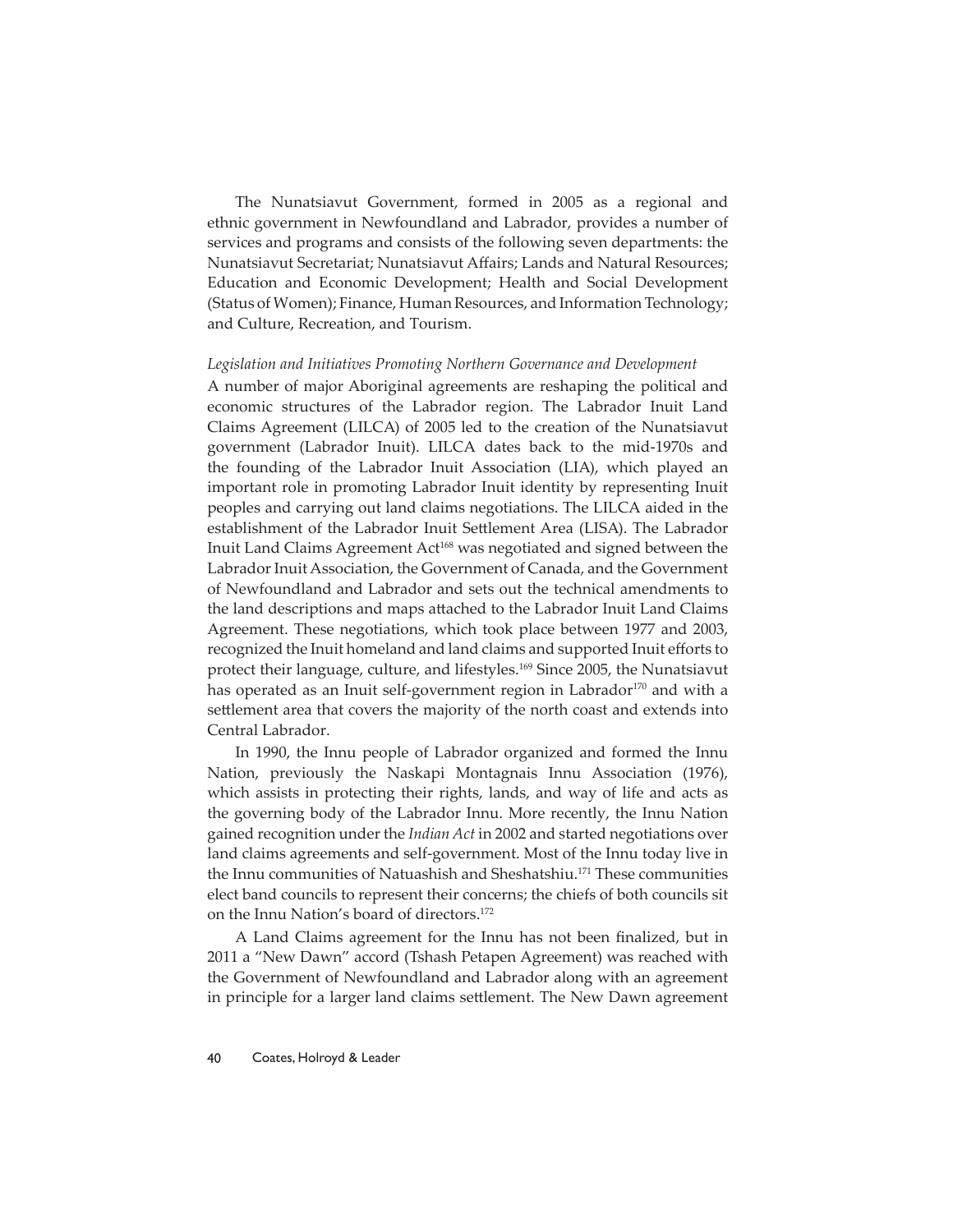The Nunatsiavut Government, formed in 2005 as a regional and ethnic government in Newfoundland and Labrador, provides a number of services and programs and consists of the following seven departments: the Nunatsiavut Secretariat; Nunatsiavut Affairs; Lands and Natural Resources; Education and Economic Development; Health and Social Development (Status of Women); Finance, Human Resources, and Information Technology; and Culture, Recreation, and Tourism.

*Legislation and Initiatives Promoting Northern Governance and Development*

A number of major Aboriginal agreements are reshaping the political and economic structures of the Labrador region. The Labrador Inuit Land Claims Agreement (LILCA) of 2005 led to the creation of the Nunatsiavut government (Labrador Inuit). LILCA dates back to the mid-1970s and the founding of the Labrador Inuit Association (LIA), which played an important role in promoting Labrador Inuit identity by representing Inuit peoples and carrying out land claims negotiations. The LILCA aided in the establishment of the Labrador Inuit Settlement Area (LISA). The Labrador Inuit Land Claims Agreement Act[168] was negotiated and signed between the Labrador Inuit Association, the Government of Canada, and the Government of Newfoundland and Labrador and sets out the technical amendments to the land descriptions and maps attached to the Labrador Inuit Land Claims Agreement. These negotiations, which took place between 1977 and 2003, recognized the Inuit homeland and land claims and supported Inuit efforts to protect their language, culture, and lifestyles.[169] Since 2005, the Nunatsiavut has operated as an Inuit self-government region in Labrador[170] and with a settlement area that covers the majority of the north coast and extends into Central Labrador.

In 1990, the Innu people of Labrador organized and formed the Innu Nation, previously the Naskapi Montagnais Innu Association (1976), which assists in protecting their rights, lands, and way of life and acts as the governing body of the Labrador Innu. More recently, the Innu Nation gained recognition under the *Indian Act* in 2002 and started negotiations over land claims agreements and self-government. Most of the Innu today live in the Innu communities of Natuashish and Sheshatshiu.[171] These communities elect band councils to represent their concerns; the chiefs of both councils sit on the Innu Nation's board of directors.[172]

A Land Claims agreement for the Innu has not been finalized, but in 2011 a "New Dawn" accord (Tshash Petapen Agreement) was reached with the Government of Newfoundland and Labrador along with an agreement in principle for a larger land claims settlement. The New Dawn agreement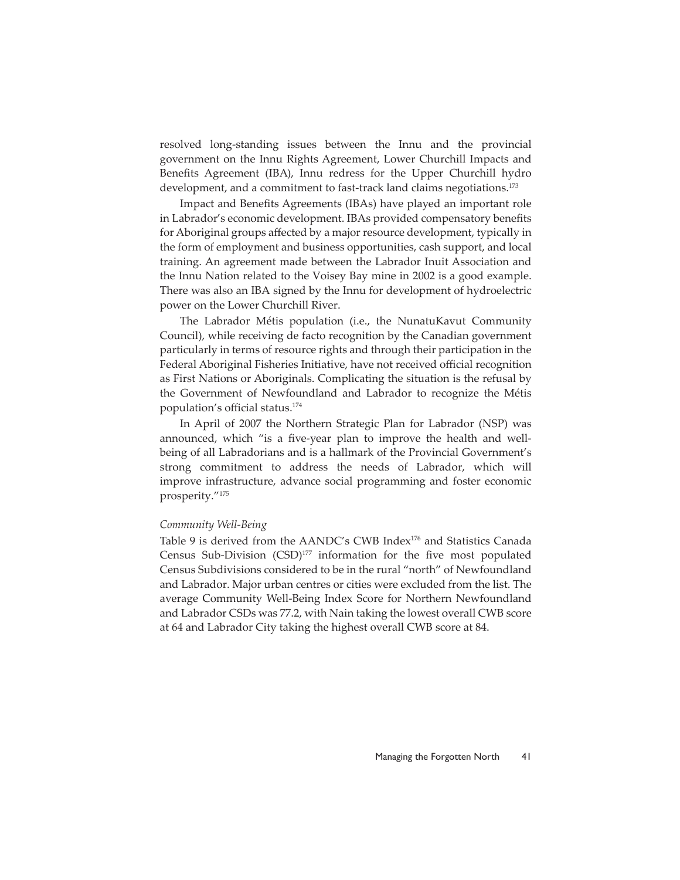resolved long-standing issues between the Innu and the provincial government on the Innu Rights Agreement, Lower Churchill Impacts and Benefits Agreement (IBA), Innu redress for the Upper Churchill hydro development, and a commitment to fast-track land claims negotiations.[173]

Impact and Benefits Agreements (IBAs) have played an important role in Labrador's economic development. IBAs provided compensatory benefits for Aboriginal groups affected by a major resource development, typically in the form of employment and business opportunities, cash support, and local training. An agreement made between the Labrador Inuit Association and the Innu Nation related to the Voisey Bay mine in 2002 is a good example. There was also an IBA signed by the Innu for development of hydroelectric power on the Lower Churchill River.

The Labrador Métis population (i.e., the NunatuKavut Community Council), while receiving de facto recognition by the Canadian government particularly in terms of resource rights and through their participation in the Federal Aboriginal Fisheries Initiative, have not received official recognition as First Nations or Aboriginals. Complicating the situation is the refusal by the Government of Newfoundland and Labrador to recognize the Métis population's official status.[174]

In April of 2007 the Northern Strategic Plan for Labrador (NSP) was announced, which "is a five-year plan to improve the health and well-being of all Labradorians and is a hallmark of the Provincial Government's strong commitment to address the needs of Labrador, which will improve infrastructure, advance social programming and foster economic prosperity."[175]

*Community Well-Being*

Table 9 is derived from the AANDC's CWB Index[176] and Statistics Canada Census Sub-Division (CSD)[177] information for the five most populated Census Subdivisions considered to be in the rural "north" of Newfoundland and Labrador. Major urban centres or cities were excluded from the list. The average Community Well-Being Index Score for Northern Newfoundland and Labrador CSDs was 77.2, with Nain taking the lowest overall CWB score at 64 and Labrador City taking the highest overall CWB score at 84.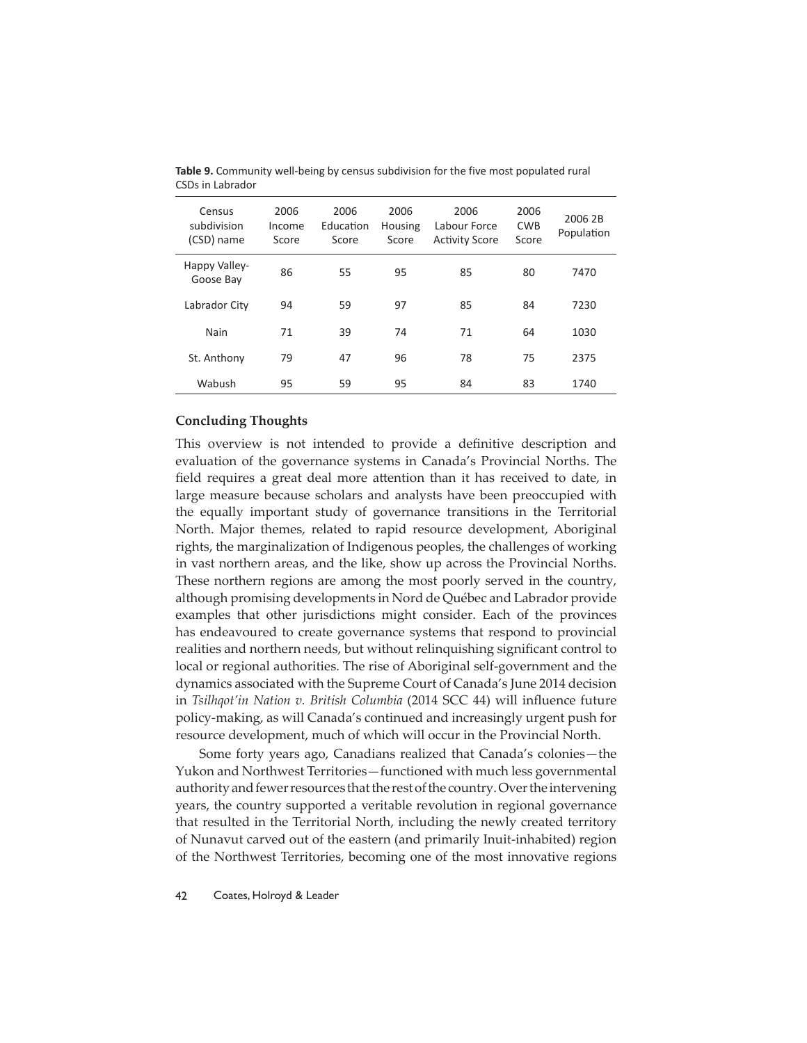**Table 9.** Community well-being by census subdivision for the five most populated rural CSDs in Labrador

| Census subdivision (CSD) name | 2006 Income Score | 2006 Education Score | 2006 Housing Score | 2006 Labour Force Activity Score | 2006 CWB Score | 2006 2B Population |
|---|---|---|---|---|---|---|
| Happy Valley-Goose Bay | 86 | 55 | 95 | 85 | 80 | 7470 |
| Labrador City | 94 | 59 | 97 | 85 | 84 | 7230 |
| Nain | 71 | 39 | 74 | 71 | 64 | 1030 |
| St. Anthony | 79 | 47 | 96 | 78 | 75 | 2375 |
| Wabush | 95 | 59 | 95 | 84 | 83 | 1740 |

## Concluding Thoughts

This overview is not intended to provide a definitive description and evaluation of the governance systems in Canada's Provincial Norths. The field requires a great deal more attention than it has received to date, in large measure because scholars and analysts have been preoccupied with the equally important study of governance transitions in the Territorial North. Major themes, related to rapid resource development, Aboriginal rights, the marginalization of Indigenous peoples, the challenges of working in vast northern areas, and the like, show up across the Provincial Norths. These northern regions are among the most poorly served in the country, although promising developments in Nord de Québec and Labrador provide examples that other jurisdictions might consider. Each of the provinces has endeavoured to create governance systems that respond to provincial realities and northern needs, but without relinquishing significant control to local or regional authorities. The rise of Aboriginal self-government and the dynamics associated with the Supreme Court of Canada's June 2014 decision in *Tsilhqot'in Nation v. British Columbia* (2014 SCC 44) will influence future policy-making, as will Canada's continued and increasingly urgent push for resource development, much of which will occur in the Provincial North.

Some forty years ago, Canadians realized that Canada's colonies—the Yukon and Northwest Territories—functioned with much less governmental authority and fewer resources that the rest of the country. Over the intervening years, the country supported a veritable revolution in regional governance that resulted in the Territorial North, including the newly created territory of Nunavut carved out of the eastern (and primarily Inuit-inhabited) region of the Northwest Territories, becoming one of the most innovative regions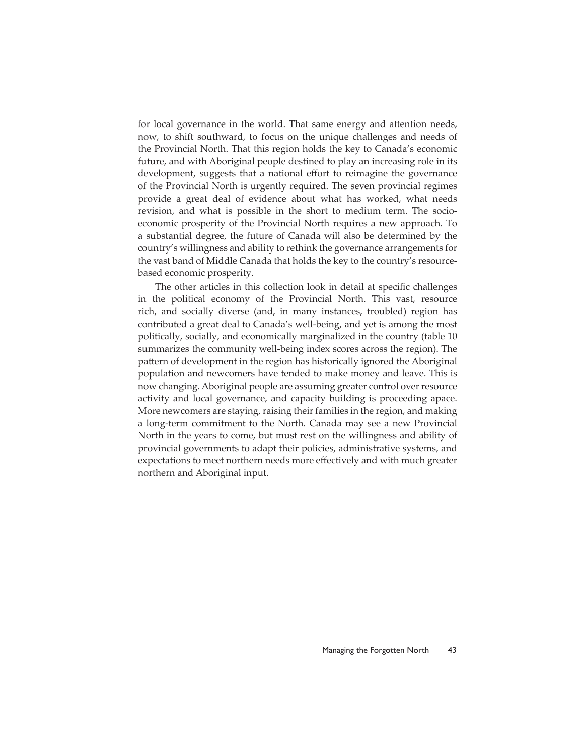for local governance in the world. That same energy and attention needs, now, to shift southward, to focus on the unique challenges and needs of the Provincial North. That this region holds the key to Canada's economic future, and with Aboriginal people destined to play an increasing role in its development, suggests that a national effort to reimagine the governance of the Provincial North is urgently required. The seven provincial regimes provide a great deal of evidence about what has worked, what needs revision, and what is possible in the short to medium term. The socio-economic prosperity of the Provincial North requires a new approach. To a substantial degree, the future of Canada will also be determined by the country's willingness and ability to rethink the governance arrangements for the vast band of Middle Canada that holds the key to the country's resource-based economic prosperity.

The other articles in this collection look in detail at specific challenges in the political economy of the Provincial North. This vast, resource rich, and socially diverse (and, in many instances, troubled) region has contributed a great deal to Canada's well-being, and yet is among the most politically, socially, and economically marginalized in the country (table 10 summarizes the community well-being index scores across the region). The pattern of development in the region has historically ignored the Aboriginal population and newcomers have tended to make money and leave. This is now changing. Aboriginal people are assuming greater control over resource activity and local governance, and capacity building is proceeding apace. More newcomers are staying, raising their families in the region, and making a long-term commitment to the North. Canada may see a new Provincial North in the years to come, but must rest on the willingness and ability of provincial governments to adapt their policies, administrative systems, and expectations to meet northern needs more effectively and with much greater northern and Aboriginal input.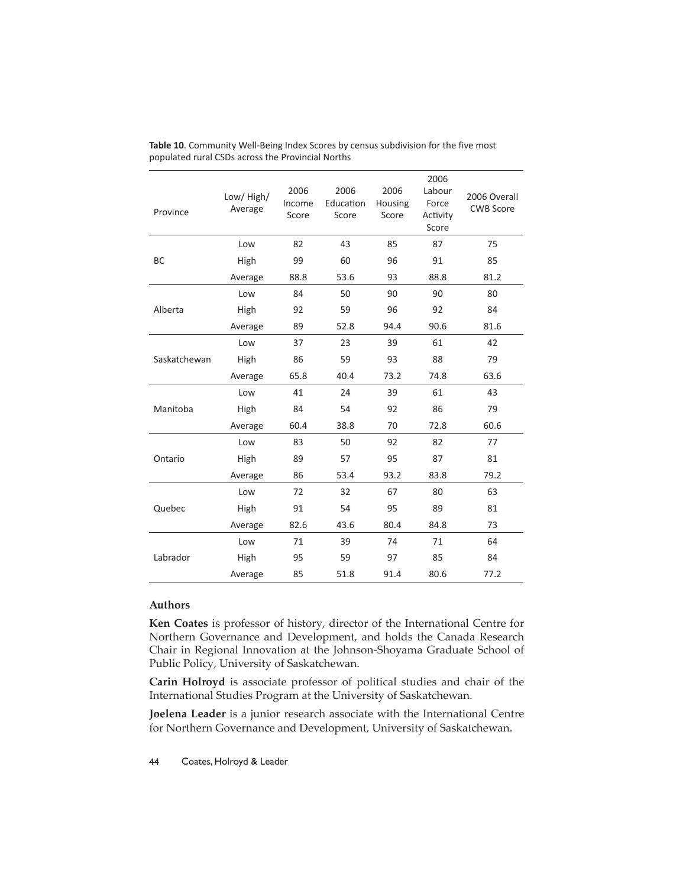**Table 10**. Community Well-Being Index Scores by census subdivision for the five most populated rural CSDs across the Provincial Norths

| Province | Low/ High/ Average | 2006 Income Score | 2006 Education Score | 2006 Housing Score | 2006 Labour Force Activity Score | 2006 Overall CWB Score |
|---|---|---|---|---|---|---|
| BC | Low | 82 | 43 | 85 | 87 | 75 |
| | High | 99 | 60 | 96 | 91 | 85 |
| | Average | 88.8 | 53.6 | 93 | 88.8 | 81.2 |
| Alberta | Low | 84 | 50 | 90 | 90 | 80 |
| | High | 92 | 59 | 96 | 92 | 84 |
| | Average | 89 | 52.8 | 94.4 | 90.6 | 81.6 |
| Saskatchewan | Low | 37 | 23 | 39 | 61 | 42 |
| | High | 86 | 59 | 93 | 88 | 79 |
| | Average | 65.8 | 40.4 | 73.2 | 74.8 | 63.6 |
| Manitoba | Low | 41 | 24 | 39 | 61 | 43 |
| | High | 84 | 54 | 92 | 86 | 79 |
| | Average | 60.4 | 38.8 | 70 | 72.8 | 60.6 |
| Ontario | Low | 83 | 50 | 92 | 82 | 77 |
| | High | 89 | 57 | 95 | 87 | 81 |
| | Average | 86 | 53.4 | 93.2 | 83.8 | 79.2 |
| Quebec | Low | 72 | 32 | 67 | 80 | 63 |
| | High | 91 | 54 | 95 | 89 | 81 |
| | Average | 82.6 | 43.6 | 80.4 | 84.8 | 73 |
| Labrador | Low | 71 | 39 | 74 | 71 | 64 |
| | High | 95 | 59 | 97 | 85 | 84 |
| | Average | 85 | 51.8 | 91.4 | 80.6 | 77.2 |

## Authors

**Ken Coates** is professor of history, director of the International Centre for Northern Governance and Development, and holds the Canada Research Chair in Regional Innovation at the Johnson-Shoyama Graduate School of Public Policy, University of Saskatchewan.

**Carin Holroyd** is associate professor of political studies and chair of the International Studies Program at the University of Saskatchewan.

**Joelena Leader** is a junior research associate with the International Centre for Northern Governance and Development, University of Saskatchewan.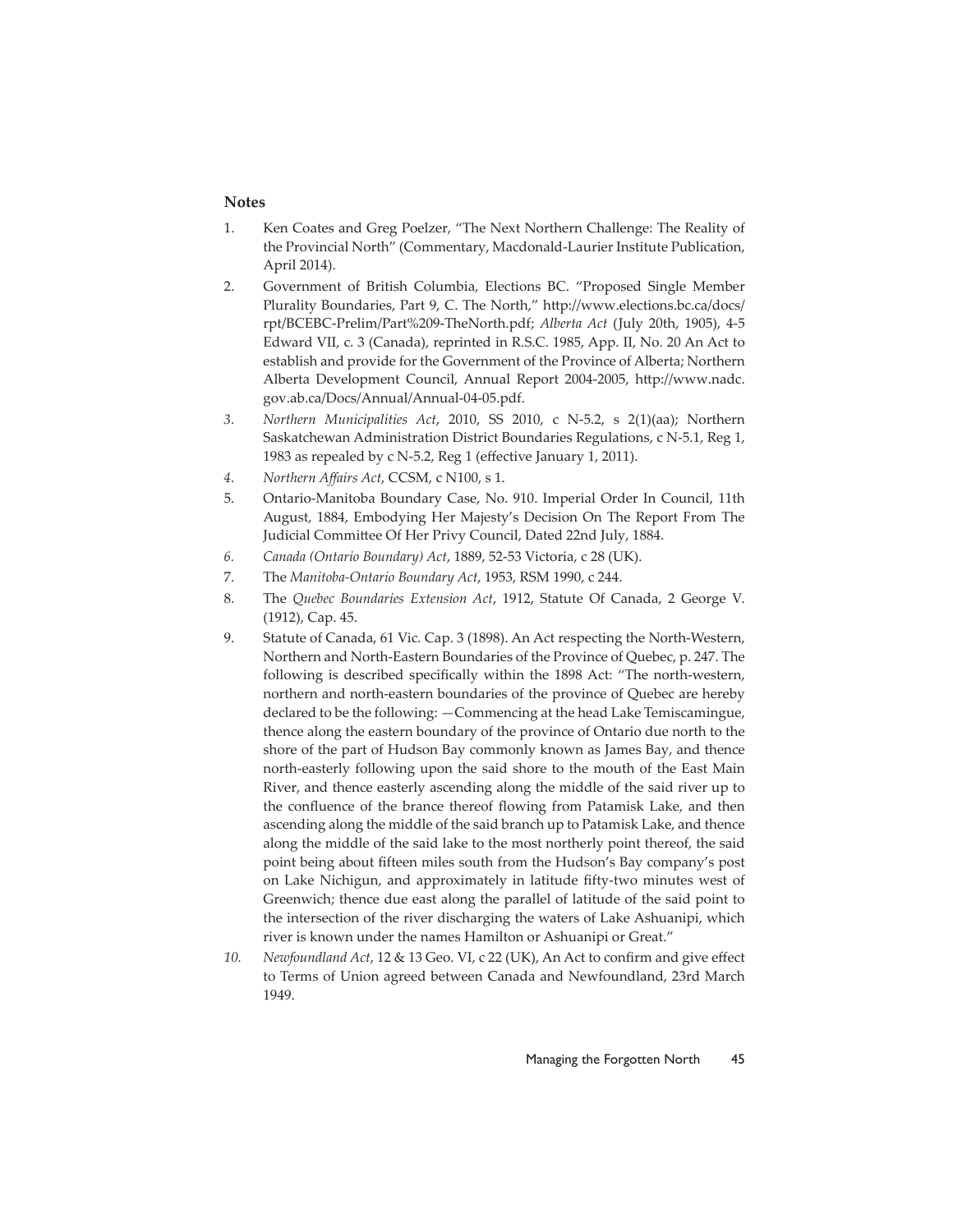**Notes**

1. Ken Coates and Greg Poelzer, "The Next Northern Challenge: The Reality of the Provincial North" (Commentary, Macdonald-Laurier Institute Publication, April 2014).
2. Government of British Columbia, Elections BC. "Proposed Single Member Plurality Boundaries, Part 9, C. The North," http://www.elections.bc.ca/docs/rpt/BCEBC-Prelim/Part%209-TheNorth.pdf; *Alberta Act* (July 20th, 1905), 4-5 Edward VII, c. 3 (Canada), reprinted in R.S.C. 1985, App. II, No. 20 An Act to establish and provide for the Government of the Province of Alberta; Northern Alberta Development Council, Annual Report 2004-2005, http://www.nadc.gov.ab.ca/Docs/Annual/Annual-04-05.pdf.
3. *Northern Municipalities Act*, 2010, SS 2010, c N-5.2, s 2(1)(aa); Northern Saskatchewan Administration District Boundaries Regulations, c N-5.1, Reg 1, 1983 as repealed by c N-5.2, Reg 1 (effective January 1, 2011).
4. *Northern Affairs Act*, CCSM, c N100, s 1.
5. Ontario-Manitoba Boundary Case, No. 910. Imperial Order In Council, 11th August, 1884, Embodying Her Majesty's Decision On The Report From The Judicial Committee Of Her Privy Council, Dated 22nd July, 1884.
6. *Canada (Ontario Boundary) Act*, 1889, 52-53 Victoria, c 28 (UK).
7. The *Manitoba-Ontario Boundary Act*, 1953, RSM 1990, c 244.
8. The *Quebec Boundaries Extension Act*, 1912, Statute Of Canada, 2 George V. (1912), Cap. 45.
9. Statute of Canada, 61 Vic. Cap. 3 (1898). An Act respecting the North-Western, Northern and North-Eastern Boundaries of the Province of Quebec, p. 247. The following is described specifically within the 1898 Act: "The north-western, northern and north-eastern boundaries of the province of Quebec are hereby declared to be the following: —Commencing at the head Lake Temiscamingue, thence along the eastern boundary of the province of Ontario due north to the shore of the part of Hudson Bay commonly known as James Bay, and thence north-easterly following upon the said shore to the mouth of the East Main River, and thence easterly ascending along the middle of the said river up to the confluence of the brance thereof flowing from Patamisk Lake, and then ascending along the middle of the said branch up to Patamisk Lake, and thence along the middle of the said lake to the most northerly point thereof, the said point being about fifteen miles south from the Hudson's Bay company's post on Lake Nichigun, and approximately in latitude fifty-two minutes west of Greenwich; thence due east along the parallel of latitude of the said point to the intersection of the river discharging the waters of Lake Ashuanipi, which river is known under the names Hamilton or Ashuanipi or Great."
10. *Newfoundland Act*, 12 & 13 Geo. VI, c 22 (UK), An Act to confirm and give effect to Terms of Union agreed between Canada and Newfoundland, 23rd March 1949.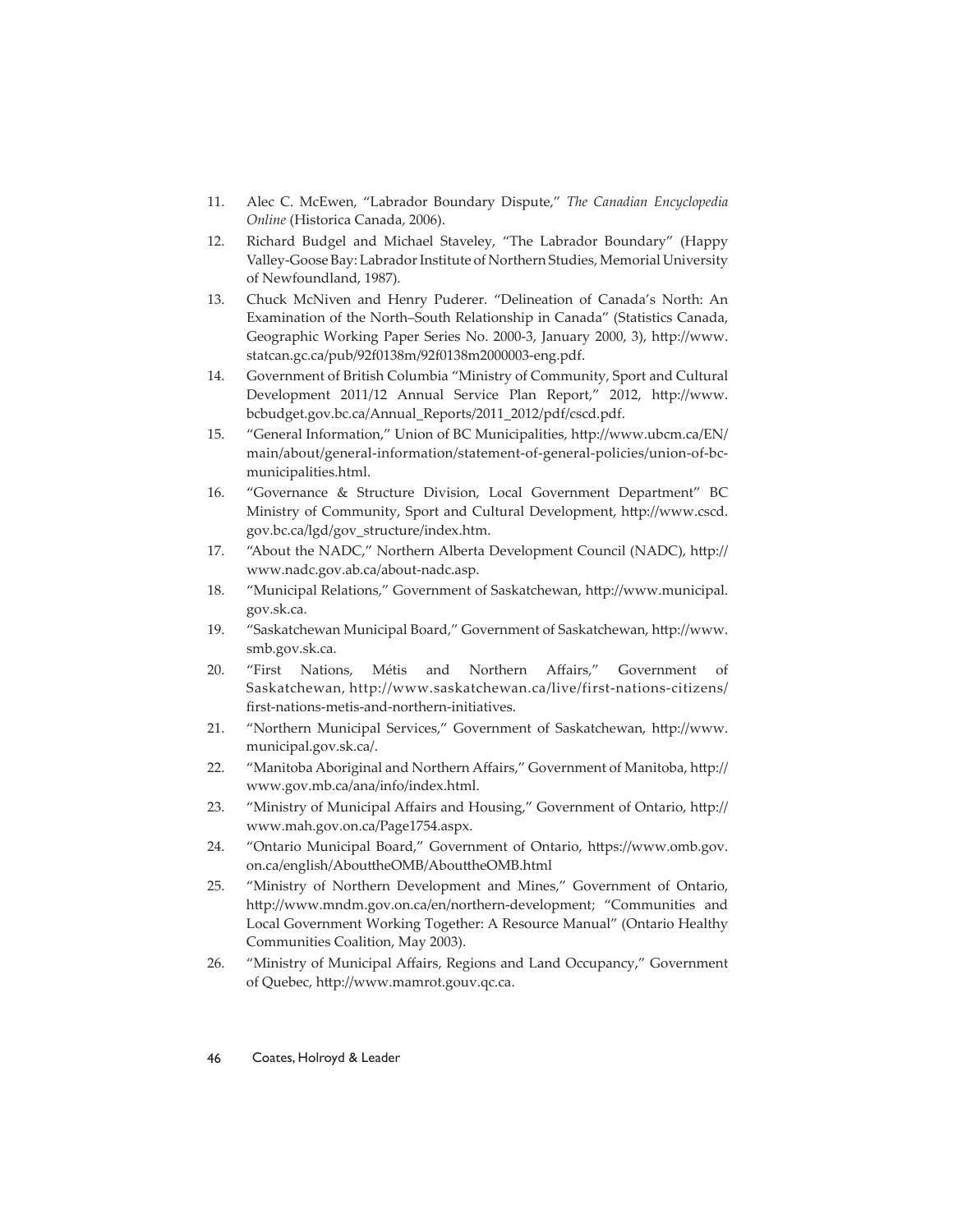11. Alec C. McEwen, "Labrador Boundary Dispute," *The Canadian Encyclopedia Online* (Historica Canada, 2006).
12. Richard Budgel and Michael Staveley, "The Labrador Boundary" (Happy Valley-Goose Bay: Labrador Institute of Northern Studies, Memorial University of Newfoundland, 1987).
13. Chuck McNiven and Henry Puderer. "Delineation of Canada's North: An Examination of the North–South Relationship in Canada" (Statistics Canada, Geographic Working Paper Series No. 2000-3, January 2000, 3), http://www.statcan.gc.ca/pub/92f0138m/92f0138m2000003-eng.pdf.
14. Government of British Columbia "Ministry of Community, Sport and Cultural Development 2011/12 Annual Service Plan Report," 2012, http://www.bcbudget.gov.bc.ca/Annual_Reports/2011_2012/pdf/cscd.pdf.
15. "General Information," Union of BC Municipalities, http://www.ubcm.ca/EN/main/about/general-information/statement-of-general-policies/union-of-bc-municipalities.html.
16. "Governance & Structure Division, Local Government Department" BC Ministry of Community, Sport and Cultural Development, http://www.cscd.gov.bc.ca/lgd/gov_structure/index.htm.
17. "About the NADC," Northern Alberta Development Council (NADC), http://www.nadc.gov.ab.ca/about-nadc.asp.
18. "Municipal Relations," Government of Saskatchewan, http://www.municipal.gov.sk.ca.
19. "Saskatchewan Municipal Board," Government of Saskatchewan, http://www.smb.gov.sk.ca.
20. "First Nations, Métis and Northern Affairs," Government of Saskatchewan, http://www.saskatchewan.ca/live/first-nations-citizens/first-nations-metis-and-northern-initiatives.
21. "Northern Municipal Services," Government of Saskatchewan, http://www.municipal.gov.sk.ca/.
22. "Manitoba Aboriginal and Northern Affairs," Government of Manitoba, http://www.gov.mb.ca/ana/info/index.html.
23. "Ministry of Municipal Affairs and Housing," Government of Ontario, http://www.mah.gov.on.ca/Page1754.aspx.
24. "Ontario Municipal Board," Government of Ontario, https://www.omb.gov.on.ca/english/AbouttheOMB/AbouttheOMB.html
25. "Ministry of Northern Development and Mines," Government of Ontario, http://www.mndm.gov.on.ca/en/northern-development; "Communities and Local Government Working Together: A Resource Manual" (Ontario Healthy Communities Coalition, May 2003).
26. "Ministry of Municipal Affairs, Regions and Land Occupancy," Government of Quebec, http://www.mamrot.gouv.qc.ca.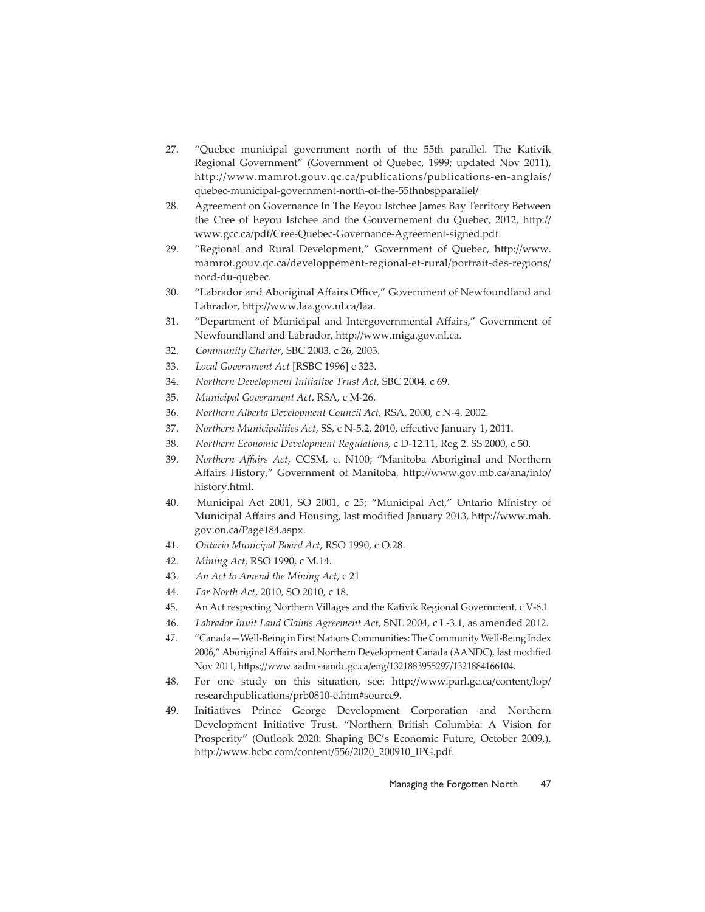27. "Quebec municipal government north of the 55th parallel. The Kativik Regional Government" (Government of Quebec, 1999; updated Nov 2011), http://www.mamrot.gouv.qc.ca/publications/publications-en-anglais/quebec-municipal-government-north-of-the-55thnbspparallel/
28. Agreement on Governance In The Eeyou Istchee James Bay Territory Between the Cree of Eeyou Istchee and the Gouvernement du Quebec, 2012, http://www.gcc.ca/pdf/Cree-Quebec-Governance-Agreement-signed.pdf.
29. "Regional and Rural Development," Government of Quebec, http://www.mamrot.gouv.qc.ca/developpement-regional-et-rural/portrait-des-regions/nord-du-quebec.
30. "Labrador and Aboriginal Affairs Office," Government of Newfoundland and Labrador, http://www.laa.gov.nl.ca/laa.
31. "Department of Municipal and Intergovernmental Affairs," Government of Newfoundland and Labrador, http://www.miga.gov.nl.ca.
32. *Community Charter*, SBC 2003, c 26, 2003.
33. *Local Government Act* [RSBC 1996] c 323.
34. *Northern Development Initiative Trust Act*, SBC 2004, c 69.
35. *Municipal Government Act*, RSA, c M-26.
36. *Northern Alberta Development Council Act,* RSA, 2000, c N-4. 2002.
37. *Northern Municipalities Act*, SS, c N-5.2, 2010, effective January 1, 2011.
38. *Northern Economic Development Regulations*, c D-12.11, Reg 2. SS 2000, c 50.
39. *Northern Affairs Act*, CCSM, c. N100; "Manitoba Aboriginal and Northern Affairs History," Government of Manitoba, http://www.gov.mb.ca/ana/info/history.html.
40. Municipal Act 2001, SO 2001, c 25; "Municipal Act," Ontario Ministry of Municipal Affairs and Housing, last modified January 2013, http://www.mah.gov.on.ca/Page184.aspx.
41. *Ontario Municipal Board Act*, RSO 1990, c O.28.
42. *Mining Act*, RSO 1990, c M.14.
43. *An Act to Amend the Mining Act*, c 21
44. *Far North Act*, 2010, SO 2010, c 18.
45. An Act respecting Northern Villages and the Kativik Regional Government, c V-6.1
46. *Labrador Inuit Land Claims Agreement Act*, SNL 2004, c L-3.1, as amended 2012.
47. "Canada—Well-Being in First Nations Communities: The Community Well-Being Index 2006," Aboriginal Affairs and Northern Development Canada (AANDC), last modified Nov 2011, https://www.aadnc-aandc.gc.ca/eng/1321883955297/1321884166104.
48. For one study on this situation, see: http://www.parl.gc.ca/content/lop/researchpublications/prb0810-e.htm#source9.
49. Initiatives Prince George Development Corporation and Northern Development Initiative Trust. "Northern British Columbia: A Vision for Prosperity" (Outlook 2020: Shaping BC's Economic Future, October 2009,), http://www.bcbc.com/content/556/2020_200910_IPG.pdf.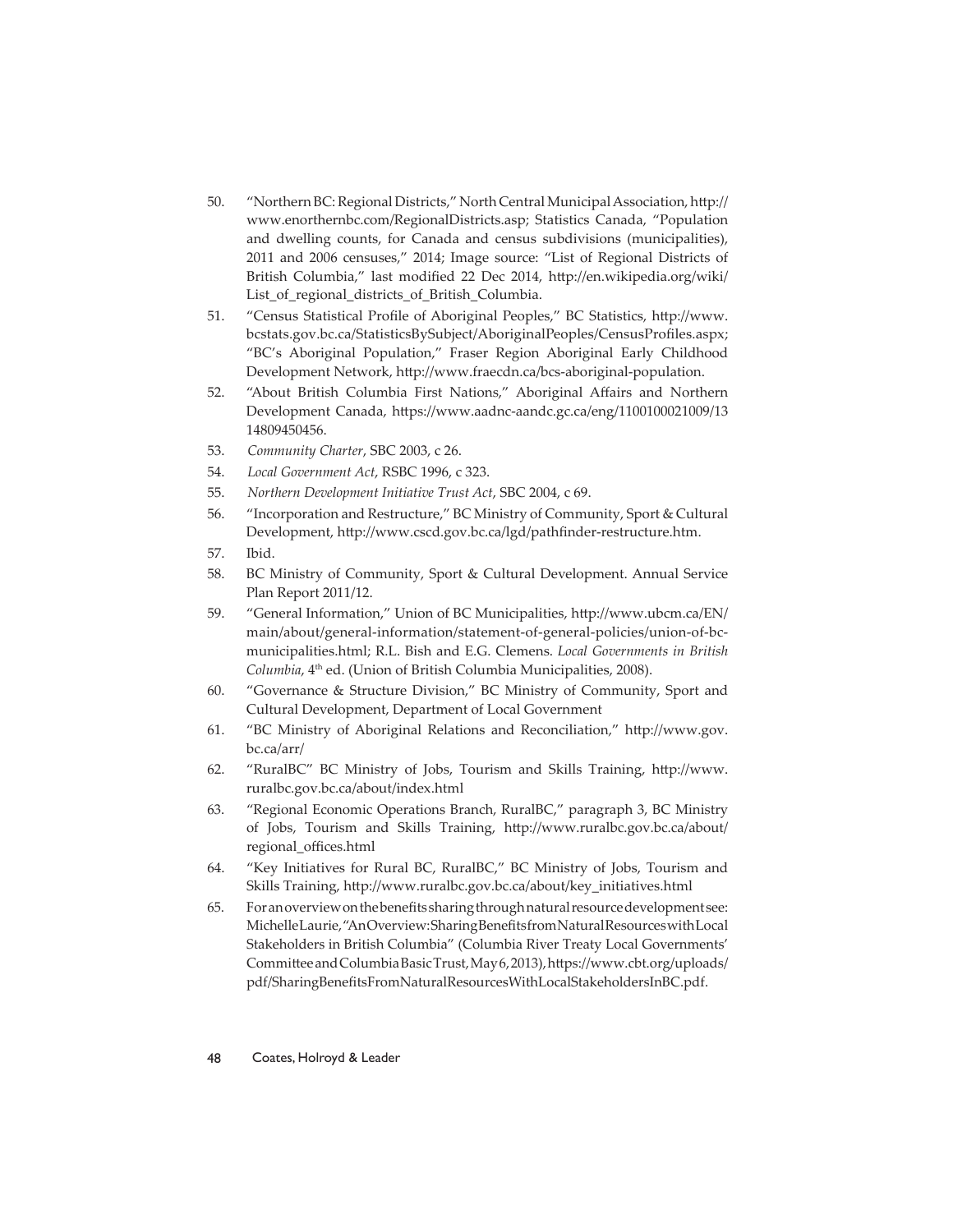50. "Northern BC: Regional Districts," North Central Municipal Association, http://www.enorthernbc.com/RegionalDistricts.asp; Statistics Canada, "Population and dwelling counts, for Canada and census subdivisions (municipalities), 2011 and 2006 censuses," 2014; Image source: "List of Regional Districts of British Columbia," last modified 22 Dec 2014, http://en.wikipedia.org/wiki/List_of_regional_districts_of_British_Columbia.
51. "Census Statistical Profile of Aboriginal Peoples," BC Statistics, http://www.bcstats.gov.bc.ca/StatisticsBySubject/AboriginalPeoples/CensusProfiles.aspx; "BC's Aboriginal Population," Fraser Region Aboriginal Early Childhood Development Network, http://www.fraecdn.ca/bcs-aboriginal-population.
52. "About British Columbia First Nations," Aboriginal Affairs and Northern Development Canada, https://www.aadnc-aandc.gc.ca/eng/1100100021009/1314809450456.
53. *Community Charter*, SBC 2003, c 26.
54. *Local Government Act*, RSBC 1996, c 323.
55. *Northern Development Initiative Trust Act*, SBC 2004, c 69.
56. "Incorporation and Restructure," BC Ministry of Community, Sport & Cultural Development, http://www.cscd.gov.bc.ca/lgd/pathfinder-restructure.htm.
57. Ibid.
58. BC Ministry of Community, Sport & Cultural Development. Annual Service Plan Report 2011/12.
59. "General Information," Union of BC Municipalities, http://www.ubcm.ca/EN/main/about/general-information/statement-of-general-policies/union-of-bc-municipalities.html; R.L. Bish and E.G. Clemens. *Local Governments in British Columbia*, 4th ed. (Union of British Columbia Municipalities, 2008).
60. "Governance & Structure Division," BC Ministry of Community, Sport and Cultural Development, Department of Local Government
61. "BC Ministry of Aboriginal Relations and Reconciliation," http://www.gov.bc.ca/arr/
62. "RuralBC" BC Ministry of Jobs, Tourism and Skills Training, http://www.ruralbc.gov.bc.ca/about/index.html
63. "Regional Economic Operations Branch, RuralBC," paragraph 3, BC Ministry of Jobs, Tourism and Skills Training, http://www.ruralbc.gov.bc.ca/about/regional_offices.html
64. "Key Initiatives for Rural BC, RuralBC," BC Ministry of Jobs, Tourism and Skills Training, http://www.ruralbc.gov.bc.ca/about/key_initiatives.html
65. For an overview on the benefits sharing through natural resource development see: Michelle Laurie, "An Overview: Sharing Benefits from Natural Resources with Local Stakeholders in British Columbia" (Columbia River Treaty Local Governments' Committee and Columbia Basic Trust, May 6, 2013), https://www.cbt.org/uploads/pdf/SharingBenefitsFromNaturalResourcesWithLocalStakeholdersInBC.pdf.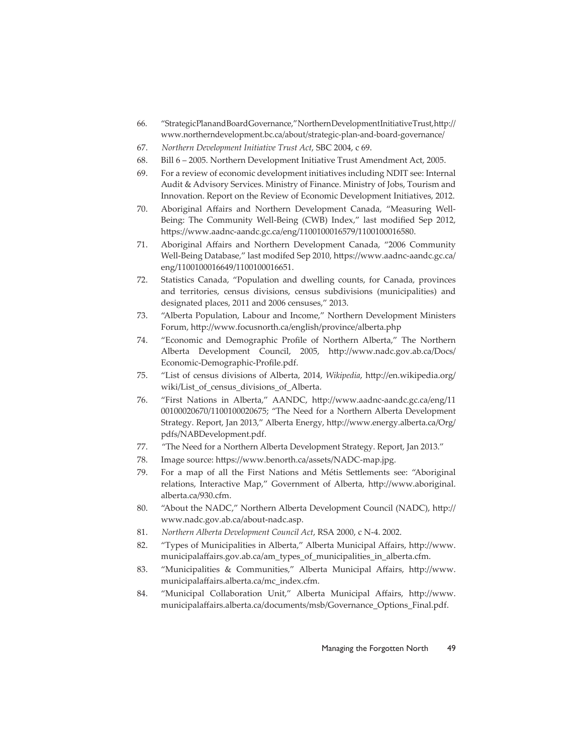66. "StrategicPlanandBoardGovernance,"NorthernDevelopmentInitiativeTrust,http://www.northerndevelopment.bc.ca/about/strategic-plan-and-board-governance/
67. *Northern Development Initiative Trust Act*, SBC 2004, c 69.
68. Bill 6 – 2005. Northern Development Initiative Trust Amendment Act, 2005.
69. For a review of economic development initiatives including NDIT see: Internal Audit & Advisory Services. Ministry of Finance. Ministry of Jobs, Tourism and Innovation. Report on the Review of Economic Development Initiatives, 2012.
70. Aboriginal Affairs and Northern Development Canada, "Measuring Well-Being: The Community Well-Being (CWB) Index," last modified Sep 2012, https://www.aadnc-aandc.gc.ca/eng/1100100016579/1100100016580.
71. Aboriginal Affairs and Northern Development Canada, "2006 Community Well-Being Database," last modifed Sep 2010, https://www.aadnc-aandc.gc.ca/eng/1100100016649/1100100016651.
72. Statistics Canada, "Population and dwelling counts, for Canada, provinces and territories, census divisions, census subdivisions (municipalities) and designated places, 2011 and 2006 censuses," 2013.
73. "Alberta Population, Labour and Income," Northern Development Ministers Forum, http://www.focusnorth.ca/english/province/alberta.php
74. "Economic and Demographic Profile of Northern Alberta," The Northern Alberta Development Council, 2005, http://www.nadc.gov.ab.ca/Docs/Economic-Demographic-Profile.pdf.
75. "List of census divisions of Alberta, 2014, *Wikipedia*, http://en.wikipedia.org/wiki/List_of_census_divisions_of_Alberta.
76. "First Nations in Alberta," AANDC, http://www.aadnc-aandc.gc.ca/eng/1100100020670/1100100020675; "The Need for a Northern Alberta Development Strategy. Report, Jan 2013," Alberta Energy, http://www.energy.alberta.ca/Org/pdfs/NABDevelopment.pdf.
77. "The Need for a Northern Alberta Development Strategy. Report, Jan 2013."
78. Image source: https://www.benorth.ca/assets/NADC-map.jpg.
79. For a map of all the First Nations and Métis Settlements see: "Aboriginal relations, Interactive Map," Government of Alberta, http://www.aboriginal.alberta.ca/930.cfm.
80. "About the NADC," Northern Alberta Development Council (NADC), http://www.nadc.gov.ab.ca/about-nadc.asp.
81. *Northern Alberta Development Council Act*, RSA 2000, c N-4. 2002.
82. "Types of Municipalities in Alberta," Alberta Municipal Affairs, http://www.municipalaffairs.gov.ab.ca/am_types_of_municipalities_in_alberta.cfm.
83. "Municipalities & Communities," Alberta Municipal Affairs, http://www.municipalaffairs.alberta.ca/mc_index.cfm.
84. "Municipal Collaboration Unit," Alberta Municipal Affairs, http://www.municipalaffairs.alberta.ca/documents/msb/Governance_Options_Final.pdf.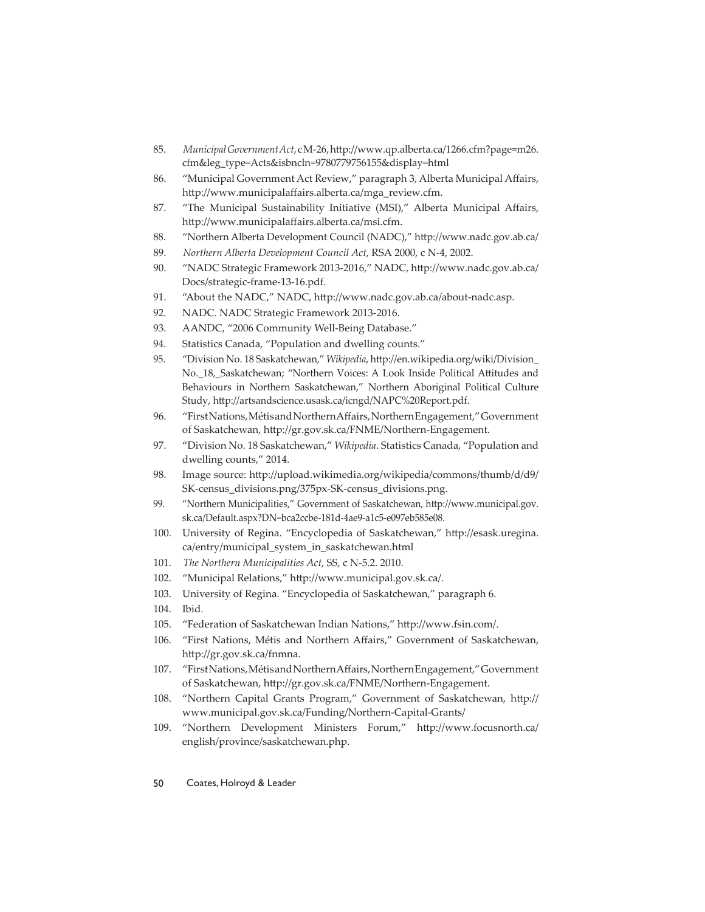85. *Municipal Government Act*, c M-26, http://www.qp.alberta.ca/1266.cfm?page=m26.cfm&leg_type=Acts&isbncln=9780779756155&display=html
86. "Municipal Government Act Review," paragraph 3, Alberta Municipal Affairs, http://www.municipalaffairs.alberta.ca/mga_review.cfm.
87. "The Municipal Sustainability Initiative (MSI)," Alberta Municipal Affairs, http://www.municipalaffairs.alberta.ca/msi.cfm.
88. "Northern Alberta Development Council (NADC)," http://www.nadc.gov.ab.ca/
89. *Northern Alberta Development Council Act*, RSA 2000, c N-4, 2002.
90. "NADC Strategic Framework 2013-2016," NADC, http://www.nadc.gov.ab.ca/Docs/strategic-frame-13-16.pdf.
91. "About the NADC," NADC, http://www.nadc.gov.ab.ca/about-nadc.asp.
92. NADC. NADC Strategic Framework 2013-2016.
93. AANDC, "2006 Community Well-Being Database."
94. Statistics Canada, "Population and dwelling counts."
95. "Division No. 18 Saskatchewan," *Wikipedia*, http://en.wikipedia.org/wiki/Division_No._18,_Saskatchewan; "Northern Voices: A Look Inside Political Attitudes and Behaviours in Northern Saskatchewan," Northern Aboriginal Political Culture Study, http://artsandscience.usask.ca/icngd/NAPC%20Report.pdf.
96. "First Nations, Métis and Northern Affairs, Northern Engagement," Government of Saskatchewan, http://gr.gov.sk.ca/FNME/Northern-Engagement.
97. "Division No. 18 Saskatchewan," *Wikipedia*. Statistics Canada, "Population and dwelling counts," 2014.
98. Image source: http://upload.wikimedia.org/wikipedia/commons/thumb/d/d9/SK-census_divisions.png/375px-SK-census_divisions.png.
99. "Northern Municipalities," Government of Saskatchewan, http://www.municipal.gov.sk.ca/Default.aspx?DN=bca2ccbe-181d-4ae9-a1c5-e097eb585e08.
100. University of Regina. "Encyclopedia of Saskatchewan," http://esask.uregina.ca/entry/municipal_system_in_saskatchewan.html
101. *The Northern Municipalities Act*, SS, c N-5.2. 2010.
102. "Municipal Relations," http://www.municipal.gov.sk.ca/.
103. University of Regina. "Encyclopedia of Saskatchewan," paragraph 6.
104. Ibid.
105. "Federation of Saskatchewan Indian Nations," http://www.fsin.com/.
106. "First Nations, Métis and Northern Affairs," Government of Saskatchewan, http://gr.gov.sk.ca/fnmna.
107. "First Nations, Métis and Northern Affairs, Northern Engagement," Government of Saskatchewan, http://gr.gov.sk.ca/FNME/Northern-Engagement.
108. "Northern Capital Grants Program," Government of Saskatchewan, http://www.municipal.gov.sk.ca/Funding/Northern-Capital-Grants/
109. "Northern Development Ministers Forum," http://www.focusnorth.ca/english/province/saskatchewan.php.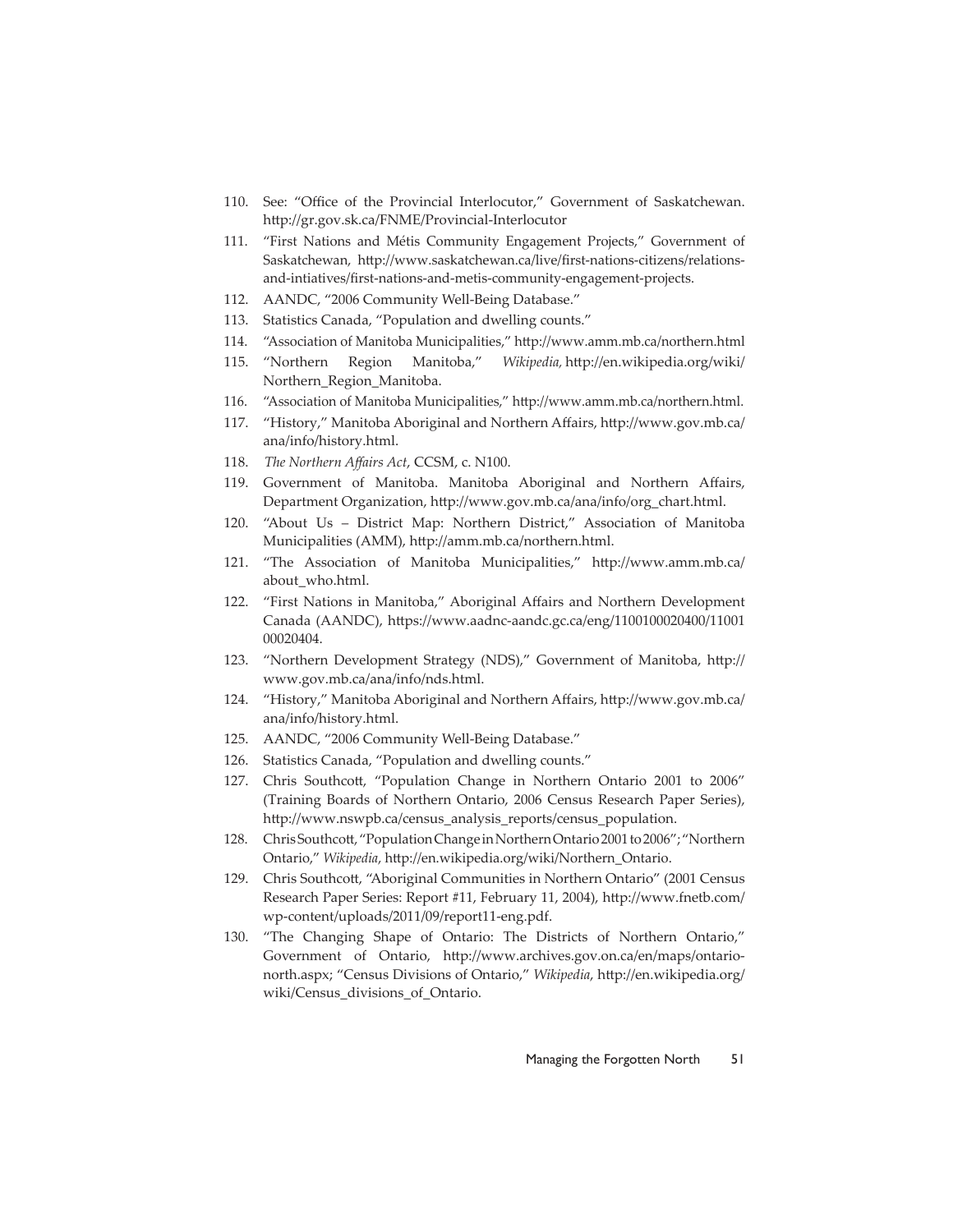110. See: "Office of the Provincial Interlocutor," Government of Saskatchewan. http://gr.gov.sk.ca/FNME/Provincial-Interlocutor
111. "First Nations and Métis Community Engagement Projects," Government of Saskatchewan, http://www.saskatchewan.ca/live/first-nations-citizens/relations-and-intiatives/first-nations-and-metis-community-engagement-projects.
112. AANDC, "2006 Community Well-Being Database."
113. Statistics Canada, "Population and dwelling counts."
114. "Association of Manitoba Municipalities," http://www.amm.mb.ca/northern.html
115. "Northern Region Manitoba," *Wikipedia*, http://en.wikipedia.org/wiki/Northern_Region_Manitoba.
116. "Association of Manitoba Municipalities," http://www.amm.mb.ca/northern.html.
117. "History," Manitoba Aboriginal and Northern Affairs, http://www.gov.mb.ca/ana/info/history.html.
118. *The Northern Affairs Act*, CCSM, c. N100.
119. Government of Manitoba. Manitoba Aboriginal and Northern Affairs, Department Organization, http://www.gov.mb.ca/ana/info/org_chart.html.
120. "About Us – District Map: Northern District," Association of Manitoba Municipalities (AMM), http://amm.mb.ca/northern.html.
121. "The Association of Manitoba Municipalities," http://www.amm.mb.ca/about_who.html.
122. "First Nations in Manitoba," Aboriginal Affairs and Northern Development Canada (AANDC), https://www.aadnc-aandc.gc.ca/eng/1100100020400/1100100020404.
123. "Northern Development Strategy (NDS)," Government of Manitoba, http://www.gov.mb.ca/ana/info/nds.html.
124. "History," Manitoba Aboriginal and Northern Affairs, http://www.gov.mb.ca/ana/info/history.html.
125. AANDC, "2006 Community Well-Being Database."
126. Statistics Canada, "Population and dwelling counts."
127. Chris Southcott, "Population Change in Northern Ontario 2001 to 2006" (Training Boards of Northern Ontario, 2006 Census Research Paper Series), http://www.nswpb.ca/census_analysis_reports/census_population.
128. Chris Southcott, "Population Change in Northern Ontario 2001 to 2006"; "Northern Ontario," *Wikipedia*, http://en.wikipedia.org/wiki/Northern_Ontario.
129. Chris Southcott, "Aboriginal Communities in Northern Ontario" (2001 Census Research Paper Series: Report #11, February 11, 2004), http://www.fnetb.com/wp-content/uploads/2011/09/report11-eng.pdf.
130. "The Changing Shape of Ontario: The Districts of Northern Ontario," Government of Ontario, http://www.archives.gov.on.ca/en/maps/ontario-north.aspx; "Census Divisions of Ontario," *Wikipedia*, http://en.wikipedia.org/wiki/Census_divisions_of_Ontario.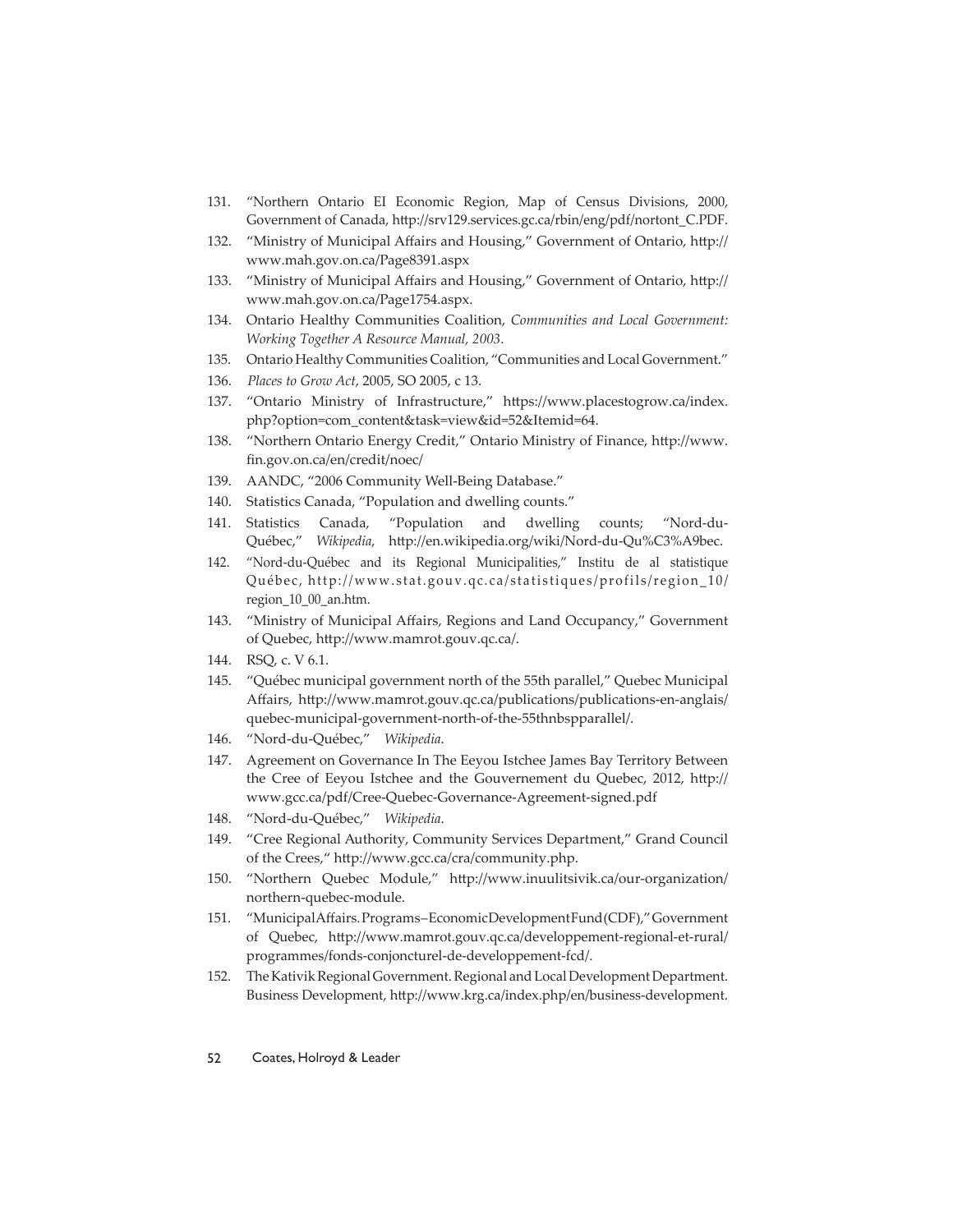131. "Northern Ontario EI Economic Region, Map of Census Divisions, 2000, Government of Canada, http://srv129.services.gc.ca/rbin/eng/pdf/nortont_C.PDF.
132. "Ministry of Municipal Affairs and Housing," Government of Ontario, http://www.mah.gov.on.ca/Page8391.aspx
133. "Ministry of Municipal Affairs and Housing," Government of Ontario, http://www.mah.gov.on.ca/Page1754.aspx.
134. Ontario Healthy Communities Coalition, *Communities and Local Government: Working Together A Resource Manual, 2003*.
135. Ontario Healthy Communities Coalition, "Communities and Local Government."
136. *Places to Grow Act*, 2005, SO 2005, c 13.
137. "Ontario Ministry of Infrastructure," https://www.placestogrow.ca/index.php?option=com_content&task=view&id=52&Itemid=64.
138. "Northern Ontario Energy Credit," Ontario Ministry of Finance, http://www.fin.gov.on.ca/en/credit/noec/
139. AANDC, "2006 Community Well-Being Database."
140. Statistics Canada, "Population and dwelling counts."
141. Statistics Canada, "Population and dwelling counts; "Nord-du-Québec," *Wikipedia*, http://en.wikipedia.org/wiki/Nord-du-Qu%C3%A9bec.
142. "Nord-du-Québec and its Regional Municipalities," Institu de al statistique Québec, http://www.stat.gouv.qc.ca/statistiques/profils/region_10/region_10_00_an.htm.
143. "Ministry of Municipal Affairs, Regions and Land Occupancy," Government of Quebec, http://www.mamrot.gouv.qc.ca/.
144. RSQ, c. V 6.1.
145. "Québec municipal government north of the 55th parallel," Quebec Municipal Affairs, http://www.mamrot.gouv.qc.ca/publications/publications-en-anglais/quebec-municipal-government-north-of-the-55thnbspparallel/.
146. "Nord-du-Québec," *Wikipedia*.
147. Agreement on Governance In The Eeyou Istchee James Bay Territory Between the Cree of Eeyou Istchee and the Gouvernement du Quebec, 2012, http://www.gcc.ca/pdf/Cree-Quebec-Governance-Agreement-signed.pdf
148. "Nord-du-Québec," *Wikipedia*.
149. "Cree Regional Authority, Community Services Department," Grand Council of the Crees," http://www.gcc.ca/cra/community.php.
150. "Northern Quebec Module," http://www.inuulitsivik.ca/our-organization/northern-quebec-module.
151. "Municipal Affairs. Programs–Economic Development Fund (CDF)," Government of Quebec, http://www.mamrot.gouv.qc.ca/developpement-regional-et-rural/programmes/fonds-conjoncturel-de-developpement-fcd/.
152. The Kativik Regional Government. Regional and Local Development Department. Business Development, http://www.krg.ca/index.php/en/business-development.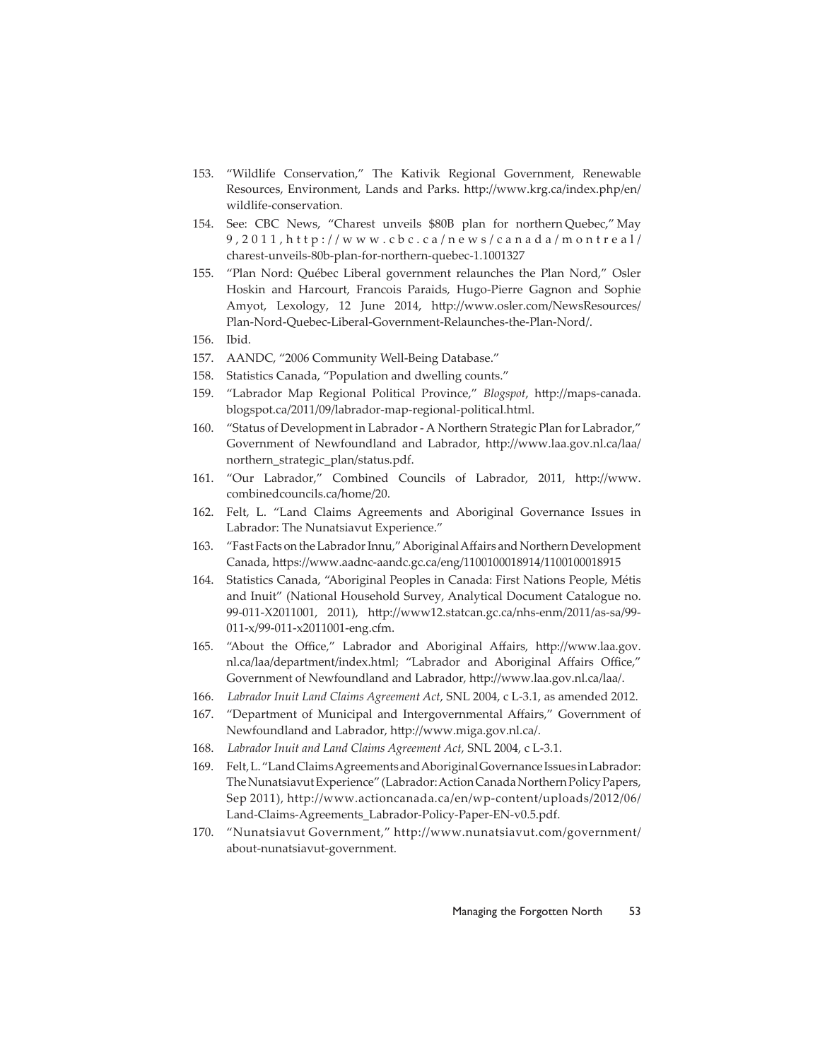153. "Wildlife Conservation," The Kativik Regional Government, Renewable Resources, Environment, Lands and Parks. http://www.krg.ca/index.php/en/wildlife-conservation.
154. See: CBC News, "Charest unveils $80B plan for northern Quebec," May 9, 2011, http://www.cbc.ca/news/canada/montreal/charest-unveils-80b-plan-for-northern-quebec-1.1001327
155. "Plan Nord: Québec Liberal government relaunches the Plan Nord," Osler Hoskin and Harcourt, Francois Paraids, Hugo-Pierre Gagnon and Sophie Amyot, Lexology, 12 June 2014, http://www.osler.com/NewsResources/Plan-Nord-Quebec-Liberal-Government-Relaunches-the-Plan-Nord/.
156. Ibid.
157. AANDC, "2006 Community Well-Being Database."
158. Statistics Canada, "Population and dwelling counts."
159. "Labrador Map Regional Political Province," *Blogspot*, http://maps-canada.blogspot.ca/2011/09/labrador-map-regional-political.html.
160. "Status of Development in Labrador - A Northern Strategic Plan for Labrador," Government of Newfoundland and Labrador, http://www.laa.gov.nl.ca/laa/northern_strategic_plan/status.pdf.
161. "Our Labrador," Combined Councils of Labrador, 2011, http://www.combinedcouncils.ca/home/20.
162. Felt, L. "Land Claims Agreements and Aboriginal Governance Issues in Labrador: The Nunatsiavut Experience."
163. "Fast Facts on the Labrador Innu," Aboriginal Affairs and Northern Development Canada, https://www.aadnc-aandc.gc.ca/eng/1100100018914/1100100018915
164. Statistics Canada, "Aboriginal Peoples in Canada: First Nations People, Métis and Inuit" (National Household Survey, Analytical Document Catalogue no. 99-011-X2011001, 2011), http://www12.statcan.gc.ca/nhs-enm/2011/as-sa/99-011-x/99-011-x2011001-eng.cfm.
165. "About the Office," Labrador and Aboriginal Affairs, http://www.laa.gov.nl.ca/laa/department/index.html; "Labrador and Aboriginal Affairs Office," Government of Newfoundland and Labrador, http://www.laa.gov.nl.ca/laa/.
166. *Labrador Inuit Land Claims Agreement Act*, SNL 2004, c L-3.1, as amended 2012.
167. "Department of Municipal and Intergovernmental Affairs," Government of Newfoundland and Labrador, http://www.miga.gov.nl.ca/.
168. *Labrador Inuit and Land Claims Agreement Act*, SNL 2004, c L-3.1.
169. Felt, L. "Land Claims Agreements and Aboriginal Governance Issues in Labrador: The Nunatsiavut Experience" (Labrador: Action Canada Northern Policy Papers, Sep 2011), http://www.actioncanada.ca/en/wp-content/uploads/2012/06/Land-Claims-Agreements_Labrador-Policy-Paper-EN-v0.5.pdf.
170. "Nunatsiavut Government," http://www.nunatsiavut.com/government/about-nunatsiavut-government.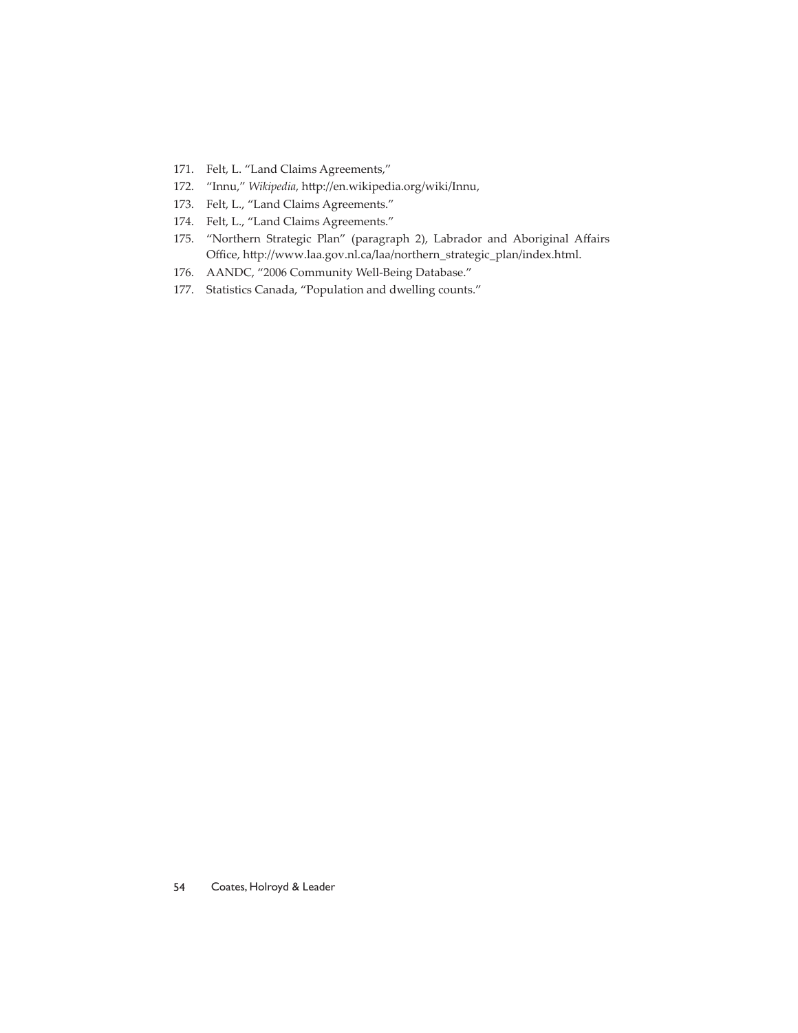171. Felt, L. "Land Claims Agreements,"
172. "Innu," *Wikipedia*, http://en.wikipedia.org/wiki/Innu,
173. Felt, L., "Land Claims Agreements."
174. Felt, L., "Land Claims Agreements."
175. "Northern Strategic Plan" (paragraph 2), Labrador and Aboriginal Affairs Office, http://www.laa.gov.nl.ca/laa/northern_strategic_plan/index.html.
176. AANDC, "2006 Community Well-Being Database."
177. Statistics Canada, "Population and dwelling counts."